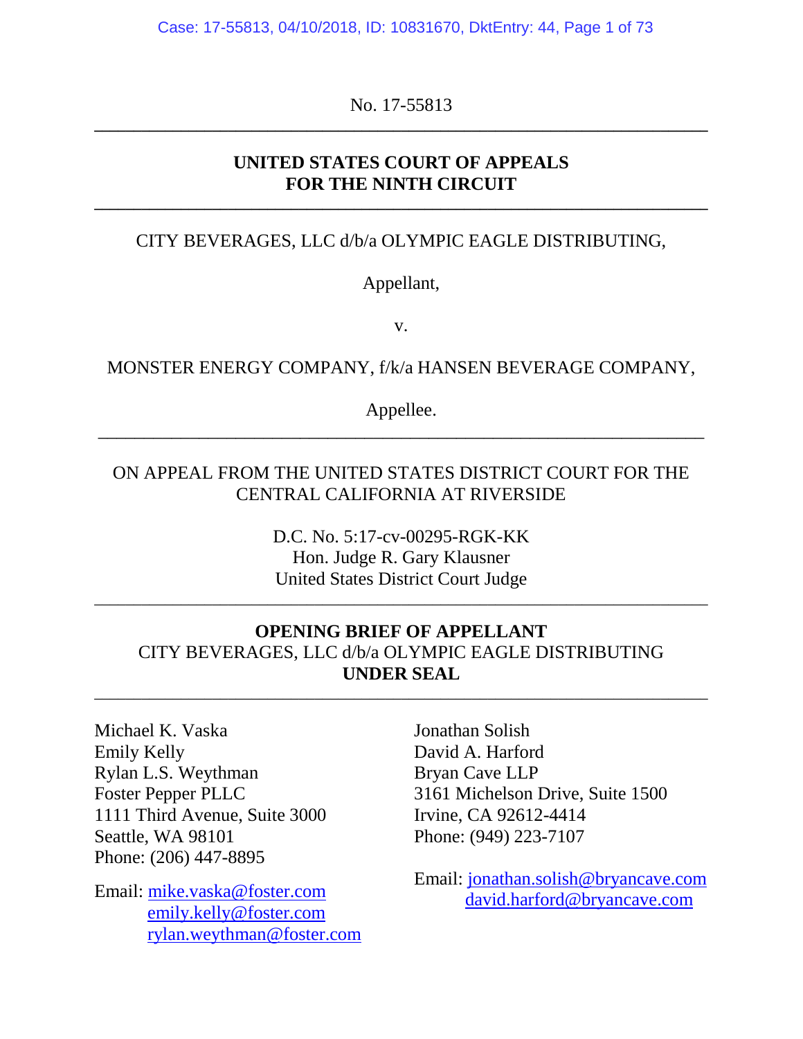No. 17-55813

---

**UNITED STATES COURT OF APPEALS**
**FOR THE NINTH CIRCUIT**

---

CITY BEVERAGES, LLC d/b/a OLYMPIC EAGLE DISTRIBUTING,

Appellant,

v.

MONSTER ENERGY COMPANY, f/k/a HANSEN BEVERAGE COMPANY,

Appellee.

---

ON APPEAL FROM THE UNITED STATES DISTRICT COURT FOR THE CENTRAL CALIFORNIA AT RIVERSIDE

D.C. No. 5:17-cv-00295-RGK-KK
Hon. Judge R. Gary Klausner
United States District Court Judge

---

**OPENING BRIEF OF APPELLANT**
CITY BEVERAGES, LLC d/b/a OLYMPIC EAGLE DISTRIBUTING
**UNDER SEAL**

---

Michael K. Vaska
Emily Kelly
Rylan L.S. Weythman
Foster Pepper PLLC
1111 Third Avenue, Suite 3000
Seattle, WA 98101
Phone: (206) 447-8895

Email: mike.vaska@foster.com
emily.kelly@foster.com
rylan.weythman@foster.com

Jonathan Solish
David A. Harford
Bryan Cave LLP
3161 Michelson Drive, Suite 1500
Irvine, CA 92612-4414
Phone: (949) 223-7107

Email: jonathan.solish@bryancave.com
david.harford@bryancave.com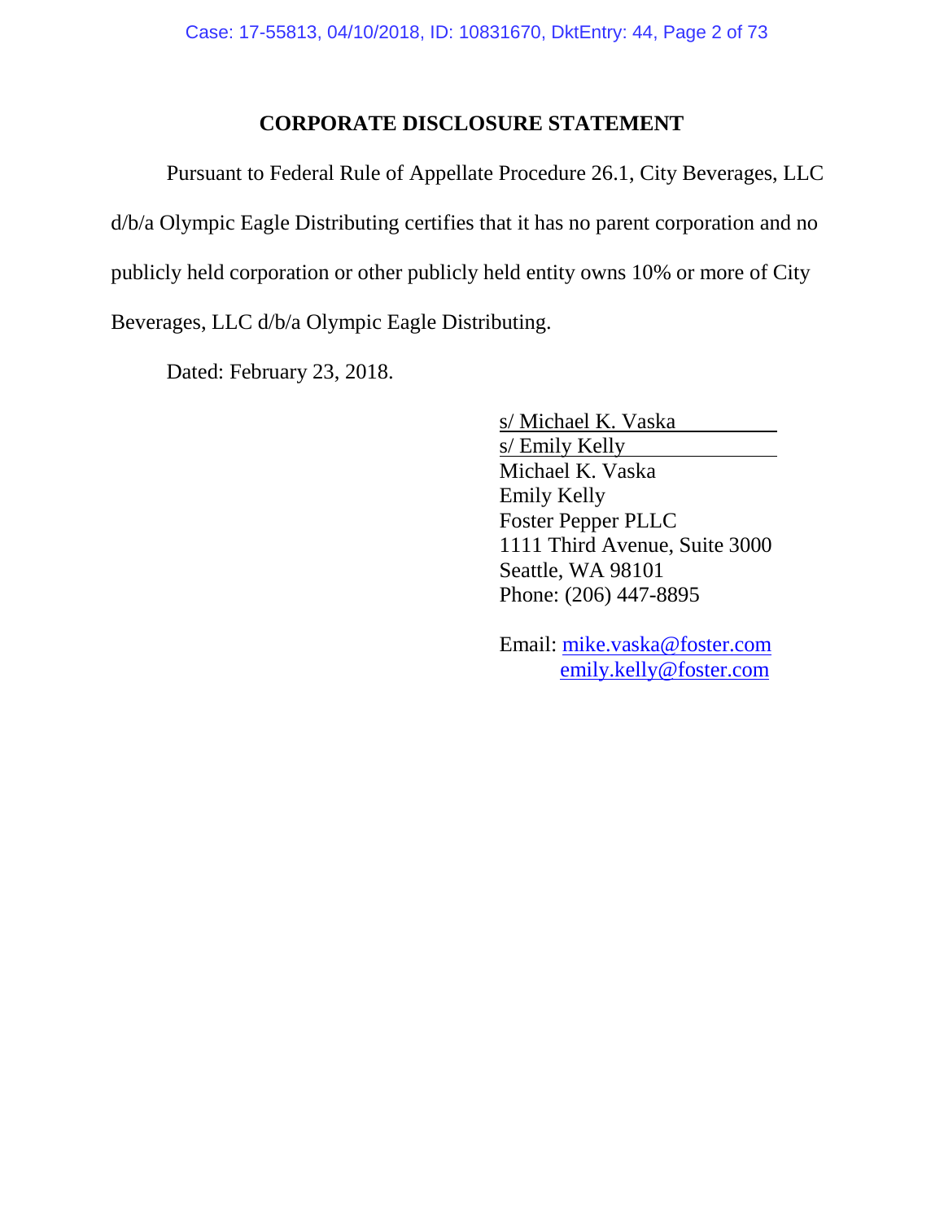## CORPORATE DISCLOSURE STATEMENT

Pursuant to Federal Rule of Appellate Procedure 26.1, City Beverages, LLC d/b/a Olympic Eagle Distributing certifies that it has no parent corporation and no publicly held corporation or other publicly held entity owns 10% or more of City Beverages, LLC d/b/a Olympic Eagle Distributing.

Dated: February 23, 2018.

s/ Michael K. Vaska
s/ Emily Kelly
Michael K. Vaska
Emily Kelly
Foster Pepper PLLC
1111 Third Avenue, Suite 3000
Seattle, WA 98101
Phone: (206) 447-8895

Email: mike.vaska@foster.com
emily.kelly@foster.com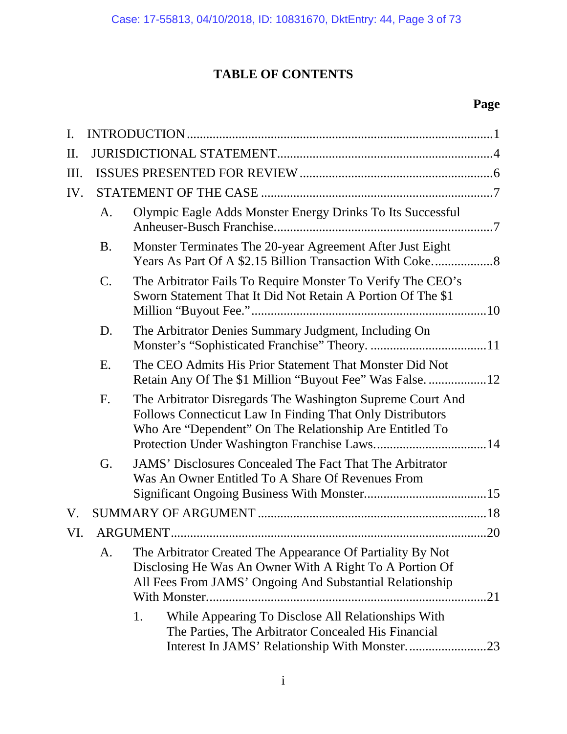# TABLE OF CONTENTS

**Page**

I. INTRODUCTION .............................................................................................1

II. JURISDICTIONAL STATEMENT..................................................................4

III. ISSUES PRESENTED FOR REVIEW ...........................................................6

IV. STATEMENT OF THE CASE ......................................................................7

- A. Olympic Eagle Adds Monster Energy Drinks To Its Successful Anheuser-Busch Franchise..................................................................7
- B. Monster Terminates The 20-year Agreement After Just Eight Years As Part Of A $2.15 Billion Transaction With Coke..................8
- C. The Arbitrator Fails To Require Monster To Verify The CEO's Sworn Statement That It Did Not Retain A Portion Of The $1 Million "Buyout Fee."........................................................................10
- D. The Arbitrator Denies Summary Judgment, Including On Monster's "Sophisticated Franchise" Theory. ...................................11
- E. The CEO Admits His Prior Statement That Monster Did Not Retain Any Of The $1 Million "Buyout Fee" Was False. ..................12
- F. The Arbitrator Disregards The Washington Supreme Court And Follows Connecticut Law In Finding That Only Distributors Who Are "Dependent" On The Relationship Are Entitled To Protection Under Washington Franchise Laws..................................14
- G. JAMS' Disclosures Concealed The Fact That The Arbitrator Was An Owner Entitled To A Share Of Revenues From Significant Ongoing Business With Monster.....................................15

V. SUMMARY OF ARGUMENT ......................................................................18

VI. ARGUMENT................................................................................................20

- A. The Arbitrator Created The Appearance Of Partiality By Not Disclosing He Was An Owner With A Right To A Portion Of All Fees From JAMS' Ongoing And Substantial Relationship With Monster....................................................................................21
  - 1. While Appearing To Disclose All Relationships With The Parties, The Arbitrator Concealed His Financial Interest In JAMS' Relationship With Monster. .......................23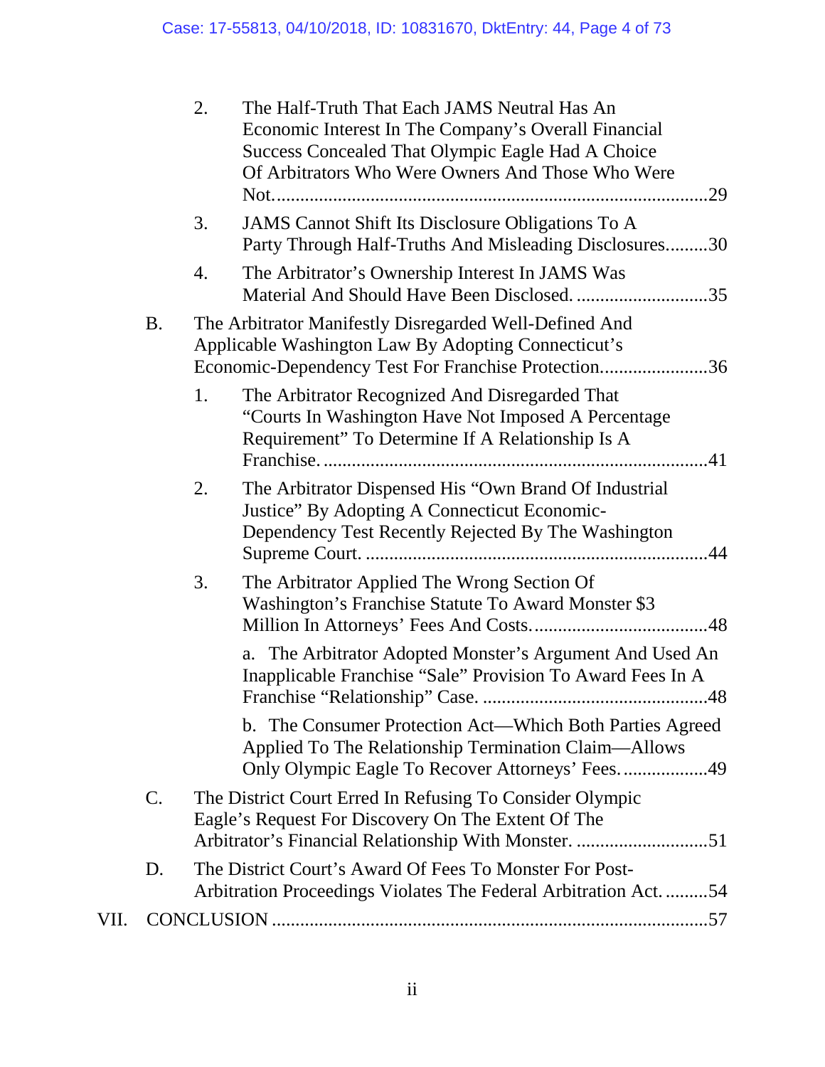2. The Half-Truth That Each JAMS Neutral Has An Economic Interest In The Company's Overall Financial Success Concealed That Olympic Eagle Had A Choice Of Arbitrators Who Were Owners And Those Who Were Not. ....29

3. JAMS Cannot Shift Its Disclosure Obligations To A Party Through Half-Truths And Misleading Disclosures....30

4. The Arbitrator's Ownership Interest In JAMS Was Material And Should Have Been Disclosed. ....35

B. The Arbitrator Manifestly Disregarded Well-Defined And Applicable Washington Law By Adopting Connecticut's Economic-Dependency Test For Franchise Protection....36

1. The Arbitrator Recognized And Disregarded That "Courts In Washington Have Not Imposed A Percentage Requirement" To Determine If A Relationship Is A Franchise. ....41

2. The Arbitrator Dispensed His "Own Brand Of Industrial Justice" By Adopting A Connecticut Economic-Dependency Test Recently Rejected By The Washington Supreme Court. ....44

3. The Arbitrator Applied The Wrong Section Of Washington's Franchise Statute To Award Monster $3 Million In Attorneys' Fees And Costs....48

a. The Arbitrator Adopted Monster's Argument And Used An Inapplicable Franchise "Sale" Provision To Award Fees In A Franchise "Relationship" Case. ....48

b. The Consumer Protection Act—Which Both Parties Agreed Applied To The Relationship Termination Claim—Allows Only Olympic Eagle To Recover Attorneys' Fees. ....49

C. The District Court Erred In Refusing To Consider Olympic Eagle's Request For Discovery On The Extent Of The Arbitrator's Financial Relationship With Monster. ....51

D. The District Court's Award Of Fees To Monster For Post-Arbitration Proceedings Violates The Federal Arbitration Act. ....54

VII. CONCLUSION ....57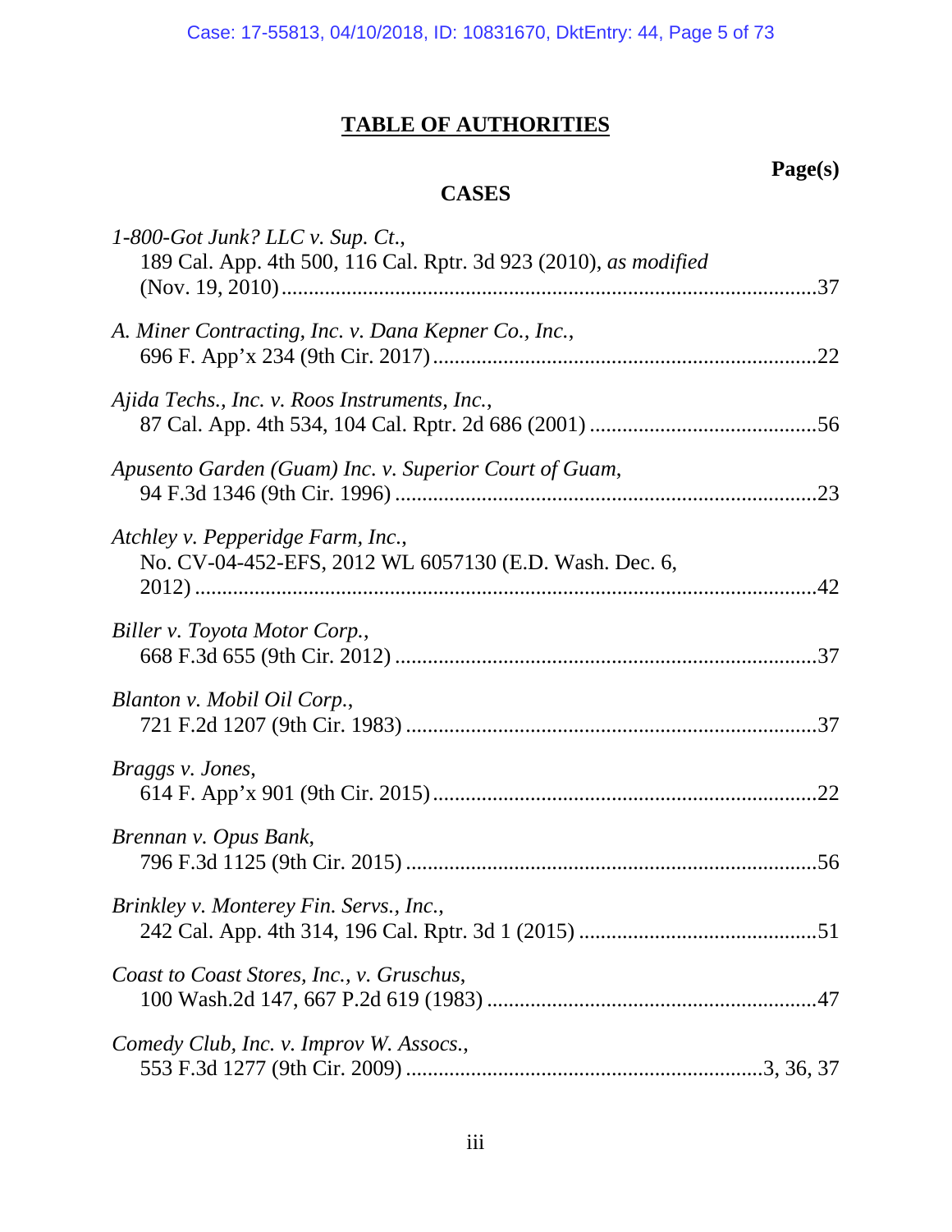# TABLE OF AUTHORITIES

**Page(s)**

## CASES

*1-800-Got Junk? LLC v. Sup. Ct.*,
189 Cal. App. 4th 500, 116 Cal. Rptr. 3d 923 (2010), *as modified* (Nov. 19, 2010) ........................................ 37

*A. Miner Contracting, Inc. v. Dana Kepner Co., Inc.*,
696 F. App'x 234 (9th Cir. 2017) ........................................ 22

*Ajida Techs., Inc. v. Roos Instruments, Inc.*,
87 Cal. App. 4th 534, 104 Cal. Rptr. 2d 686 (2001) ........................................ 56

*Apusento Garden (Guam) Inc. v. Superior Court of Guam*,
94 F.3d 1346 (9th Cir. 1996) ........................................ 23

*Atchley v. Pepperidge Farm, Inc.*,
No. CV-04-452-EFS, 2012 WL 6057130 (E.D. Wash. Dec. 6, 2012) ........................................ 42

*Biller v. Toyota Motor Corp.*,
668 F.3d 655 (9th Cir. 2012) ........................................ 37

*Blanton v. Mobil Oil Corp.*,
721 F.2d 1207 (9th Cir. 1983) ........................................ 37

*Braggs v. Jones*,
614 F. App'x 901 (9th Cir. 2015) ........................................ 22

*Brennan v. Opus Bank*,
796 F.3d 1125 (9th Cir. 2015) ........................................ 56

*Brinkley v. Monterey Fin. Servs., Inc.*,
242 Cal. App. 4th 314, 196 Cal. Rptr. 3d 1 (2015) ........................................ 51

*Coast to Coast Stores, Inc., v. Gruschus*,
100 Wash.2d 147, 667 P.2d 619 (1983) ........................................ 47

*Comedy Club, Inc. v. Improv W. Assocs.*,
553 F.3d 1277 (9th Cir. 2009) ........................................ 3, 36, 37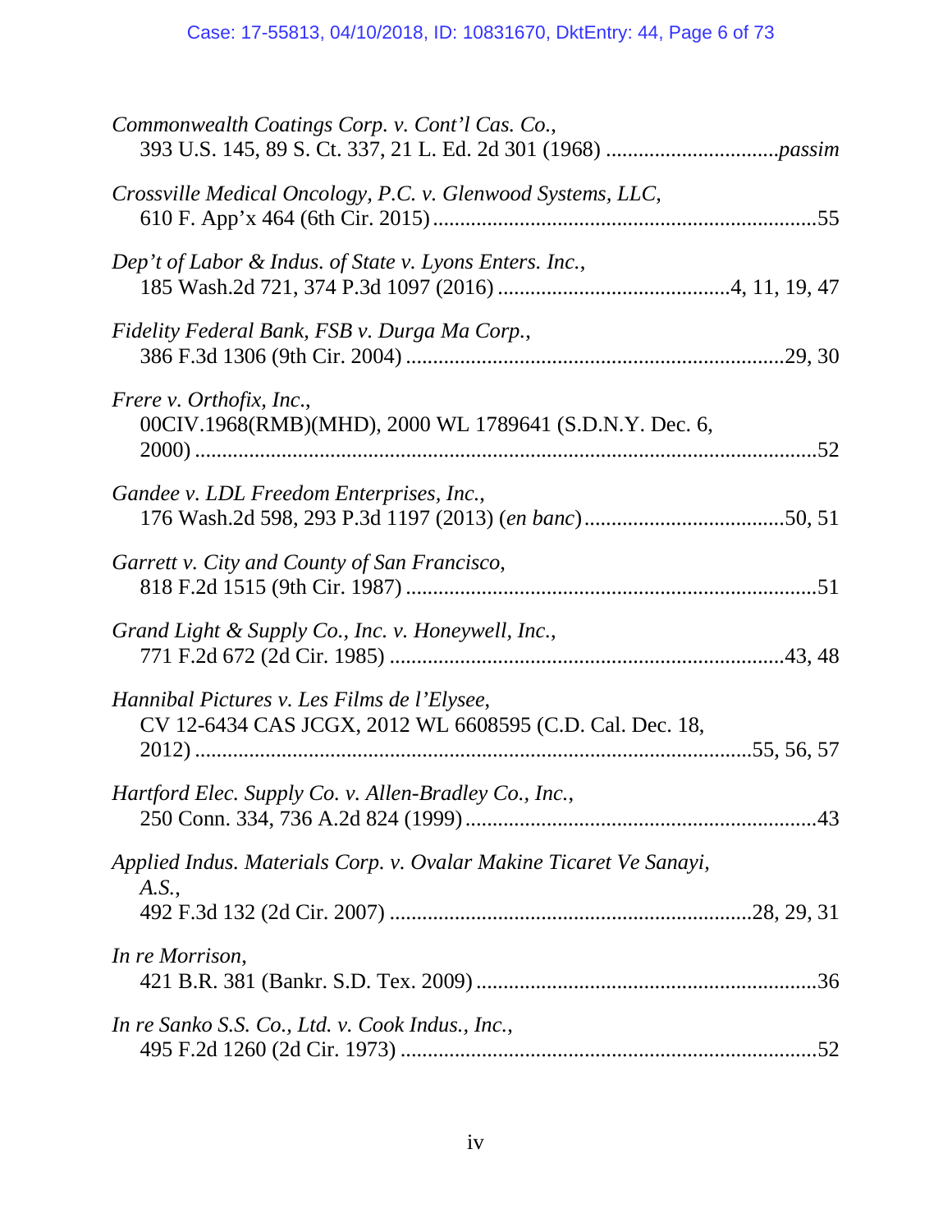*Commonwealth Coatings Corp. v. Cont'l Cas. Co.*,
393 U.S. 145, 89 S. Ct. 337, 21 L. Ed. 2d 301 (1968) ...............................*passim*

*Crossville Medical Oncology, P.C. v. Glenwood Systems, LLC*,
610 F. App'x 464 (6th Cir. 2015) ......................................................................55

*Dep't of Labor & Indus. of State v. Lyons Enters. Inc.*,
185 Wash.2d 721, 374 P.3d 1097 (2016) ..........................................4, 11, 19, 47

*Fidelity Federal Bank, FSB v. Durga Ma Corp.*,
386 F.3d 1306 (9th Cir. 2004) .....................................................................29, 30

*Frere v. Orthofix, Inc.*,
00CIV.1968(RMB)(MHD), 2000 WL 1789641 (S.D.N.Y. Dec. 6, 2000) ..................................................................................................................52

*Gandee v. LDL Freedom Enterprises, Inc.*,
176 Wash.2d 598, 293 P.3d 1197 (2013) (*en banc*)....................................50, 51

*Garrett v. City and County of San Francisco*,
818 F.2d 1515 (9th Cir. 1987) ...........................................................................51

*Grand Light & Supply Co., Inc. v. Honeywell, Inc.*,
771 F.2d 672 (2d Cir. 1985) .........................................................................43, 48

*Hannibal Pictures v. Les Films de l'Elysee*,
CV 12-6434 CAS JCGX, 2012 WL 6608595 (C.D. Cal. Dec. 18, 2012) ........................................................................................................55, 56, 57

*Hartford Elec. Supply Co. v. Allen-Bradley Co., Inc.*,
250 Conn. 334, 736 A.2d 824 (1999) .................................................................43

*Applied Indus. Materials Corp. v. Ovalar Makine Ticaret Ve Sanayi, A.S.*,
492 F.3d 132 (2d Cir. 2007) ..................................................................28, 29, 31

*In re Morrison*,
421 B.R. 381 (Bankr. S.D. Tex. 2009) ...............................................................36

*In re Sanko S.S. Co., Ltd. v. Cook Indus., Inc.*,
495 F.2d 1260 (2d Cir. 1973) .............................................................................52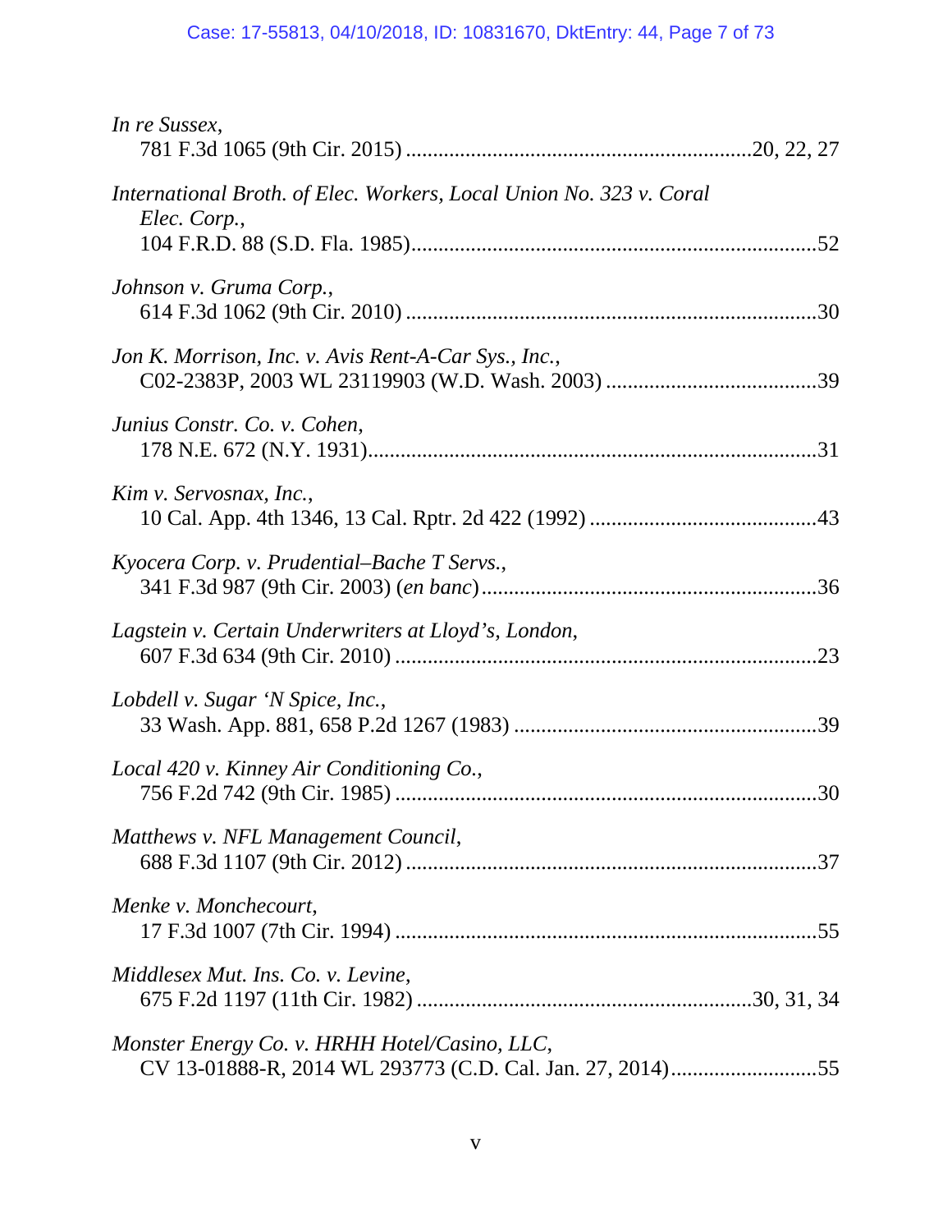*In re Sussex*,
781 F.3d 1065 (9th Cir. 2015) ....................................................................20, 22, 27

*International Broth. of Elec. Workers, Local Union No. 323 v. Coral Elec. Corp.*,
104 F.R.D. 88 (S.D. Fla. 1985)..........................................................................52

*Johnson v. Gruma Corp.*,
614 F.3d 1062 (9th Cir. 2010) ...........................................................................30

*Jon K. Morrison, Inc. v. Avis Rent-A-Car Sys., Inc.*,
C02-2383P, 2003 WL 23119903 (W.D. Wash. 2003) .......................................39

*Junius Constr. Co. v. Cohen*,
178 N.E. 672 (N.Y. 1931)..................................................................................31

*Kim v. Servosnax, Inc.*,
10 Cal. App. 4th 1346, 13 Cal. Rptr. 2d 422 (1992) ..........................................43

*Kyocera Corp. v. Prudential–Bache T Servs.*,
341 F.3d 987 (9th Cir. 2003) (*en banc*).............................................................36

*Lagstein v. Certain Underwriters at Lloyd's, London*,
607 F.3d 634 (9th Cir. 2010) .............................................................................23

*Lobdell v. Sugar 'N Spice, Inc.*,
33 Wash. App. 881, 658 P.2d 1267 (1983) ........................................................39

*Local 420 v. Kinney Air Conditioning Co.*,
756 F.2d 742 (9th Cir. 1985) .............................................................................30

*Matthews v. NFL Management Council*,
688 F.3d 1107 (9th Cir. 2012) ...........................................................................37

*Menke v. Monchecourt*,
17 F.3d 1007 (7th Cir. 1994) .............................................................................55

*Middlesex Mut. Ins. Co. v. Levine*,
675 F.2d 1197 (11th Cir. 1982) ...........................................................30, 31, 34

*Monster Energy Co. v. HRHH Hotel/Casino, LLC*,
CV 13-01888-R, 2014 WL 293773 (C.D. Cal. Jan. 27, 2014)...........................55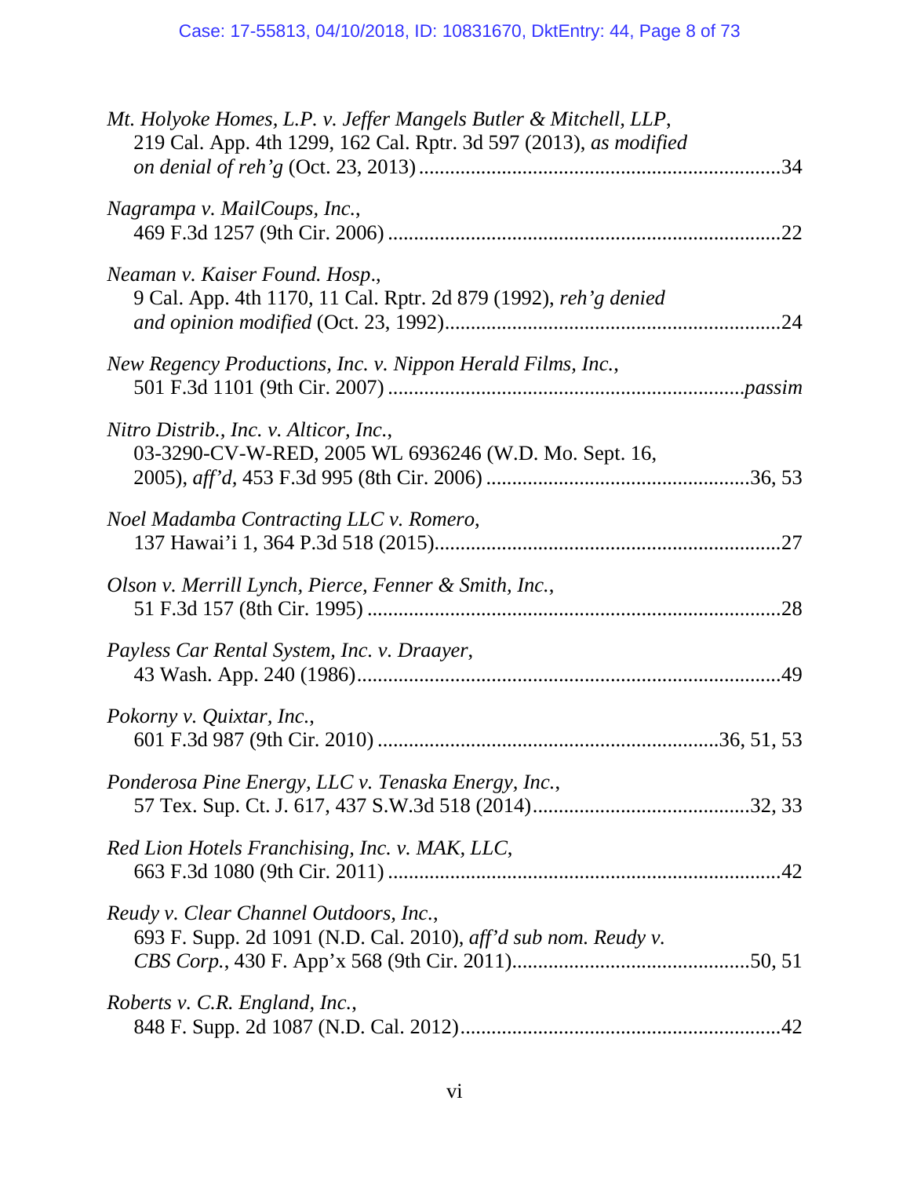*Mt. Holyoke Homes, L.P. v. Jeffer Mangels Butler & Mitchell, LLP*,
219 Cal. App. 4th 1299, 162 Cal. Rptr. 3d 597 (2013), *as modified on denial of reh'g* (Oct. 23, 2013) .....................................................................34

*Nagrampa v. MailCoups, Inc.*,
469 F.3d 1257 (9th Cir. 2006) ...........................................................................22

*Neaman v. Kaiser Found. Hosp*.,
9 Cal. App. 4th 1170, 11 Cal. Rptr. 2d 879 (1992), *reh'g denied and opinion modified* (Oct. 23, 1992)................................................................24

*New Regency Productions, Inc. v. Nippon Herald Films, Inc.*,
501 F.3d 1101 (9th Cir. 2007) ....................................................................*passim*

*Nitro Distrib., Inc. v. Alticor, Inc.*,
03-3290-CV-W-RED, 2005 WL 6936246 (W.D. Mo. Sept. 16, 2005), *aff'd*, 453 F.3d 995 (8th Cir. 2006) ...................................................36, 53

*Noel Madamba Contracting LLC v. Romero*,
137 Hawai'i 1, 364 P.3d 518 (2015)..................................................................27

*Olson v. Merrill Lynch, Pierce, Fenner & Smith, Inc.*,
51 F.3d 157 (8th Cir. 1995) ...............................................................................28

*Payless Car Rental System, Inc. v. Draayer*,
43 Wash. App. 240 (1986).................................................................................49

*Pokorny v. Quixtar, Inc.*,
601 F.3d 987 (9th Cir. 2010) ................................................................36, 51, 53

*Ponderosa Pine Energy, LLC v. Tenaska Energy, Inc.*,
57 Tex. Sup. Ct. J. 617, 437 S.W.3d 518 (2014).........................................32, 33

*Red Lion Hotels Franchising, Inc. v. MAK, LLC*,
663 F.3d 1080 (9th Cir. 2011) ...........................................................................42

*Reudy v. Clear Channel Outdoors, Inc.*,
693 F. Supp. 2d 1091 (N.D. Cal. 2010), *aff'd sub nom. Reudy v. CBS Corp.*, 430 F. App'x 568 (9th Cir. 2011).............................................50, 51

*Roberts v. C.R. England, Inc.*,
848 F. Supp. 2d 1087 (N.D. Cal. 2012).............................................................42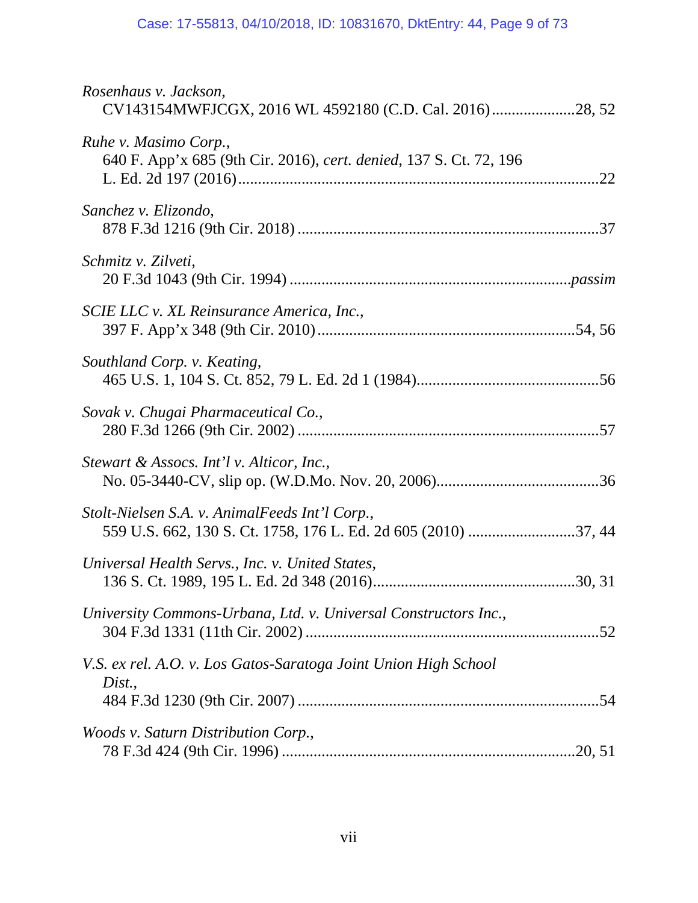*Rosenhaus v. Jackson*,
CV143154MWFJCGX, 2016 WL 4592180 (C.D. Cal. 2016)......................28, 52

*Ruhe v. Masimo Corp.*,
640 F. App'x 685 (9th Cir. 2016), *cert. denied*, 137 S. Ct. 72, 196 L. Ed. 2d 197 (2016)..........................................................................................22

*Sanchez v. Elizondo*,
878 F.3d 1216 (9th Cir. 2018) ............................................................................37

*Schmitz v. Zilveti*,
20 F.3d 1043 (9th Cir. 1994) ......................................................................*passim*

*SCIE LLC v. XL Reinsurance America, Inc.*,
397 F. App'x 348 (9th Cir. 2010) .................................................................54, 56

*Southland Corp. v. Keating*,
465 U.S. 1, 104 S. Ct. 852, 79 L. Ed. 2d 1 (1984)..............................................56

*Sovak v. Chugai Pharmaceutical Co.*,
280 F.3d 1266 (9th Cir. 2002) ............................................................................57

*Stewart & Assocs. Int'l v. Alticor, Inc.*,
No. 05-3440-CV, slip op. (W.D.Mo. Nov. 20, 2006).........................................36

*Stolt-Nielsen S.A. v. AnimalFeeds Int'l Corp.*,
559 U.S. 662, 130 S. Ct. 1758, 176 L. Ed. 2d 605 (2010) ...........................37, 44

*Universal Health Servs., Inc. v. United States*,
136 S. Ct. 1989, 195 L. Ed. 2d 348 (2016)...................................................30, 31

*University Commons-Urbana, Ltd. v. Universal Constructors Inc.*,
304 F.3d 1331 (11th Cir. 2002) ..........................................................................52

*V.S. ex rel. A.O. v. Los Gatos-Saratoga Joint Union High School Dist.*,
484 F.3d 1230 (9th Cir. 2007) ............................................................................54

*Woods v. Saturn Distribution Corp.*,
78 F.3d 424 (9th Cir. 1996) ..........................................................................20, 51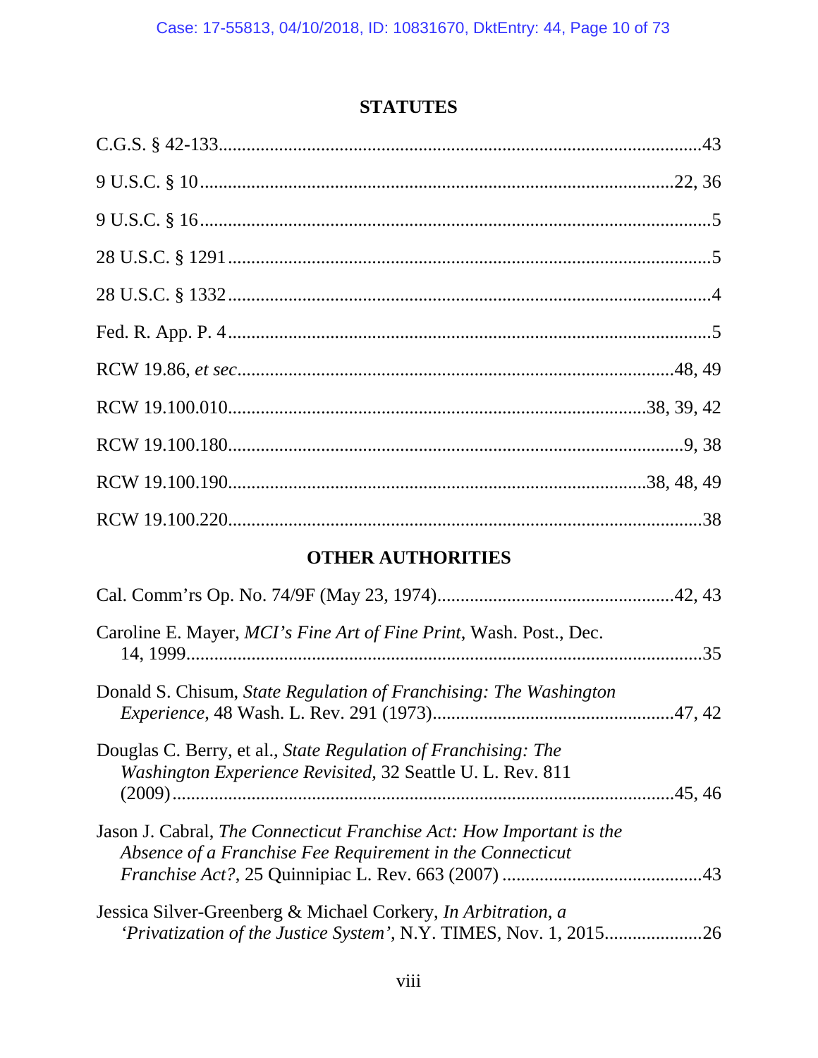## STATUTES

C.G.S. § 42-133 .......................................................................................................43

9 U.S.C. § 10 ......................................................................................................22, 36

9 U.S.C. § 16 ..............................................................................................................5

28 U.S.C. § 1291 .......................................................................................................5

28 U.S.C. § 1332 .......................................................................................................4

Fed. R. App. P. 4 ........................................................................................................5

RCW 19.86, *et sec* ..............................................................................................48, 49

RCW 19.100.010 ..........................................................................................38, 39, 42

RCW 19.100.180 ....................................................................................................9, 38

RCW 19.100.190 ..........................................................................................38, 48, 49

RCW 19.100.220 ........................................................................................................38

## OTHER AUTHORITIES

Cal. Comm'rs Op. No. 74/9F (May 23, 1974) ..................................................42, 43

Caroline E. Mayer, *MCI's Fine Art of Fine Print*, Wash. Post., Dec. 14, 1999 ..............................................................................................................35

Donald S. Chisum, *State Regulation of Franchising: The Washington Experience*, 48 Wash. L. Rev. 291 (1973) ....................................................47, 42

Douglas C. Berry, et al., *State Regulation of Franchising: The Washington Experience Revisited*, 32 Seattle U. L. Rev. 811 (2009) ..........................................................................................................45, 46

Jason J. Cabral, *The Connecticut Franchise Act: How Important is the Absence of a Franchise Fee Requirement in the Connecticut Franchise Act?*, 25 Quinnipiac L. Rev. 663 (2007) ............................................43

Jessica Silver-Greenberg & Michael Corkery, *In Arbitration, a 'Privatization of the Justice System'*, N.Y. TIMES, Nov. 1, 2015 ....................26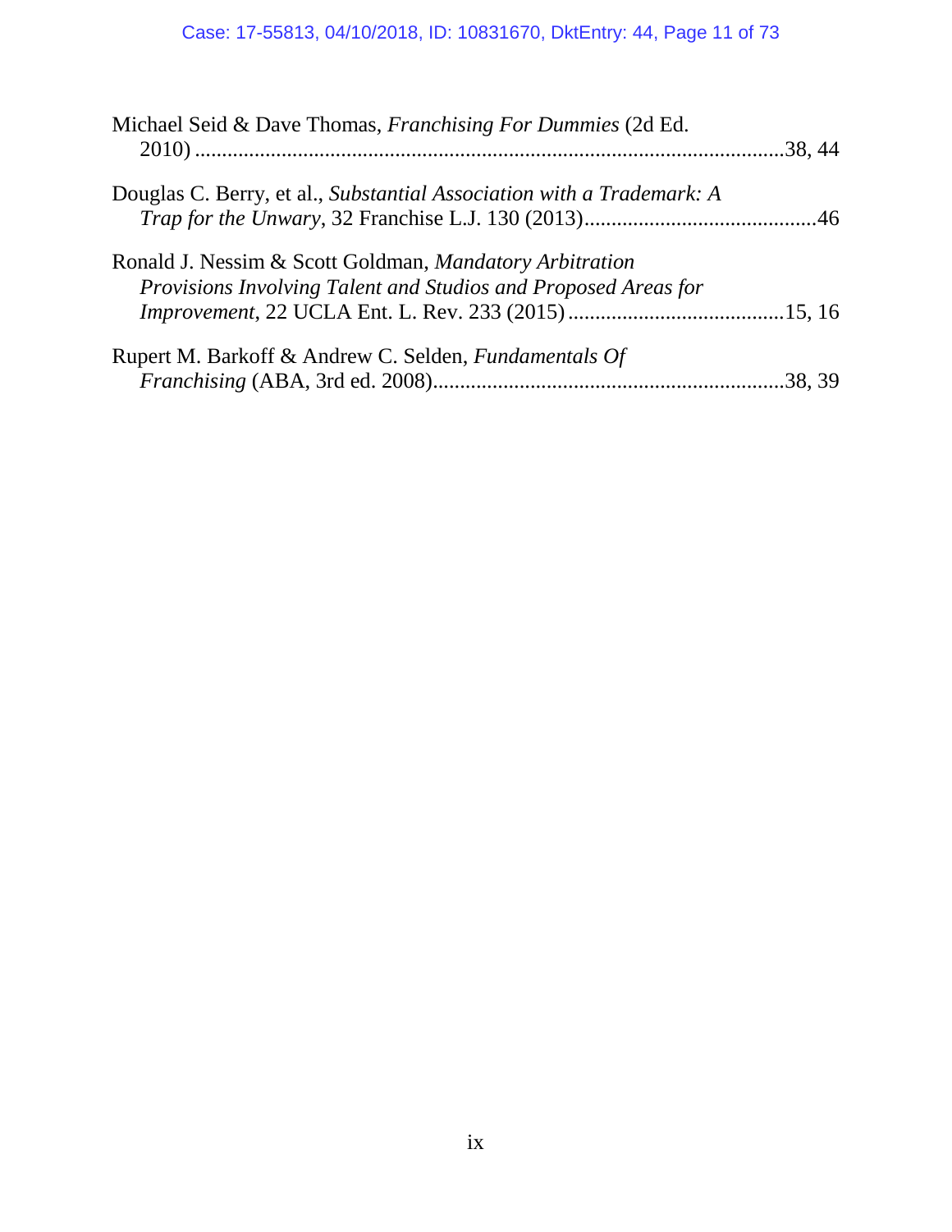Michael Seid & Dave Thomas, *Franchising For Dummies* (2d Ed. 2010) ............................................................................................38, 44

Douglas C. Berry, et al., *Substantial Association with a Trademark: A Trap for the Unwary*, 32 Franchise L.J. 130 (2013)...........................................46

Ronald J. Nessim & Scott Goldman, *Mandatory Arbitration Provisions Involving Talent and Studios and Proposed Areas for Improvement*, 22 UCLA Ent. L. Rev. 233 (2015) ........................................15, 16

Rupert M. Barkoff & Andrew C. Selden, *Fundamentals Of Franchising* (ABA, 3rd ed. 2008)................................................................38, 39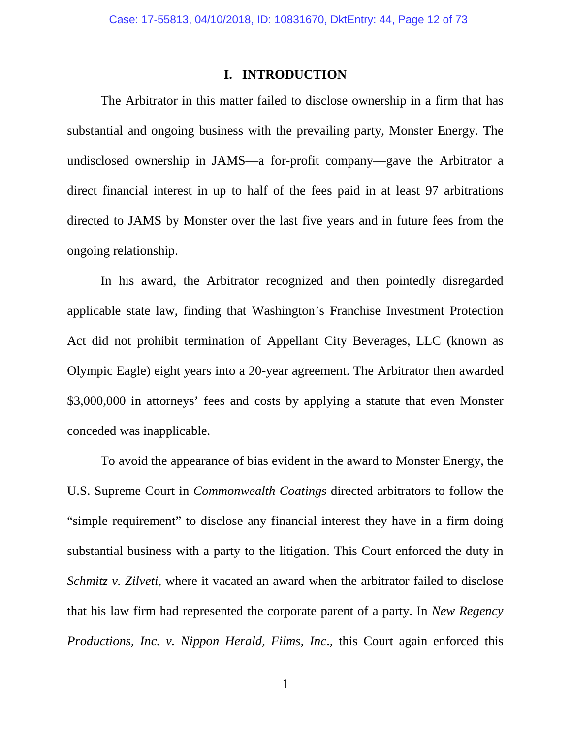## I. INTRODUCTION

The Arbitrator in this matter failed to disclose ownership in a firm that has substantial and ongoing business with the prevailing party, Monster Energy. The undisclosed ownership in JAMS—a for-profit company—gave the Arbitrator a direct financial interest in up to half of the fees paid in at least 97 arbitrations directed to JAMS by Monster over the last five years and in future fees from the ongoing relationship.

In his award, the Arbitrator recognized and then pointedly disregarded applicable state law, finding that Washington's Franchise Investment Protection Act did not prohibit termination of Appellant City Beverages, LLC (known as Olympic Eagle) eight years into a 20-year agreement. The Arbitrator then awarded $3,000,000 in attorneys' fees and costs by applying a statute that even Monster conceded was inapplicable.

To avoid the appearance of bias evident in the award to Monster Energy, the U.S. Supreme Court in *Commonwealth Coatings* directed arbitrators to follow the "simple requirement" to disclose any financial interest they have in a firm doing substantial business with a party to the litigation. This Court enforced the duty in *Schmitz v. Zilveti*, where it vacated an award when the arbitrator failed to disclose that his law firm had represented the corporate parent of a party. In *New Regency Productions, Inc. v. Nippon Herald, Films, Inc.*, this Court again enforced this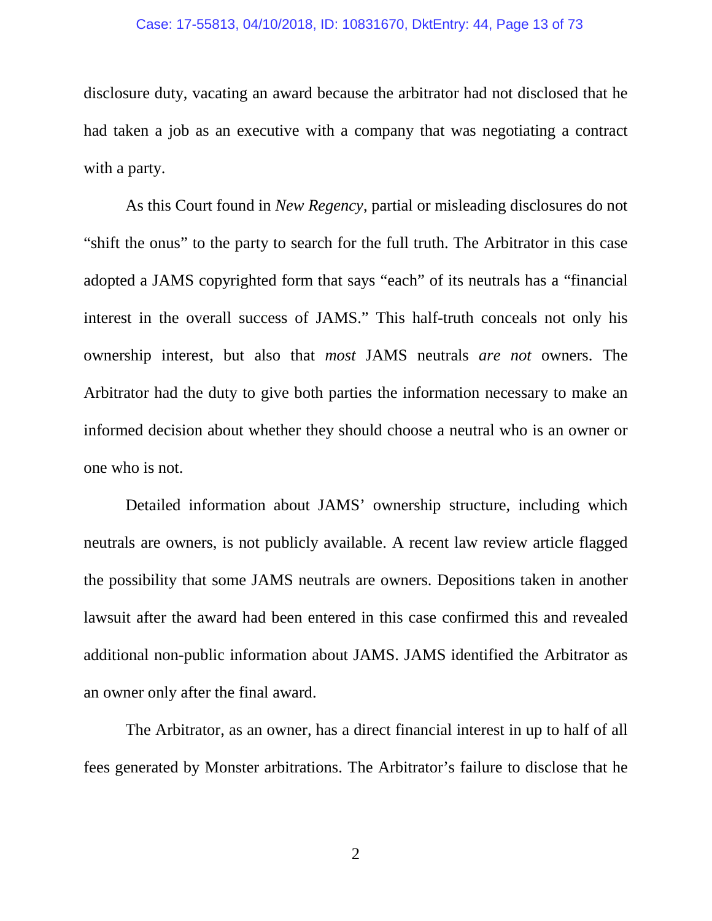disclosure duty, vacating an award because the arbitrator had not disclosed that he had taken a job as an executive with a company that was negotiating a contract with a party.

As this Court found in *New Regency*, partial or misleading disclosures do not "shift the onus" to the party to search for the full truth. The Arbitrator in this case adopted a JAMS copyrighted form that says "each" of its neutrals has a "financial interest in the overall success of JAMS." This half-truth conceals not only his ownership interest, but also that *most* JAMS neutrals *are not* owners. The Arbitrator had the duty to give both parties the information necessary to make an informed decision about whether they should choose a neutral who is an owner or one who is not.

Detailed information about JAMS' ownership structure, including which neutrals are owners, is not publicly available. A recent law review article flagged the possibility that some JAMS neutrals are owners. Depositions taken in another lawsuit after the award had been entered in this case confirmed this and revealed additional non-public information about JAMS. JAMS identified the Arbitrator as an owner only after the final award.

The Arbitrator, as an owner, has a direct financial interest in up to half of all fees generated by Monster arbitrations. The Arbitrator's failure to disclose that he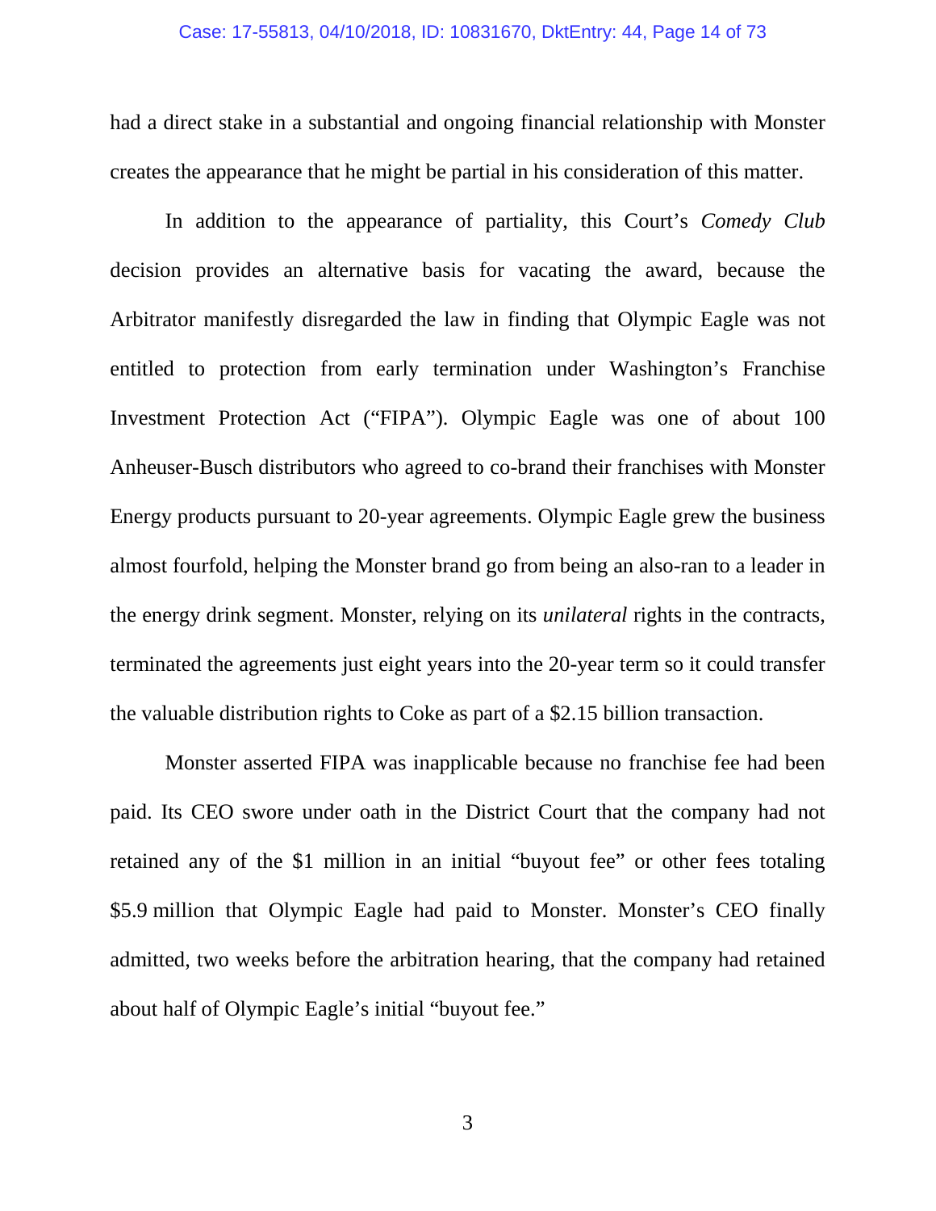had a direct stake in a substantial and ongoing financial relationship with Monster creates the appearance that he might be partial in his consideration of this matter.

In addition to the appearance of partiality, this Court's *Comedy Club* decision provides an alternative basis for vacating the award, because the Arbitrator manifestly disregarded the law in finding that Olympic Eagle was not entitled to protection from early termination under Washington's Franchise Investment Protection Act ("FIPA"). Olympic Eagle was one of about 100 Anheuser-Busch distributors who agreed to co-brand their franchises with Monster Energy products pursuant to 20-year agreements. Olympic Eagle grew the business almost fourfold, helping the Monster brand go from being an also-ran to a leader in the energy drink segment. Monster, relying on its *unilateral* rights in the contracts, terminated the agreements just eight years into the 20-year term so it could transfer the valuable distribution rights to Coke as part of a $2.15 billion transaction.

Monster asserted FIPA was inapplicable because no franchise fee had been paid. Its CEO swore under oath in the District Court that the company had not retained any of the $1 million in an initial "buyout fee" or other fees totaling $5.9 million that Olympic Eagle had paid to Monster. Monster's CEO finally admitted, two weeks before the arbitration hearing, that the company had retained about half of Olympic Eagle's initial "buyout fee."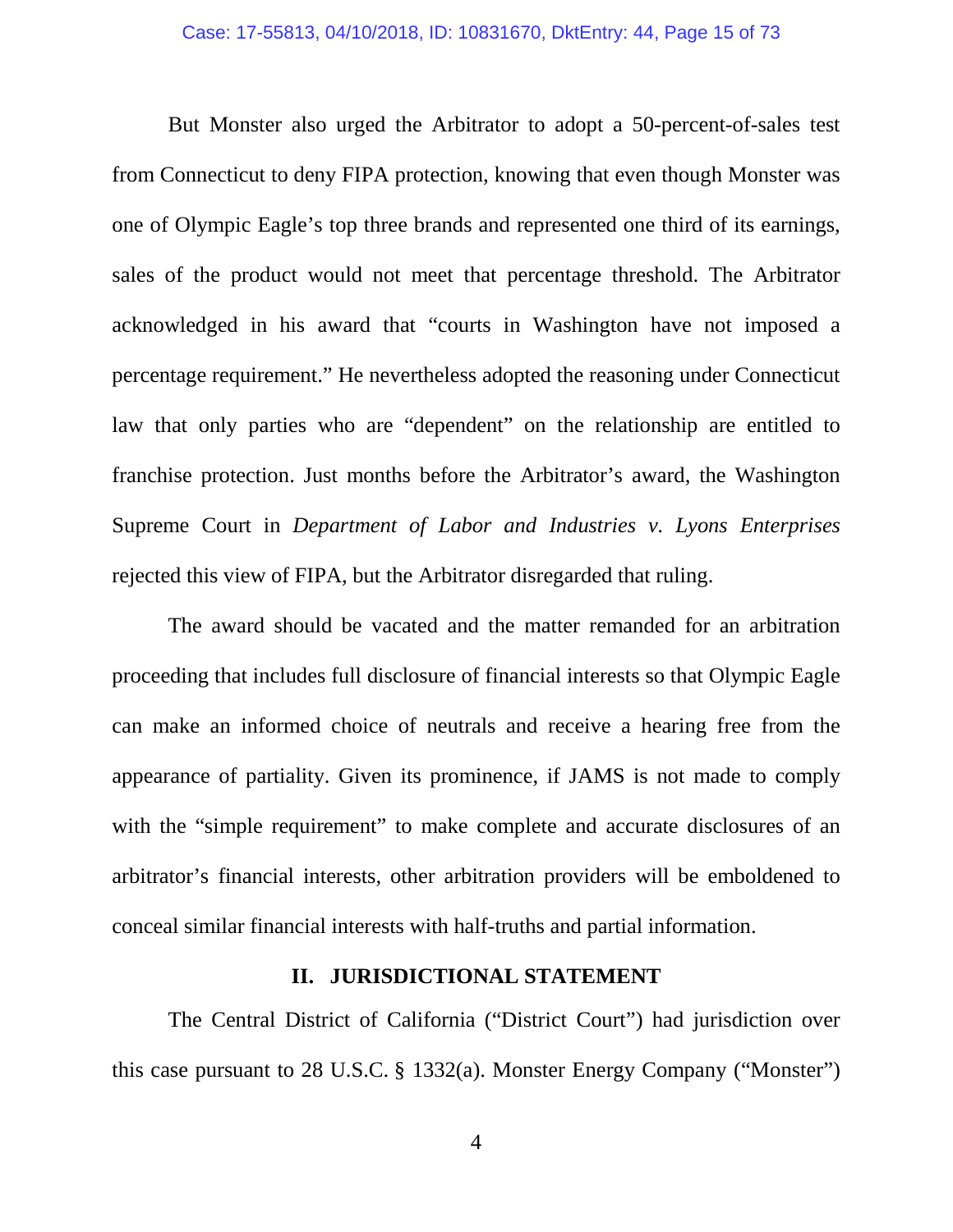But Monster also urged the Arbitrator to adopt a 50-percent-of-sales test from Connecticut to deny FIPA protection, knowing that even though Monster was one of Olympic Eagle's top three brands and represented one third of its earnings, sales of the product would not meet that percentage threshold. The Arbitrator acknowledged in his award that "courts in Washington have not imposed a percentage requirement." He nevertheless adopted the reasoning under Connecticut law that only parties who are "dependent" on the relationship are entitled to franchise protection. Just months before the Arbitrator's award, the Washington Supreme Court in *Department of Labor and Industries v. Lyons Enterprises* rejected this view of FIPA, but the Arbitrator disregarded that ruling.

The award should be vacated and the matter remanded for an arbitration proceeding that includes full disclosure of financial interests so that Olympic Eagle can make an informed choice of neutrals and receive a hearing free from the appearance of partiality. Given its prominence, if JAMS is not made to comply with the "simple requirement" to make complete and accurate disclosures of an arbitrator's financial interests, other arbitration providers will be emboldened to conceal similar financial interests with half-truths and partial information.

## II. JURISDICTIONAL STATEMENT

The Central District of California ("District Court") had jurisdiction over this case pursuant to 28 U.S.C. § 1332(a). Monster Energy Company ("Monster")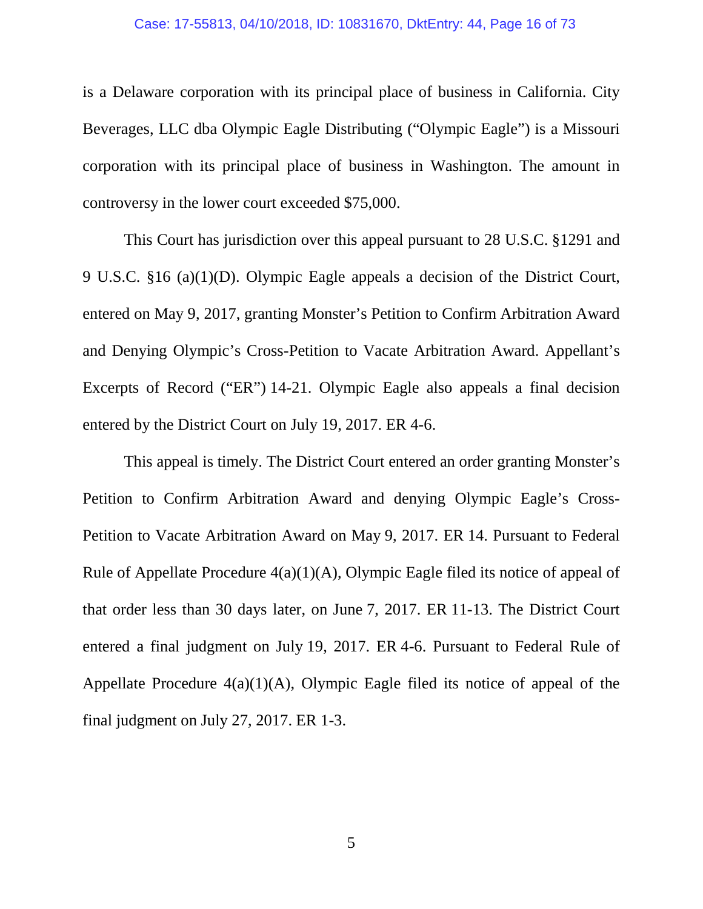is a Delaware corporation with its principal place of business in California. City Beverages, LLC dba Olympic Eagle Distributing ("Olympic Eagle") is a Missouri corporation with its principal place of business in Washington. The amount in controversy in the lower court exceeded $75,000.

This Court has jurisdiction over this appeal pursuant to 28 U.S.C. §1291 and 9 U.S.C. §16 (a)(1)(D). Olympic Eagle appeals a decision of the District Court, entered on May 9, 2017, granting Monster's Petition to Confirm Arbitration Award and Denying Olympic's Cross-Petition to Vacate Arbitration Award. Appellant's Excerpts of Record ("ER") 14-21. Olympic Eagle also appeals a final decision entered by the District Court on July 19, 2017. ER 4-6.

This appeal is timely. The District Court entered an order granting Monster's Petition to Confirm Arbitration Award and denying Olympic Eagle's Cross-Petition to Vacate Arbitration Award on May 9, 2017. ER 14. Pursuant to Federal Rule of Appellate Procedure 4(a)(1)(A), Olympic Eagle filed its notice of appeal of that order less than 30 days later, on June 7, 2017. ER 11-13. The District Court entered a final judgment on July 19, 2017. ER 4-6. Pursuant to Federal Rule of Appellate Procedure 4(a)(1)(A), Olympic Eagle filed its notice of appeal of the final judgment on July 27, 2017. ER 1-3.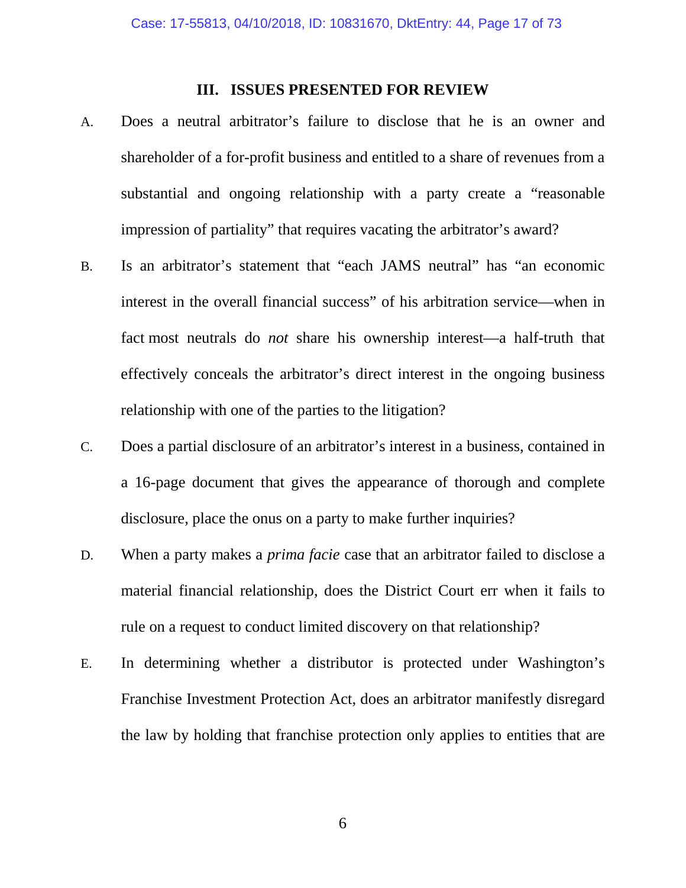## III. ISSUES PRESENTED FOR REVIEW

A. Does a neutral arbitrator's failure to disclose that he is an owner and shareholder of a for-profit business and entitled to a share of revenues from a substantial and ongoing relationship with a party create a "reasonable impression of partiality" that requires vacating the arbitrator's award?

B. Is an arbitrator's statement that "each JAMS neutral" has "an economic interest in the overall financial success" of his arbitration service—when in fact most neutrals do *not* share his ownership interest—a half-truth that effectively conceals the arbitrator's direct interest in the ongoing business relationship with one of the parties to the litigation?

C. Does a partial disclosure of an arbitrator's interest in a business, contained in a 16-page document that gives the appearance of thorough and complete disclosure, place the onus on a party to make further inquiries?

D. When a party makes a *prima facie* case that an arbitrator failed to disclose a material financial relationship, does the District Court err when it fails to rule on a request to conduct limited discovery on that relationship?

E. In determining whether a distributor is protected under Washington's Franchise Investment Protection Act, does an arbitrator manifestly disregard the law by holding that franchise protection only applies to entities that are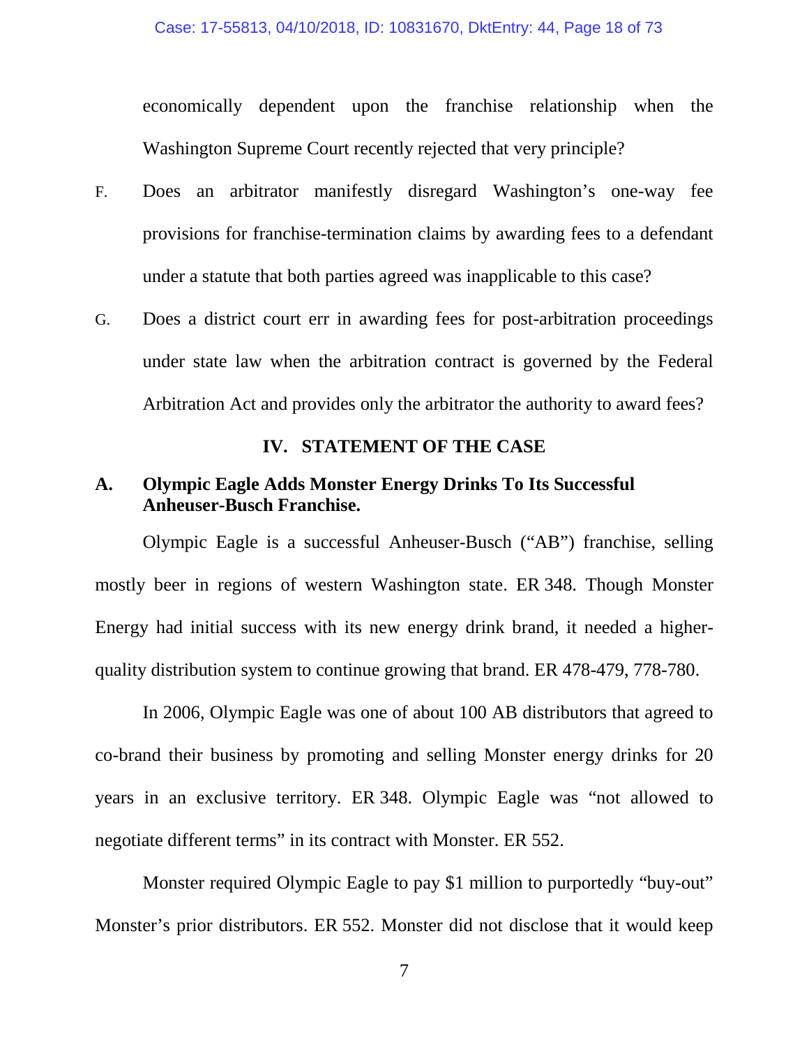economically dependent upon the franchise relationship when the Washington Supreme Court recently rejected that very principle?

F. Does an arbitrator manifestly disregard Washington's one-way fee provisions for franchise-termination claims by awarding fees to a defendant under a statute that both parties agreed was inapplicable to this case?

G. Does a district court err in awarding fees for post-arbitration proceedings under state law when the arbitration contract is governed by the Federal Arbitration Act and provides only the arbitrator the authority to award fees?

## IV. STATEMENT OF THE CASE

### A. Olympic Eagle Adds Monster Energy Drinks To Its Successful Anheuser-Busch Franchise.

Olympic Eagle is a successful Anheuser-Busch ("AB") franchise, selling mostly beer in regions of western Washington state. ER 348. Though Monster Energy had initial success with its new energy drink brand, it needed a higher-quality distribution system to continue growing that brand. ER 478-479, 778-780.

In 2006, Olympic Eagle was one of about 100 AB distributors that agreed to co-brand their business by promoting and selling Monster energy drinks for 20 years in an exclusive territory. ER 348. Olympic Eagle was "not allowed to negotiate different terms" in its contract with Monster. ER 552.

Monster required Olympic Eagle to pay $1 million to purportedly "buy-out" Monster's prior distributors. ER 552. Monster did not disclose that it would keep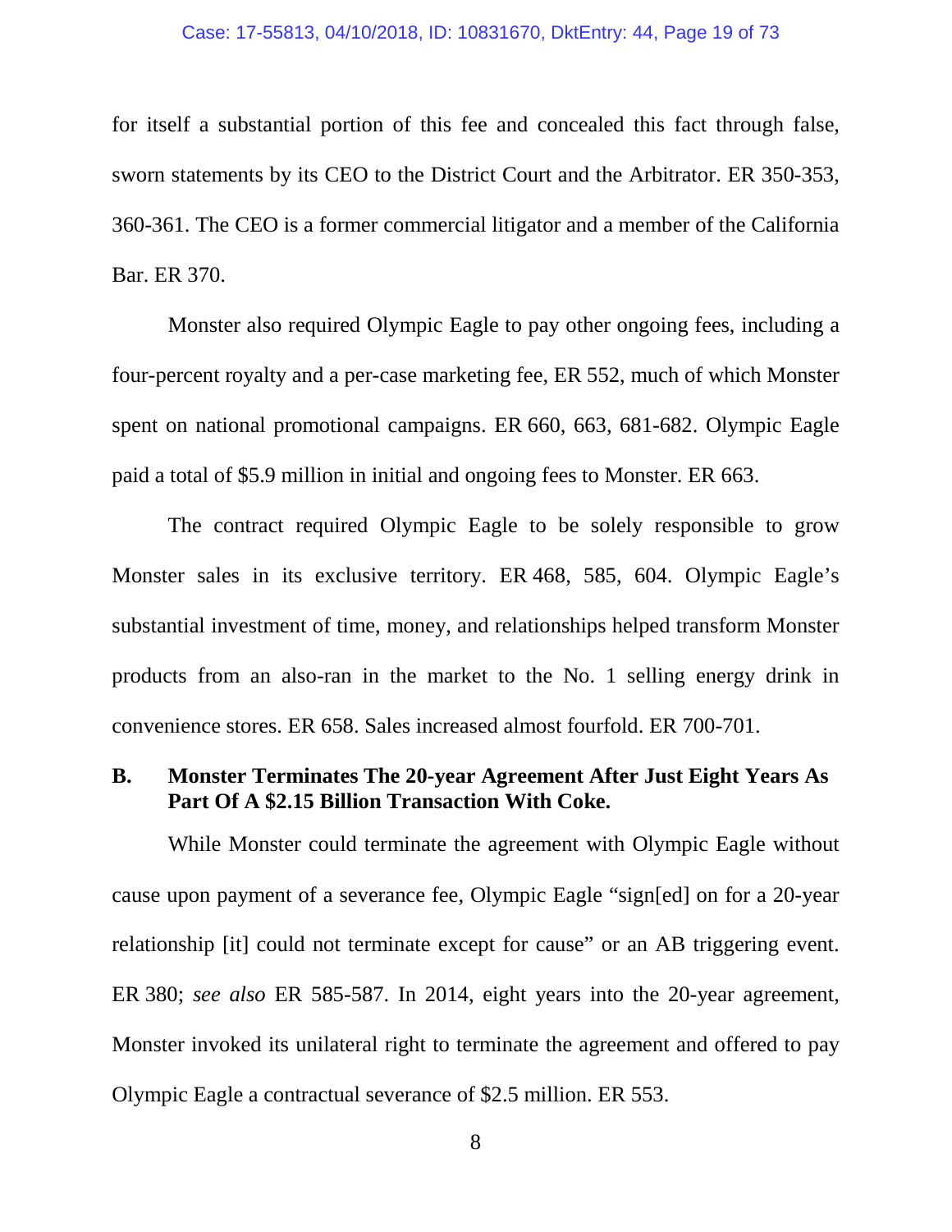for itself a substantial portion of this fee and concealed this fact through false, sworn statements by its CEO to the District Court and the Arbitrator. ER 350-353, 360-361. The CEO is a former commercial litigator and a member of the California Bar. ER 370.

Monster also required Olympic Eagle to pay other ongoing fees, including a four-percent royalty and a per-case marketing fee, ER 552, much of which Monster spent on national promotional campaigns. ER 660, 663, 681-682. Olympic Eagle paid a total of $5.9 million in initial and ongoing fees to Monster. ER 663.

The contract required Olympic Eagle to be solely responsible to grow Monster sales in its exclusive territory. ER 468, 585, 604. Olympic Eagle's substantial investment of time, money, and relationships helped transform Monster products from an also-ran in the market to the No. 1 selling energy drink in convenience stores. ER 658. Sales increased almost fourfold. ER 700-701.

### B. Monster Terminates The 20-year Agreement After Just Eight Years As Part Of A $2.15 Billion Transaction With Coke.

While Monster could terminate the agreement with Olympic Eagle without cause upon payment of a severance fee, Olympic Eagle "sign[ed] on for a 20-year relationship [it] could not terminate except for cause" or an AB triggering event. ER 380; *see also* ER 585-587. In 2014, eight years into the 20-year agreement, Monster invoked its unilateral right to terminate the agreement and offered to pay Olympic Eagle a contractual severance of $2.5 million. ER 553.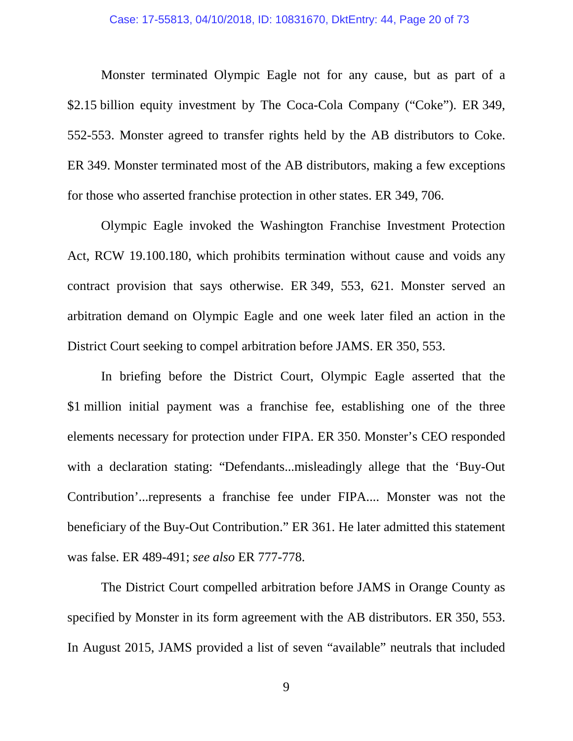Monster terminated Olympic Eagle not for any cause, but as part of a $2.15 billion equity investment by The Coca-Cola Company ("Coke"). ER 349, 552-553. Monster agreed to transfer rights held by the AB distributors to Coke. ER 349. Monster terminated most of the AB distributors, making a few exceptions for those who asserted franchise protection in other states. ER 349, 706.

Olympic Eagle invoked the Washington Franchise Investment Protection Act, RCW 19.100.180, which prohibits termination without cause and voids any contract provision that says otherwise. ER 349, 553, 621. Monster served an arbitration demand on Olympic Eagle and one week later filed an action in the District Court seeking to compel arbitration before JAMS. ER 350, 553.

In briefing before the District Court, Olympic Eagle asserted that the $1 million initial payment was a franchise fee, establishing one of the three elements necessary for protection under FIPA. ER 350. Monster's CEO responded with a declaration stating: "Defendants...misleadingly allege that the 'Buy-Out Contribution'...represents a franchise fee under FIPA.... Monster was not the beneficiary of the Buy-Out Contribution." ER 361. He later admitted this statement was false. ER 489-491; *see also* ER 777-778.

The District Court compelled arbitration before JAMS in Orange County as specified by Monster in its form agreement with the AB distributors. ER 350, 553. In August 2015, JAMS provided a list of seven "available" neutrals that included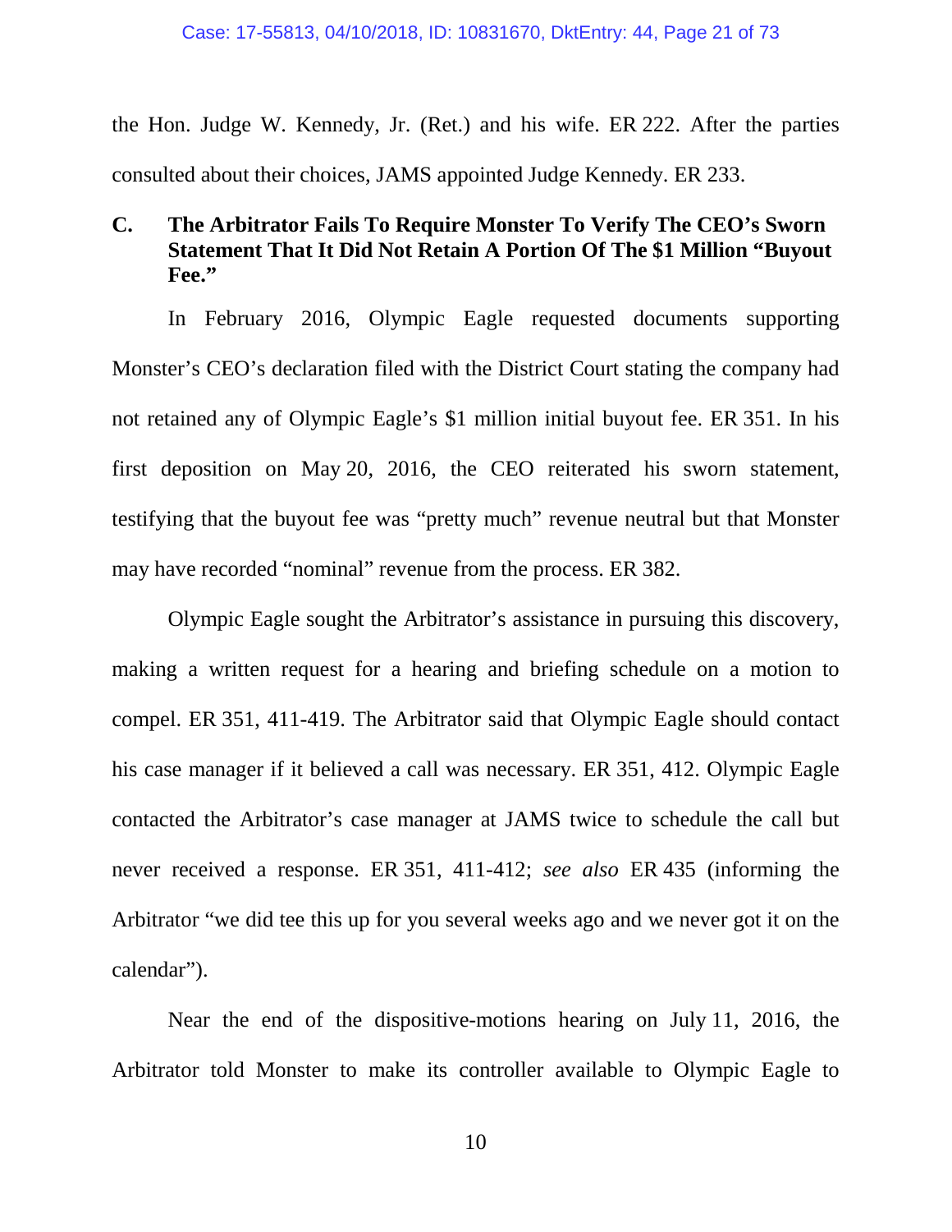the Hon. Judge W. Kennedy, Jr. (Ret.) and his wife. ER 222. After the parties consulted about their choices, JAMS appointed Judge Kennedy. ER 233.

### C. The Arbitrator Fails To Require Monster To Verify The CEO's Sworn Statement That It Did Not Retain A Portion Of The $1 Million "Buyout Fee."

In February 2016, Olympic Eagle requested documents supporting Monster's CEO's declaration filed with the District Court stating the company had not retained any of Olympic Eagle's $1 million initial buyout fee. ER 351. In his first deposition on May 20, 2016, the CEO reiterated his sworn statement, testifying that the buyout fee was "pretty much" revenue neutral but that Monster may have recorded "nominal" revenue from the process. ER 382.

Olympic Eagle sought the Arbitrator's assistance in pursuing this discovery, making a written request for a hearing and briefing schedule on a motion to compel. ER 351, 411-419. The Arbitrator said that Olympic Eagle should contact his case manager if it believed a call was necessary. ER 351, 412. Olympic Eagle contacted the Arbitrator's case manager at JAMS twice to schedule the call but never received a response. ER 351, 411-412; *see also* ER 435 (informing the Arbitrator "we did tee this up for you several weeks ago and we never got it on the calendar").

Near the end of the dispositive-motions hearing on July 11, 2016, the Arbitrator told Monster to make its controller available to Olympic Eagle to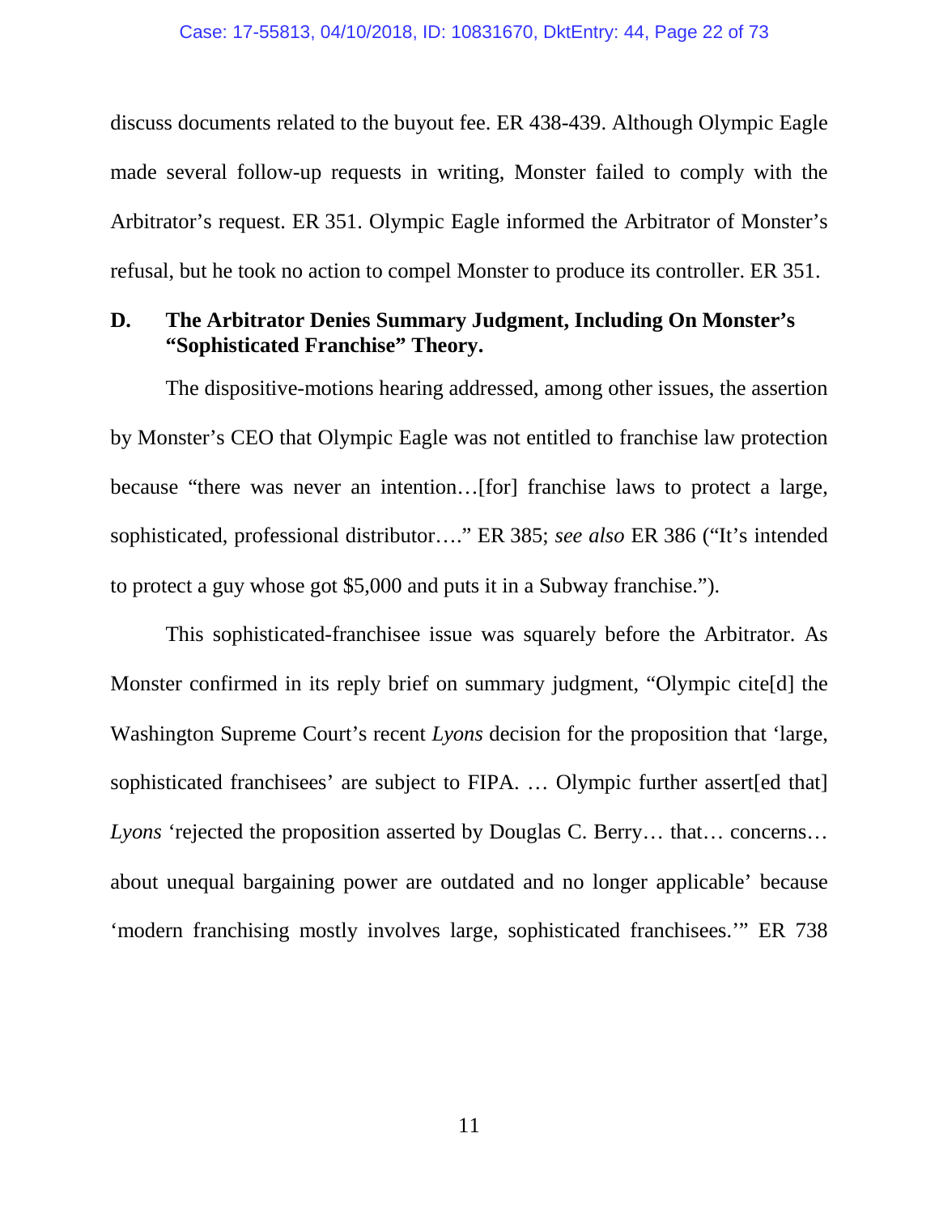discuss documents related to the buyout fee. ER 438-439. Although Olympic Eagle made several follow-up requests in writing, Monster failed to comply with the Arbitrator's request. ER 351. Olympic Eagle informed the Arbitrator of Monster's refusal, but he took no action to compel Monster to produce its controller. ER 351.

### D. The Arbitrator Denies Summary Judgment, Including On Monster's "Sophisticated Franchise" Theory.

The dispositive-motions hearing addressed, among other issues, the assertion by Monster's CEO that Olympic Eagle was not entitled to franchise law protection because "there was never an intention…[for] franchise laws to protect a large, sophisticated, professional distributor…." ER 385; *see also* ER 386 ("It's intended to protect a guy whose got $5,000 and puts it in a Subway franchise.").

This sophisticated-franchisee issue was squarely before the Arbitrator. As Monster confirmed in its reply brief on summary judgment, "Olympic cite[d] the Washington Supreme Court's recent *Lyons* decision for the proposition that 'large, sophisticated franchisees' are subject to FIPA. … Olympic further assert[ed that] *Lyons* 'rejected the proposition asserted by Douglas C. Berry… that… concerns… about unequal bargaining power are outdated and no longer applicable' because 'modern franchising mostly involves large, sophisticated franchisees.'" ER 738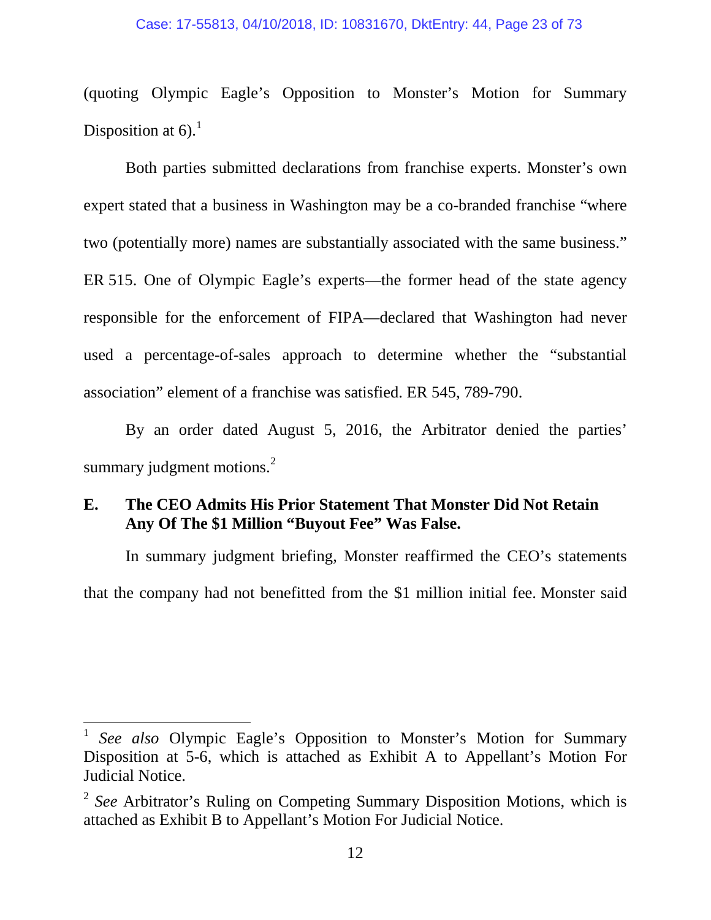(quoting Olympic Eagle's Opposition to Monster's Motion for Summary Disposition at 6).[1]

Both parties submitted declarations from franchise experts. Monster's own expert stated that a business in Washington may be a co-branded franchise "where two (potentially more) names are substantially associated with the same business." ER 515. One of Olympic Eagle's experts—the former head of the state agency responsible for the enforcement of FIPA—declared that Washington had never used a percentage-of-sales approach to determine whether the "substantial association" element of a franchise was satisfied. ER 545, 789-790.

By an order dated August 5, 2016, the Arbitrator denied the parties' summary judgment motions.[2]

### E. The CEO Admits His Prior Statement That Monster Did Not Retain Any Of The $1 Million "Buyout Fee" Was False.

In summary judgment briefing, Monster reaffirmed the CEO's statements that the company had not benefitted from the $1 million initial fee. Monster said

---

[1] *See also* Olympic Eagle's Opposition to Monster's Motion for Summary Disposition at 5-6, which is attached as Exhibit A to Appellant's Motion For Judicial Notice.

[2] *See* Arbitrator's Ruling on Competing Summary Disposition Motions, which is attached as Exhibit B to Appellant's Motion For Judicial Notice.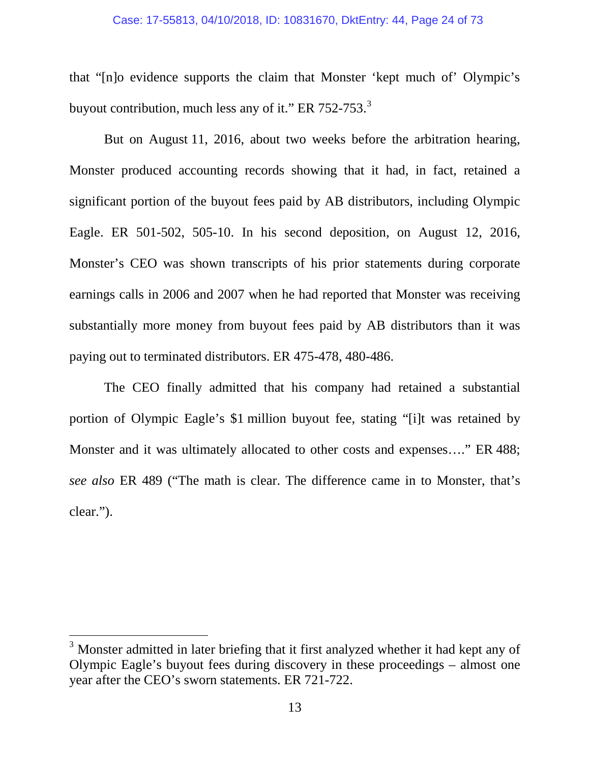that "[n]o evidence supports the claim that Monster 'kept much of' Olympic's buyout contribution, much less any of it." ER 752-753.[3]

But on August 11, 2016, about two weeks before the arbitration hearing, Monster produced accounting records showing that it had, in fact, retained a significant portion of the buyout fees paid by AB distributors, including Olympic Eagle. ER 501-502, 505-10. In his second deposition, on August 12, 2016, Monster's CEO was shown transcripts of his prior statements during corporate earnings calls in 2006 and 2007 when he had reported that Monster was receiving substantially more money from buyout fees paid by AB distributors than it was paying out to terminated distributors. ER 475-478, 480-486.

The CEO finally admitted that his company had retained a substantial portion of Olympic Eagle's $1 million buyout fee, stating "[i]t was retained by Monster and it was ultimately allocated to other costs and expenses…." ER 488; *see also* ER 489 ("The math is clear. The difference came in to Monster, that's clear.").

---

[3] Monster admitted in later briefing that it first analyzed whether it had kept any of Olympic Eagle's buyout fees during discovery in these proceedings – almost one year after the CEO's sworn statements. ER 721-722.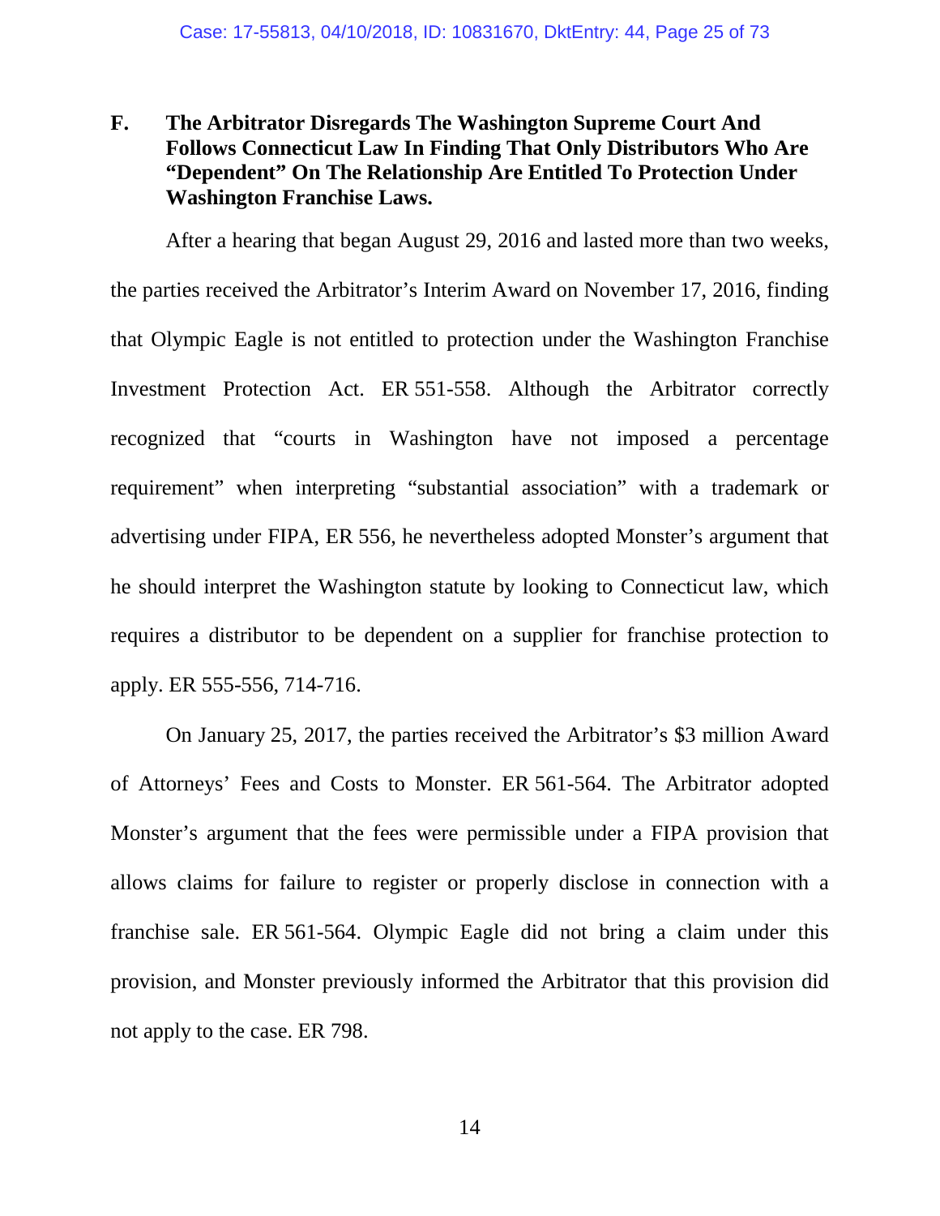### F. The Arbitrator Disregards The Washington Supreme Court And Follows Connecticut Law In Finding That Only Distributors Who Are "Dependent" On The Relationship Are Entitled To Protection Under Washington Franchise Laws.

After a hearing that began August 29, 2016 and lasted more than two weeks, the parties received the Arbitrator's Interim Award on November 17, 2016, finding that Olympic Eagle is not entitled to protection under the Washington Franchise Investment Protection Act. ER 551-558. Although the Arbitrator correctly recognized that "courts in Washington have not imposed a percentage requirement" when interpreting "substantial association" with a trademark or advertising under FIPA, ER 556, he nevertheless adopted Monster's argument that he should interpret the Washington statute by looking to Connecticut law, which requires a distributor to be dependent on a supplier for franchise protection to apply. ER 555-556, 714-716.

On January 25, 2017, the parties received the Arbitrator's $3 million Award of Attorneys' Fees and Costs to Monster. ER 561-564. The Arbitrator adopted Monster's argument that the fees were permissible under a FIPA provision that allows claims for failure to register or properly disclose in connection with a franchise sale. ER 561-564. Olympic Eagle did not bring a claim under this provision, and Monster previously informed the Arbitrator that this provision did not apply to the case. ER 798.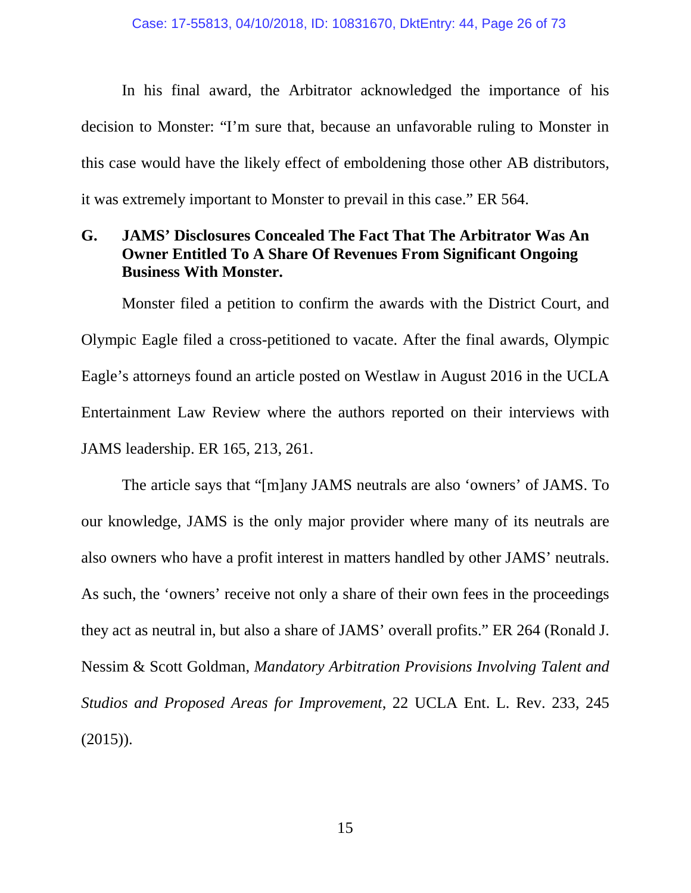In his final award, the Arbitrator acknowledged the importance of his decision to Monster: "I'm sure that, because an unfavorable ruling to Monster in this case would have the likely effect of emboldening those other AB distributors, it was extremely important to Monster to prevail in this case." ER 564.

### G. JAMS' Disclosures Concealed The Fact That The Arbitrator Was An Owner Entitled To A Share Of Revenues From Significant Ongoing Business With Monster.

Monster filed a petition to confirm the awards with the District Court, and Olympic Eagle filed a cross-petitioned to vacate. After the final awards, Olympic Eagle's attorneys found an article posted on Westlaw in August 2016 in the UCLA Entertainment Law Review where the authors reported on their interviews with JAMS leadership. ER 165, 213, 261.

The article says that "[m]any JAMS neutrals are also 'owners' of JAMS. To our knowledge, JAMS is the only major provider where many of its neutrals are also owners who have a profit interest in matters handled by other JAMS' neutrals. As such, the 'owners' receive not only a share of their own fees in the proceedings they act as neutral in, but also a share of JAMS' overall profits." ER 264 (Ronald J. Nessim & Scott Goldman, *Mandatory Arbitration Provisions Involving Talent and Studios and Proposed Areas for Improvement*, 22 UCLA Ent. L. Rev. 233, 245 (2015)).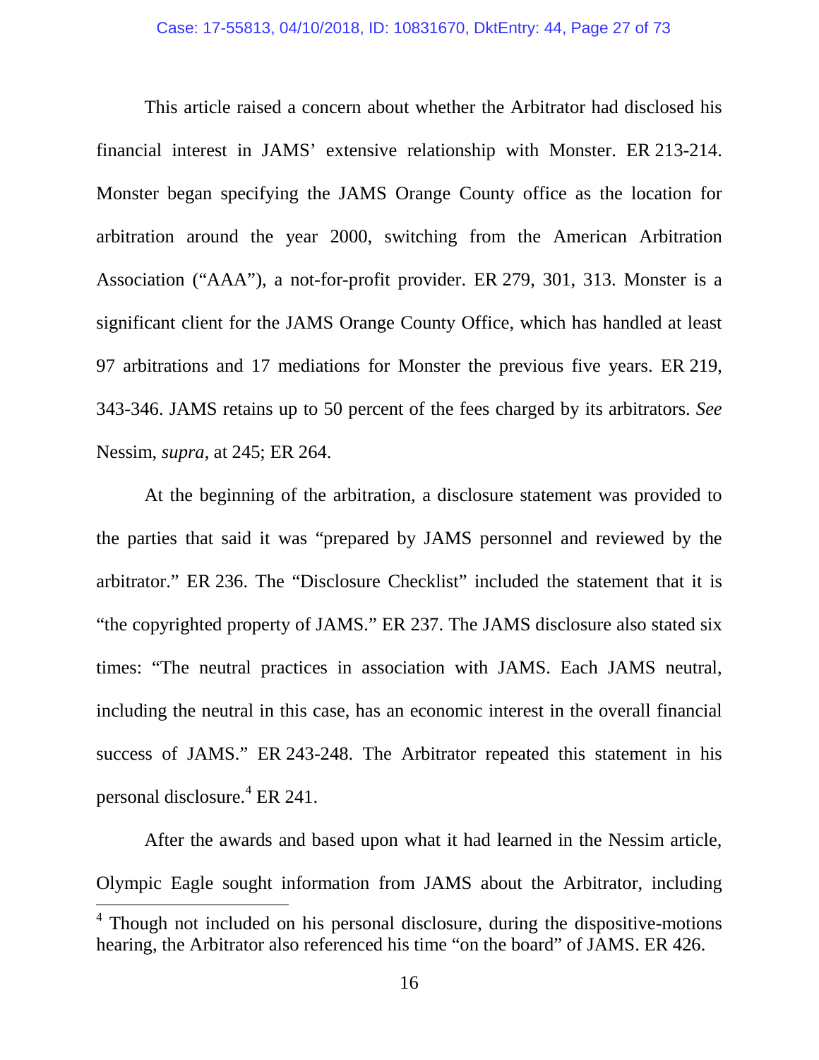This article raised a concern about whether the Arbitrator had disclosed his financial interest in JAMS' extensive relationship with Monster. ER 213-214. Monster began specifying the JAMS Orange County office as the location for arbitration around the year 2000, switching from the American Arbitration Association ("AAA"), a not-for-profit provider. ER 279, 301, 313. Monster is a significant client for the JAMS Orange County Office, which has handled at least 97 arbitrations and 17 mediations for Monster the previous five years. ER 219, 343-346. JAMS retains up to 50 percent of the fees charged by its arbitrators. *See* Nessim, *supra*, at 245; ER 264.

At the beginning of the arbitration, a disclosure statement was provided to the parties that said it was "prepared by JAMS personnel and reviewed by the arbitrator." ER 236. The "Disclosure Checklist" included the statement that it is "the copyrighted property of JAMS." ER 237. The JAMS disclosure also stated six times: "The neutral practices in association with JAMS. Each JAMS neutral, including the neutral in this case, has an economic interest in the overall financial success of JAMS." ER 243-248. The Arbitrator repeated this statement in his personal disclosure.[4] ER 241.

After the awards and based upon what it had learned in the Nessim article, Olympic Eagle sought information from JAMS about the Arbitrator, including

---

[4] Though not included on his personal disclosure, during the dispositive-motions hearing, the Arbitrator also referenced his time "on the board" of JAMS. ER 426.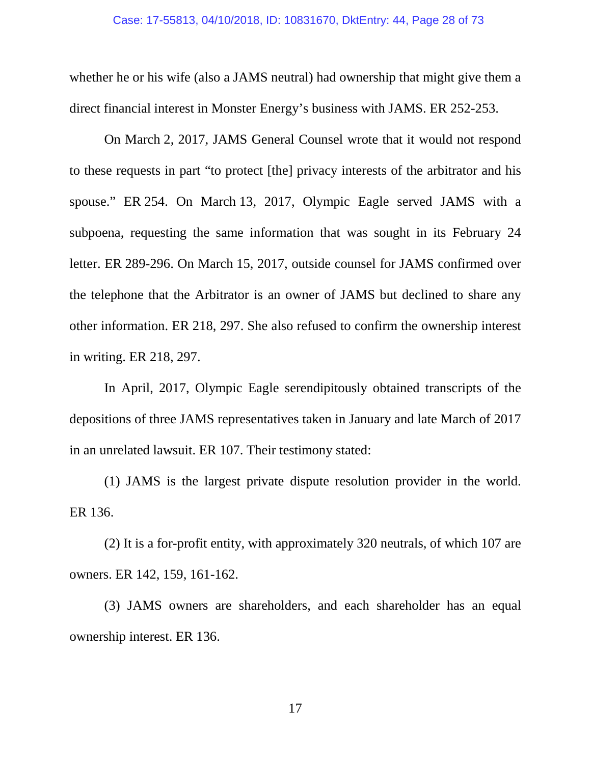whether he or his wife (also a JAMS neutral) had ownership that might give them a direct financial interest in Monster Energy's business with JAMS. ER 252-253.

On March 2, 2017, JAMS General Counsel wrote that it would not respond to these requests in part "to protect [the] privacy interests of the arbitrator and his spouse." ER 254. On March 13, 2017, Olympic Eagle served JAMS with a subpoena, requesting the same information that was sought in its February 24 letter. ER 289-296. On March 15, 2017, outside counsel for JAMS confirmed over the telephone that the Arbitrator is an owner of JAMS but declined to share any other information. ER 218, 297. She also refused to confirm the ownership interest in writing. ER 218, 297.

In April, 2017, Olympic Eagle serendipitously obtained transcripts of the depositions of three JAMS representatives taken in January and late March of 2017 in an unrelated lawsuit. ER 107. Their testimony stated:

(1) JAMS is the largest private dispute resolution provider in the world. ER 136.

(2) It is a for-profit entity, with approximately 320 neutrals, of which 107 are owners. ER 142, 159, 161-162.

(3) JAMS owners are shareholders, and each shareholder has an equal ownership interest. ER 136.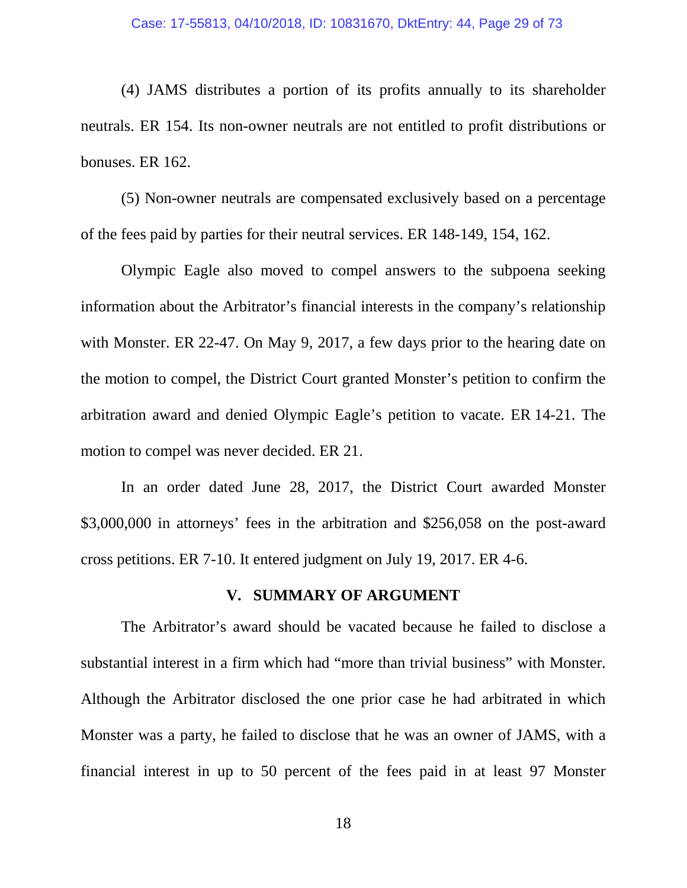(4) JAMS distributes a portion of its profits annually to its shareholder neutrals. ER 154. Its non-owner neutrals are not entitled to profit distributions or bonuses. ER 162.

(5) Non-owner neutrals are compensated exclusively based on a percentage of the fees paid by parties for their neutral services. ER 148-149, 154, 162.

Olympic Eagle also moved to compel answers to the subpoena seeking information about the Arbitrator's financial interests in the company's relationship with Monster. ER 22-47. On May 9, 2017, a few days prior to the hearing date on the motion to compel, the District Court granted Monster's petition to confirm the arbitration award and denied Olympic Eagle's petition to vacate. ER 14-21. The motion to compel was never decided. ER 21.

In an order dated June 28, 2017, the District Court awarded Monster $3,000,000 in attorneys' fees in the arbitration and $256,058 on the post-award cross petitions. ER 7-10. It entered judgment on July 19, 2017. ER 4-6.

## V. SUMMARY OF ARGUMENT

The Arbitrator's award should be vacated because he failed to disclose a substantial interest in a firm which had "more than trivial business" with Monster. Although the Arbitrator disclosed the one prior case he had arbitrated in which Monster was a party, he failed to disclose that he was an owner of JAMS, with a financial interest in up to 50 percent of the fees paid in at least 97 Monster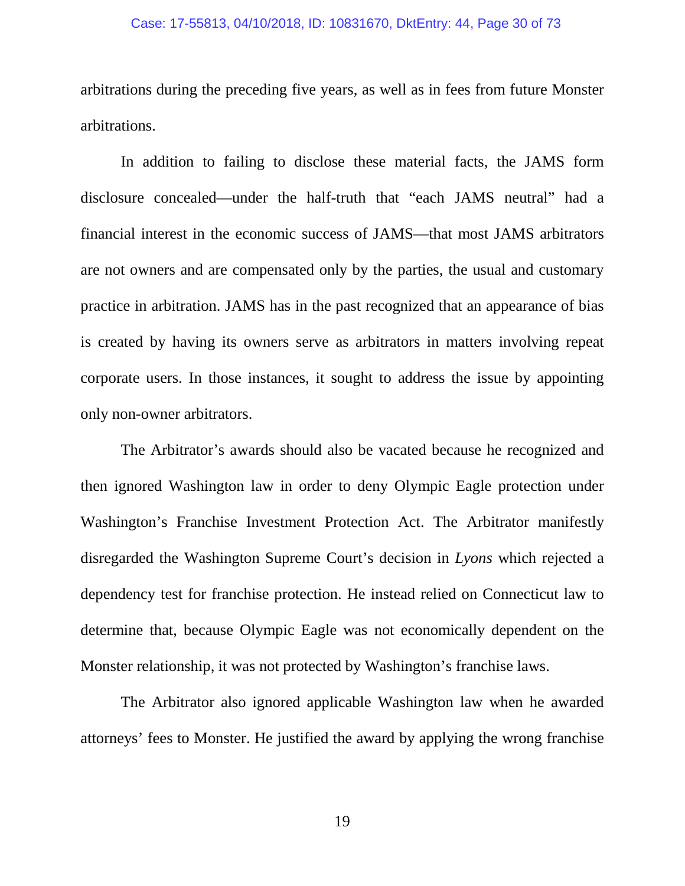arbitrations during the preceding five years, as well as in fees from future Monster arbitrations.

In addition to failing to disclose these material facts, the JAMS form disclosure concealed—under the half-truth that "each JAMS neutral" had a financial interest in the economic success of JAMS—that most JAMS arbitrators are not owners and are compensated only by the parties, the usual and customary practice in arbitration. JAMS has in the past recognized that an appearance of bias is created by having its owners serve as arbitrators in matters involving repeat corporate users. In those instances, it sought to address the issue by appointing only non-owner arbitrators.

The Arbitrator's awards should also be vacated because he recognized and then ignored Washington law in order to deny Olympic Eagle protection under Washington's Franchise Investment Protection Act. The Arbitrator manifestly disregarded the Washington Supreme Court's decision in *Lyons* which rejected a dependency test for franchise protection. He instead relied on Connecticut law to determine that, because Olympic Eagle was not economically dependent on the Monster relationship, it was not protected by Washington's franchise laws.

The Arbitrator also ignored applicable Washington law when he awarded attorneys' fees to Monster. He justified the award by applying the wrong franchise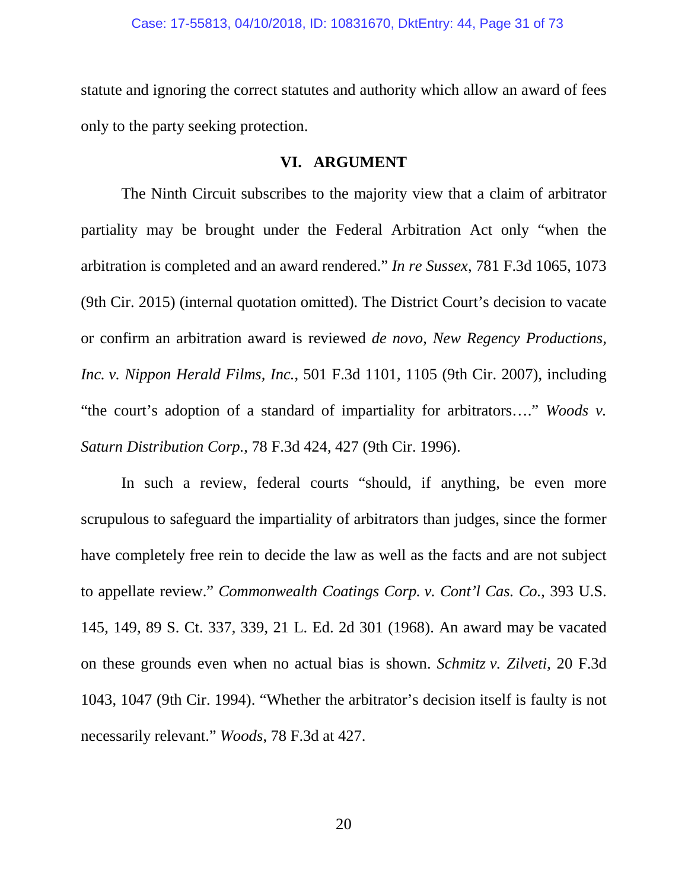statute and ignoring the correct statutes and authority which allow an award of fees only to the party seeking protection.

## VI. ARGUMENT

The Ninth Circuit subscribes to the majority view that a claim of arbitrator partiality may be brought under the Federal Arbitration Act only "when the arbitration is completed and an award rendered." *In re Sussex*, 781 F.3d 1065, 1073 (9th Cir. 2015) (internal quotation omitted). The District Court's decision to vacate or confirm an arbitration award is reviewed *de novo*, *New Regency Productions, Inc. v. Nippon Herald Films, Inc.*, 501 F.3d 1101, 1105 (9th Cir. 2007), including "the court's adoption of a standard of impartiality for arbitrators…." *Woods v. Saturn Distribution Corp.*, 78 F.3d 424, 427 (9th Cir. 1996).

In such a review, federal courts "should, if anything, be even more scrupulous to safeguard the impartiality of arbitrators than judges, since the former have completely free rein to decide the law as well as the facts and are not subject to appellate review." *Commonwealth Coatings Corp. v. Cont'l Cas. Co.*, 393 U.S. 145, 149, 89 S. Ct. 337, 339, 21 L. Ed. 2d 301 (1968). An award may be vacated on these grounds even when no actual bias is shown. *Schmitz v. Zilveti*, 20 F.3d 1043, 1047 (9th Cir. 1994). "Whether the arbitrator's decision itself is faulty is not necessarily relevant." *Woods*, 78 F.3d at 427.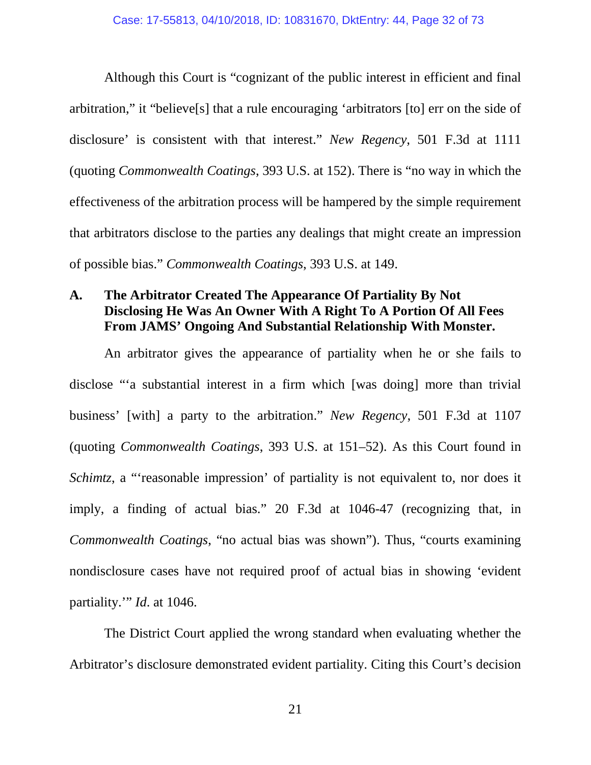Although this Court is "cognizant of the public interest in efficient and final arbitration," it "believe[s] that a rule encouraging 'arbitrators [to] err on the side of disclosure' is consistent with that interest." *New Regency*, 501 F.3d at 1111 (quoting *Commonwealth Coatings*, 393 U.S. at 152). There is "no way in which the effectiveness of the arbitration process will be hampered by the simple requirement that arbitrators disclose to the parties any dealings that might create an impression of possible bias." *Commonwealth Coatings*, 393 U.S. at 149.

### A. The Arbitrator Created The Appearance Of Partiality By Not Disclosing He Was An Owner With A Right To A Portion Of All Fees From JAMS' Ongoing And Substantial Relationship With Monster.

An arbitrator gives the appearance of partiality when he or she fails to disclose "'a substantial interest in a firm which [was doing] more than trivial business' [with] a party to the arbitration." *New Regency*, 501 F.3d at 1107 (quoting *Commonwealth Coatings*, 393 U.S. at 151–52). As this Court found in *Schimtz*, a "'reasonable impression' of partiality is not equivalent to, nor does it imply, a finding of actual bias." 20 F.3d at 1046-47 (recognizing that, in *Commonwealth Coatings*, "no actual bias was shown"). Thus, "courts examining nondisclosure cases have not required proof of actual bias in showing 'evident partiality.'" *Id*. at 1046.

The District Court applied the wrong standard when evaluating whether the Arbitrator's disclosure demonstrated evident partiality. Citing this Court's decision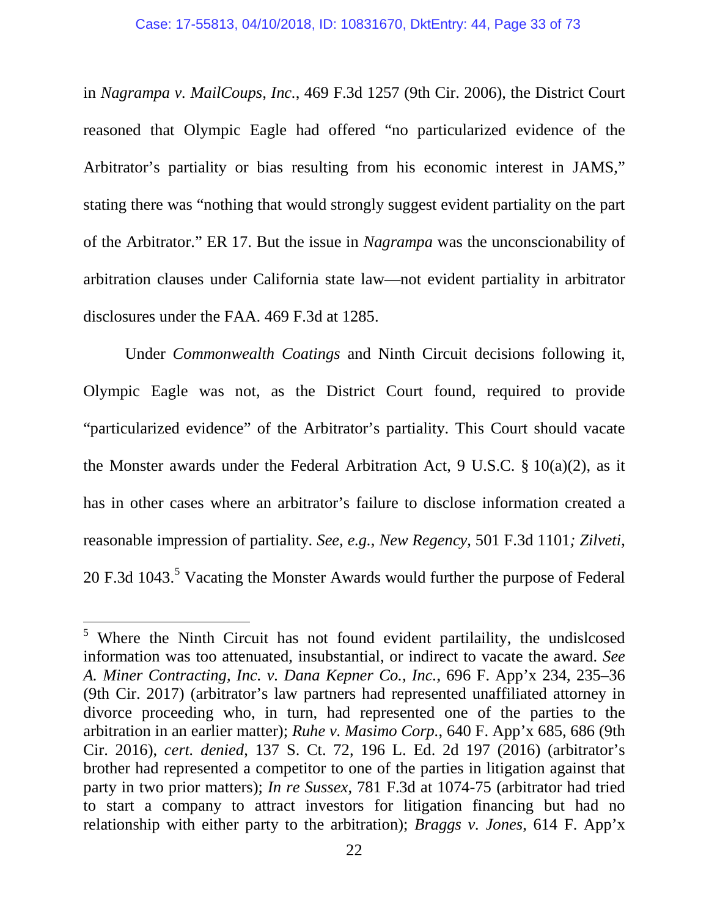in *Nagrampa v. MailCoups, Inc.*, 469 F.3d 1257 (9th Cir. 2006), the District Court reasoned that Olympic Eagle had offered "no particularized evidence of the Arbitrator's partiality or bias resulting from his economic interest in JAMS," stating there was "nothing that would strongly suggest evident partiality on the part of the Arbitrator." ER 17. But the issue in *Nagrampa* was the unconscionability of arbitration clauses under California state law—not evident partiality in arbitrator disclosures under the FAA. 469 F.3d at 1285.

Under *Commonwealth Coatings* and Ninth Circuit decisions following it, Olympic Eagle was not, as the District Court found, required to provide "particularized evidence" of the Arbitrator's partiality. This Court should vacate the Monster awards under the Federal Arbitration Act, 9 U.S.C. § 10(a)(2), as it has in other cases where an arbitrator's failure to disclose information created a reasonable impression of partiality. *See, e.g.*, *New Regency*, 501 F.3d 1101*; Zilveti*, 20 F.3d 1043.[5] Vacating the Monster Awards would further the purpose of Federal

[5] Where the Ninth Circuit has not found evident partilaility, the undislcosed information was too attenuated, insubstantial, or indirect to vacate the award. *See A. Miner Contracting, Inc. v. Dana Kepner Co., Inc.*, 696 F. App'x 234, 235–36 (9th Cir. 2017) (arbitrator's law partners had represented unaffiliated attorney in divorce proceeding who, in turn, had represented one of the parties to the arbitration in an earlier matter); *Ruhe v. Masimo Corp.*, 640 F. App'x 685, 686 (9th Cir. 2016), *cert. denied*, 137 S. Ct. 72, 196 L. Ed. 2d 197 (2016) (arbitrator's brother had represented a competitor to one of the parties in litigation against that party in two prior matters); *In re Sussex*, 781 F.3d at 1074-75 (arbitrator had tried to start a company to attract investors for litigation financing but had no relationship with either party to the arbitration); *Braggs v. Jones*, 614 F. App'x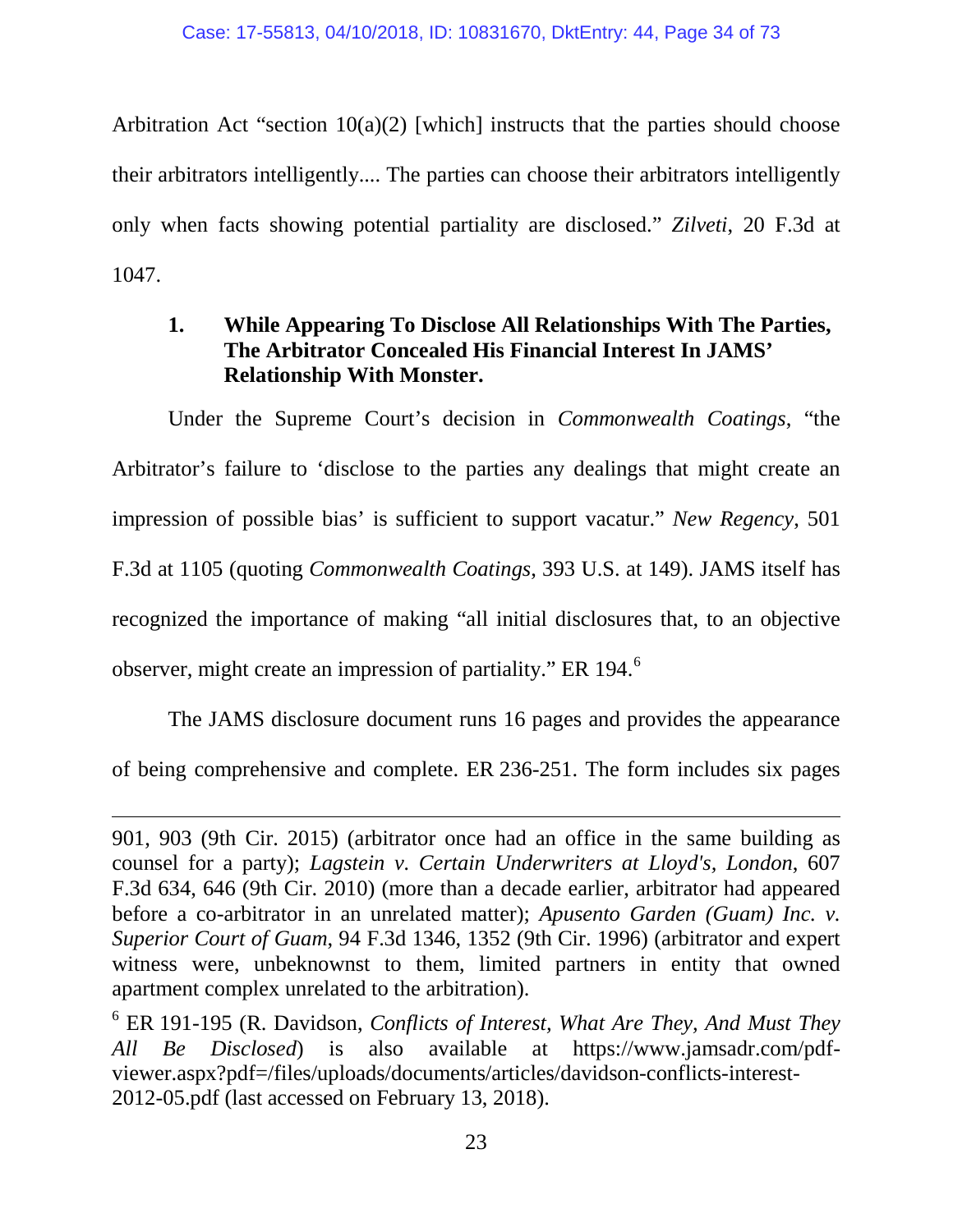Arbitration Act "section 10(a)(2) [which] instructs that the parties should choose their arbitrators intelligently.... The parties can choose their arbitrators intelligently only when facts showing potential partiality are disclosed." *Zilveti*, 20 F.3d at 1047.

### 1. While Appearing To Disclose All Relationships With The Parties, The Arbitrator Concealed His Financial Interest In JAMS' Relationship With Monster.

Under the Supreme Court's decision in *Commonwealth Coatings*, "the Arbitrator's failure to 'disclose to the parties any dealings that might create an impression of possible bias' is sufficient to support vacatur." *New Regency*, 501 F.3d at 1105 (quoting *Commonwealth Coatings*, 393 U.S. at 149). JAMS itself has recognized the importance of making "all initial disclosures that, to an objective observer, might create an impression of partiality." ER 194.[6]

The JAMS disclosure document runs 16 pages and provides the appearance of being comprehensive and complete. ER 236-251. The form includes six pages

---

901, 903 (9th Cir. 2015) (arbitrator once had an office in the same building as counsel for a party); *Lagstein v. Certain Underwriters at Lloyd's, London*, 607 F.3d 634, 646 (9th Cir. 2010) (more than a decade earlier, arbitrator had appeared before a co-arbitrator in an unrelated matter); *Apusento Garden (Guam) Inc. v. Superior Court of Guam*, 94 F.3d 1346, 1352 (9th Cir. 1996) (arbitrator and expert witness were, unbeknownst to them, limited partners in entity that owned apartment complex unrelated to the arbitration).

[6] ER 191-195 (R. Davidson, *Conflicts of Interest, What Are They, And Must They All Be Disclosed*) is also available at https://www.jamsadr.com/pdf-viewer.aspx?pdf=/files/uploads/documents/articles/davidson-conflicts-interest-2012-05.pdf (last accessed on February 13, 2018).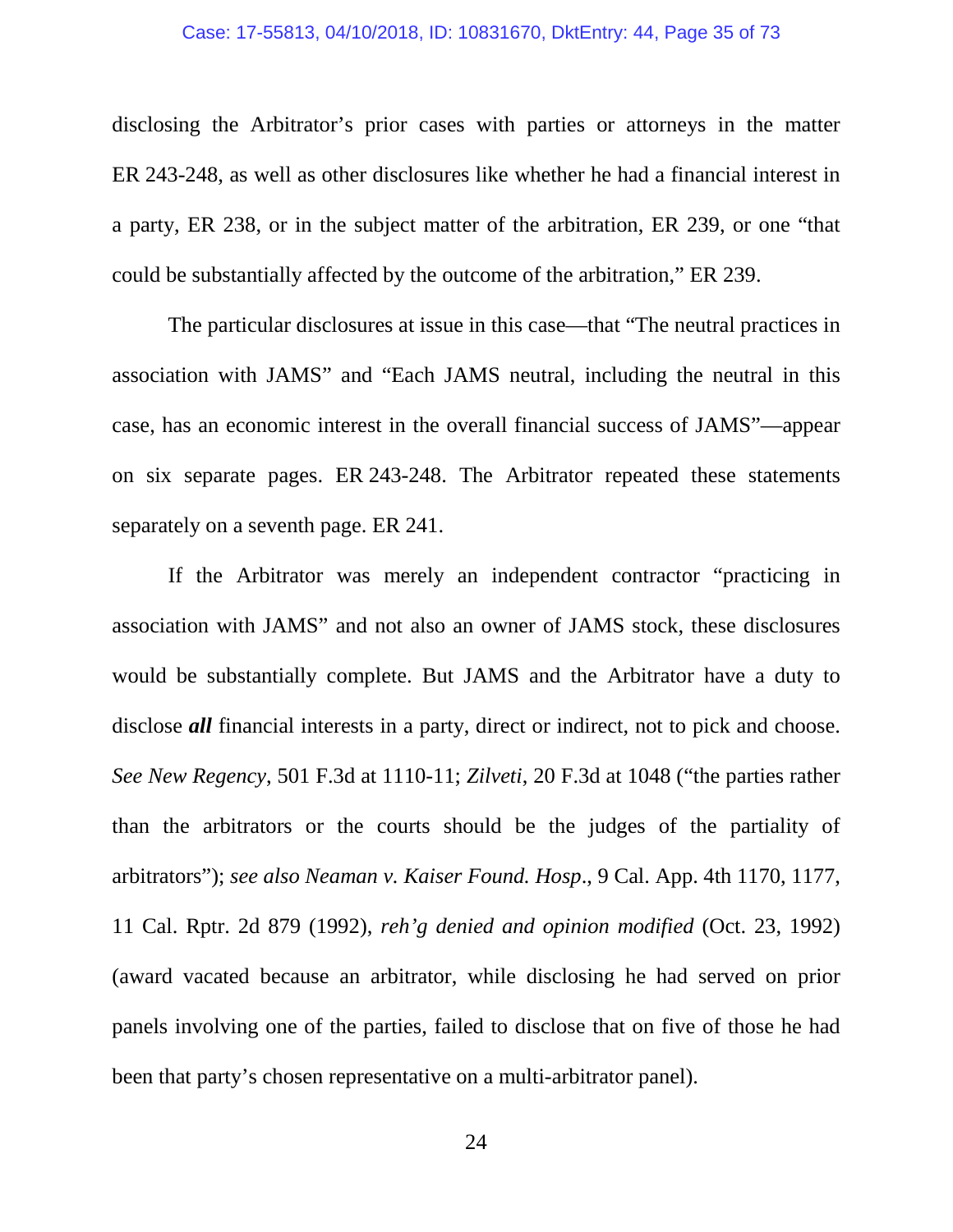disclosing the Arbitrator's prior cases with parties or attorneys in the matter ER 243-248, as well as other disclosures like whether he had a financial interest in a party, ER 238, or in the subject matter of the arbitration, ER 239, or one "that could be substantially affected by the outcome of the arbitration," ER 239.

The particular disclosures at issue in this case—that "The neutral practices in association with JAMS" and "Each JAMS neutral, including the neutral in this case, has an economic interest in the overall financial success of JAMS"—appear on six separate pages. ER 243-248. The Arbitrator repeated these statements separately on a seventh page. ER 241.

If the Arbitrator was merely an independent contractor "practicing in association with JAMS" and not also an owner of JAMS stock, these disclosures would be substantially complete. But JAMS and the Arbitrator have a duty to disclose ***all*** financial interests in a party, direct or indirect, not to pick and choose. *See New Regency*, 501 F.3d at 1110-11; *Zilveti*, 20 F.3d at 1048 ("the parties rather than the arbitrators or the courts should be the judges of the partiality of arbitrators"); *see also Neaman v. Kaiser Found. Hosp*., 9 Cal. App. 4th 1170, 1177, 11 Cal. Rptr. 2d 879 (1992), *reh'g denied and opinion modified* (Oct. 23, 1992) (award vacated because an arbitrator, while disclosing he had served on prior panels involving one of the parties, failed to disclose that on five of those he had been that party's chosen representative on a multi-arbitrator panel).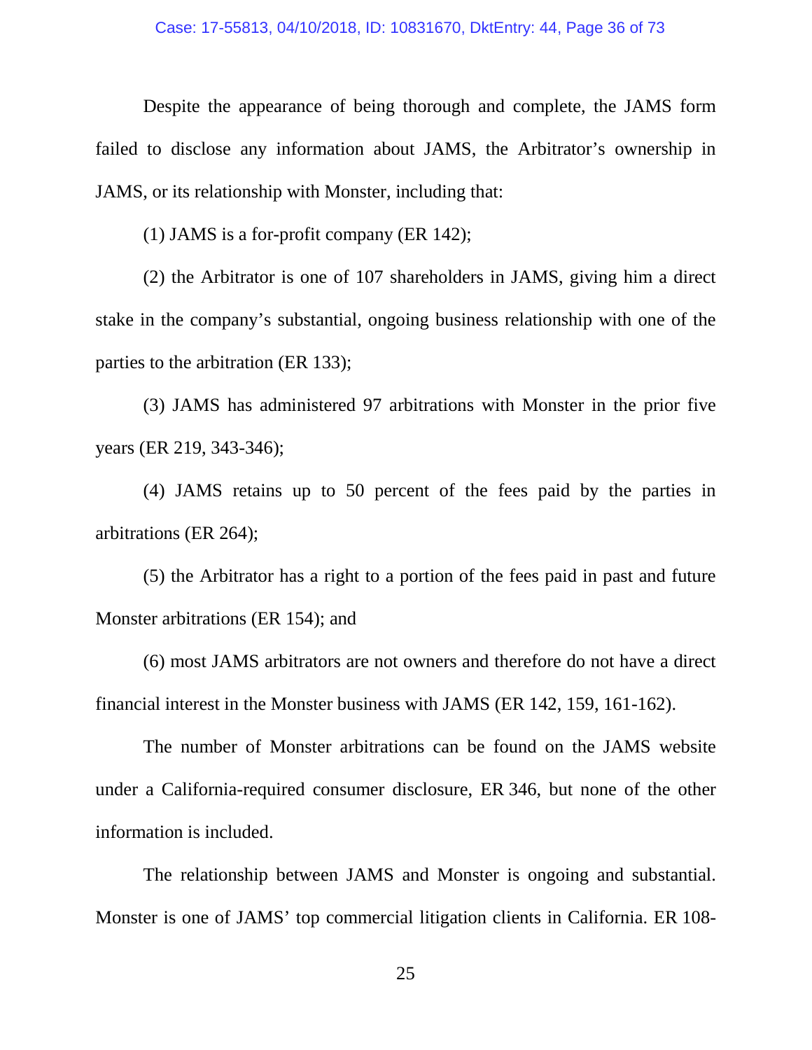Despite the appearance of being thorough and complete, the JAMS form failed to disclose any information about JAMS, the Arbitrator's ownership in JAMS, or its relationship with Monster, including that:

(1) JAMS is a for-profit company (ER 142);

(2) the Arbitrator is one of 107 shareholders in JAMS, giving him a direct stake in the company's substantial, ongoing business relationship with one of the parties to the arbitration (ER 133);

(3) JAMS has administered 97 arbitrations with Monster in the prior five years (ER 219, 343-346);

(4) JAMS retains up to 50 percent of the fees paid by the parties in arbitrations (ER 264);

(5) the Arbitrator has a right to a portion of the fees paid in past and future Monster arbitrations (ER 154); and

(6) most JAMS arbitrators are not owners and therefore do not have a direct financial interest in the Monster business with JAMS (ER 142, 159, 161-162).

The number of Monster arbitrations can be found on the JAMS website under a California-required consumer disclosure, ER 346, but none of the other information is included.

The relationship between JAMS and Monster is ongoing and substantial. Monster is one of JAMS' top commercial litigation clients in California. ER 108-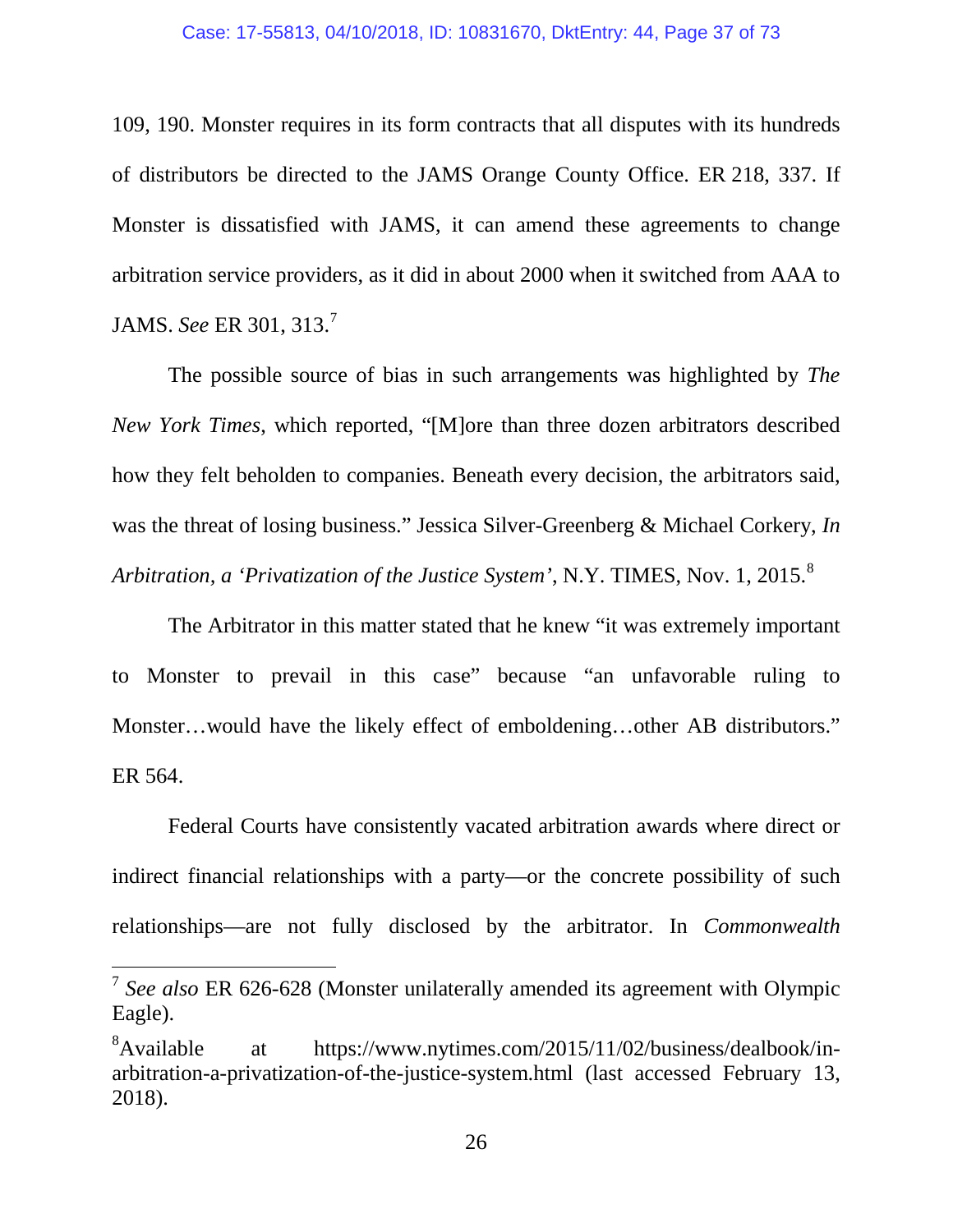109, 190. Monster requires in its form contracts that all disputes with its hundreds of distributors be directed to the JAMS Orange County Office. ER 218, 337. If Monster is dissatisfied with JAMS, it can amend these agreements to change arbitration service providers, as it did in about 2000 when it switched from AAA to JAMS. *See* ER 301, 313.[7]

The possible source of bias in such arrangements was highlighted by *The New York Times*, which reported, "[M]ore than three dozen arbitrators described how they felt beholden to companies. Beneath every decision, the arbitrators said, was the threat of losing business." Jessica Silver-Greenberg & Michael Corkery, *In Arbitration, a 'Privatization of the Justice System'*, N.Y. TIMES, Nov. 1, 2015.[8]

The Arbitrator in this matter stated that he knew "it was extremely important to Monster to prevail in this case" because "an unfavorable ruling to Monster…would have the likely effect of emboldening…other AB distributors." ER 564.

Federal Courts have consistently vacated arbitration awards where direct or indirect financial relationships with a party—or the concrete possibility of such relationships—are not fully disclosed by the arbitrator. In *Commonwealth*

---

[7] *See also* ER 626-628 (Monster unilaterally amended its agreement with Olympic Eagle).

[8] Available at https://www.nytimes.com/2015/11/02/business/dealbook/in-arbitration-a-privatization-of-the-justice-system.html (last accessed February 13, 2018).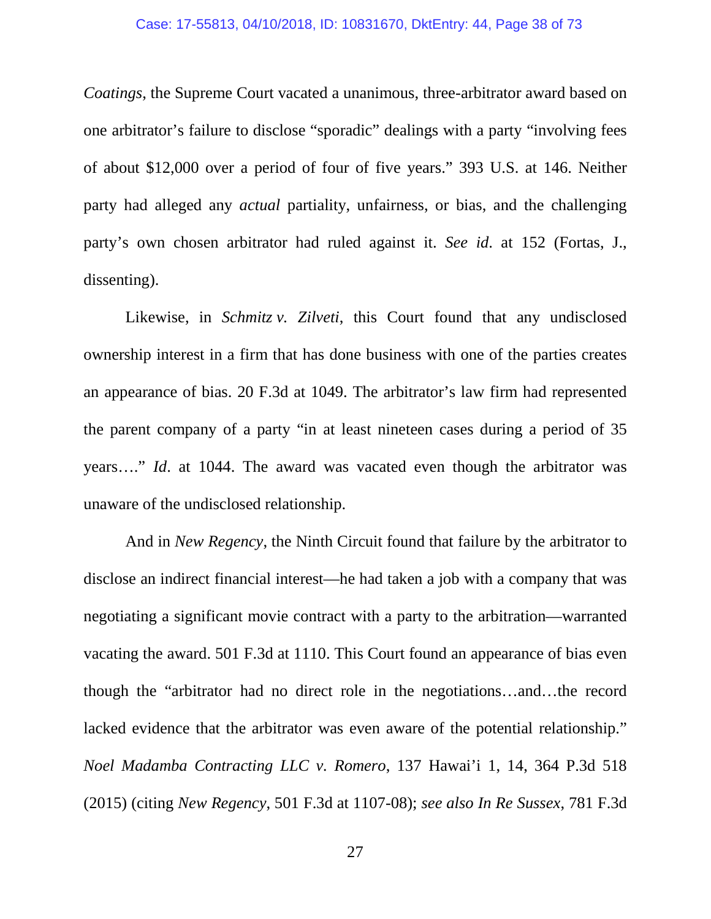*Coatings*, the Supreme Court vacated a unanimous, three-arbitrator award based on one arbitrator's failure to disclose "sporadic" dealings with a party "involving fees of about $12,000 over a period of four of five years." 393 U.S. at 146. Neither party had alleged any *actual* partiality, unfairness, or bias, and the challenging party's own chosen arbitrator had ruled against it. *See id*. at 152 (Fortas, J., dissenting).

Likewise, in *Schmitz v. Zilveti*, this Court found that any undisclosed ownership interest in a firm that has done business with one of the parties creates an appearance of bias. 20 F.3d at 1049. The arbitrator's law firm had represented the parent company of a party "in at least nineteen cases during a period of 35 years…." *Id*. at 1044. The award was vacated even though the arbitrator was unaware of the undisclosed relationship.

And in *New Regency*, the Ninth Circuit found that failure by the arbitrator to disclose an indirect financial interest—he had taken a job with a company that was negotiating a significant movie contract with a party to the arbitration—warranted vacating the award. 501 F.3d at 1110. This Court found an appearance of bias even though the "arbitrator had no direct role in the negotiations…and…the record lacked evidence that the arbitrator was even aware of the potential relationship." *Noel Madamba Contracting LLC v. Romero*, 137 Hawai'i 1, 14, 364 P.3d 518 (2015) (citing *New Regency*, 501 F.3d at 1107-08); *see also In Re Sussex*, 781 F.3d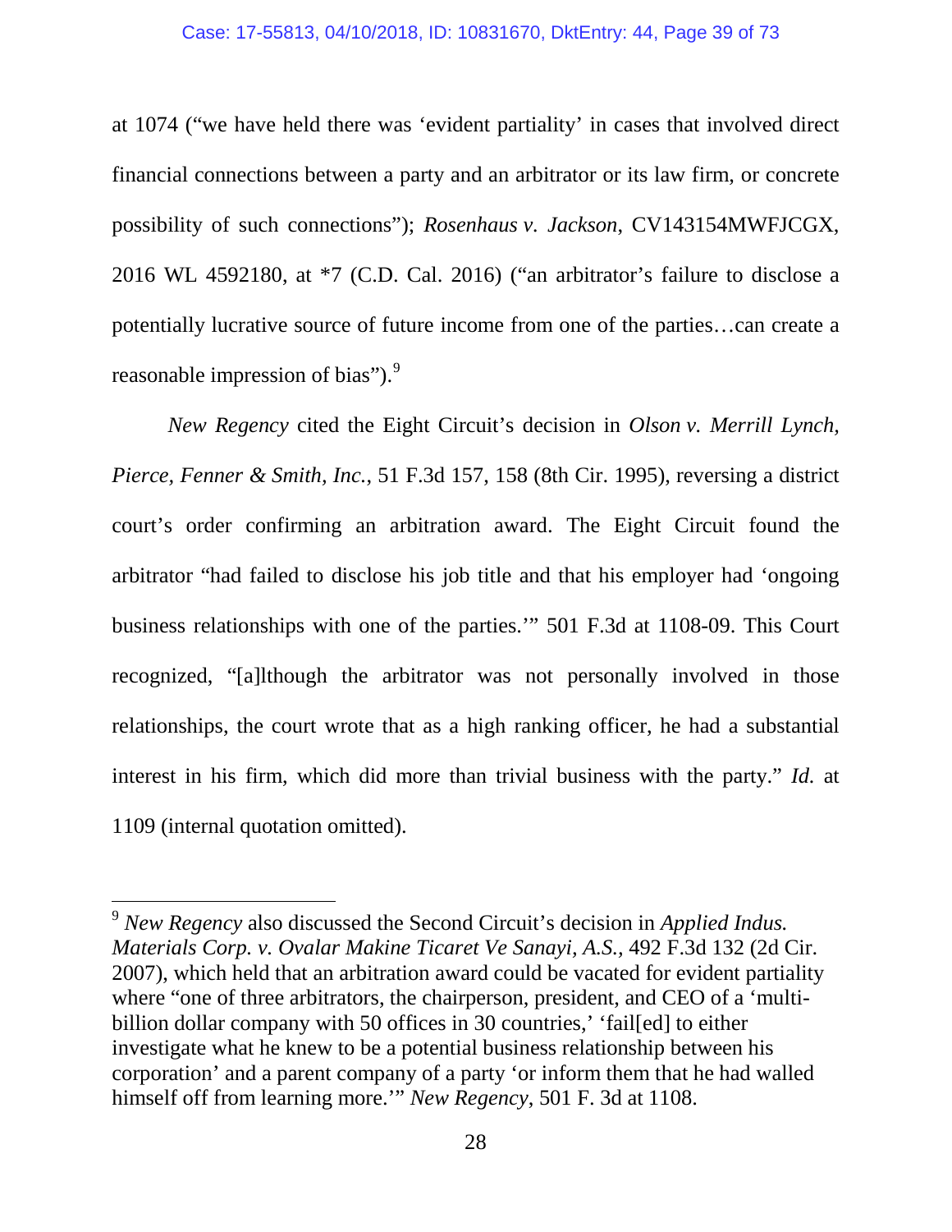at 1074 ("we have held there was 'evident partiality' in cases that involved direct financial connections between a party and an arbitrator or its law firm, or concrete possibility of such connections"); *Rosenhaus v. Jackson*, CV143154MWFJCGX, 2016 WL 4592180, at *7 (C.D. Cal. 2016) ("an arbitrator's failure to disclose a potentially lucrative source of future income from one of the parties…can create a reasonable impression of bias").[9]

*New Regency* cited the Eight Circuit's decision in *Olson v. Merrill Lynch, Pierce, Fenner & Smith, Inc.*, 51 F.3d 157, 158 (8th Cir. 1995), reversing a district court's order confirming an arbitration award. The Eight Circuit found the arbitrator "had failed to disclose his job title and that his employer had 'ongoing business relationships with one of the parties.'" 501 F.3d at 1108-09. This Court recognized, "[a]lthough the arbitrator was not personally involved in those relationships, the court wrote that as a high ranking officer, he had a substantial interest in his firm, which did more than trivial business with the party." *Id.* at 1109 (internal quotation omitted).

---

[9] *New Regency* also discussed the Second Circuit's decision in *Applied Indus. Materials Corp. v. Ovalar Makine Ticaret Ve Sanayi, A.S.*, 492 F.3d 132 (2d Cir. 2007), which held that an arbitration award could be vacated for evident partiality where "one of three arbitrators, the chairperson, president, and CEO of a 'multi-billion dollar company with 50 offices in 30 countries,' 'fail[ed] to either investigate what he knew to be a potential business relationship between his corporation' and a parent company of a party 'or inform them that he had walled himself off from learning more.'" *New Regency*, 501 F. 3d at 1108.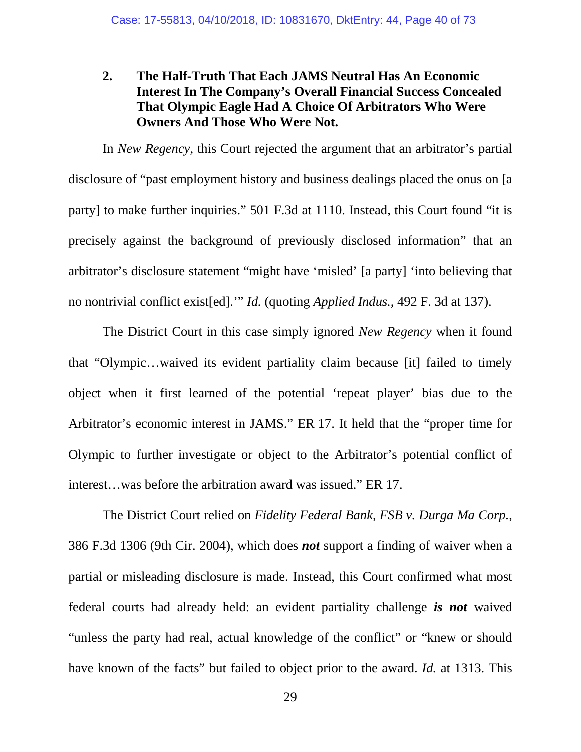### 2. The Half-Truth That Each JAMS Neutral Has An Economic Interest In The Company's Overall Financial Success Concealed That Olympic Eagle Had A Choice Of Arbitrators Who Were Owners And Those Who Were Not.

In *New Regency*, this Court rejected the argument that an arbitrator's partial disclosure of "past employment history and business dealings placed the onus on [a party] to make further inquiries." 501 F.3d at 1110. Instead, this Court found "it is precisely against the background of previously disclosed information" that an arbitrator's disclosure statement "might have 'misled' [a party] 'into believing that no nontrivial conflict exist[ed].'" *Id.* (quoting *Applied Indus.*, 492 F. 3d at 137).

The District Court in this case simply ignored *New Regency* when it found that "Olympic…waived its evident partiality claim because [it] failed to timely object when it first learned of the potential 'repeat player' bias due to the Arbitrator's economic interest in JAMS." ER 17. It held that the "proper time for Olympic to further investigate or object to the Arbitrator's potential conflict of interest…was before the arbitration award was issued." ER 17.

The District Court relied on *Fidelity Federal Bank, FSB v. Durga Ma Corp.*, 386 F.3d 1306 (9th Cir. 2004), which does ***not*** support a finding of waiver when a partial or misleading disclosure is made. Instead, this Court confirmed what most federal courts had already held: an evident partiality challenge ***is not*** waived "unless the party had real, actual knowledge of the conflict" or "knew or should have known of the facts" but failed to object prior to the award. *Id.* at 1313. This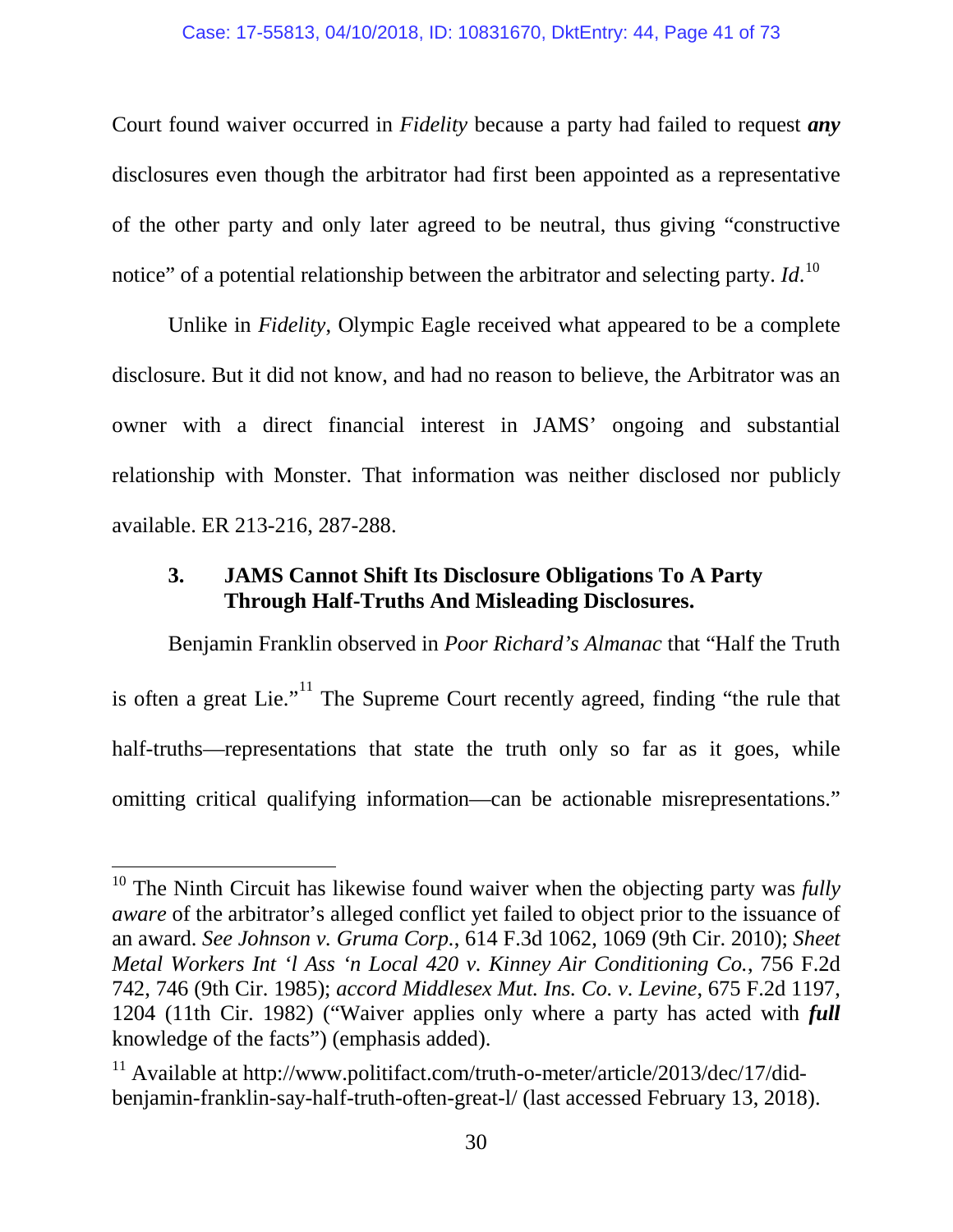Court found waiver occurred in *Fidelity* because a party had failed to request ***any*** disclosures even though the arbitrator had first been appointed as a representative of the other party and only later agreed to be neutral, thus giving "constructive notice" of a potential relationship between the arbitrator and selecting party. *Id*.[10]

Unlike in *Fidelity*, Olympic Eagle received what appeared to be a complete disclosure. But it did not know, and had no reason to believe, the Arbitrator was an owner with a direct financial interest in JAMS' ongoing and substantial relationship with Monster. That information was neither disclosed nor publicly available. ER 213-216, 287-288.

### 3. JAMS Cannot Shift Its Disclosure Obligations To A Party Through Half-Truths And Misleading Disclosures.

Benjamin Franklin observed in *Poor Richard's Almanac* that "Half the Truth is often a great Lie."[11] The Supreme Court recently agreed, finding "the rule that half-truths—representations that state the truth only so far as it goes, while omitting critical qualifying information—can be actionable misrepresentations."

---

[10] The Ninth Circuit has likewise found waiver when the objecting party was *fully aware* of the arbitrator's alleged conflict yet failed to object prior to the issuance of an award. *See Johnson v. Gruma Corp.*, 614 F.3d 1062, 1069 (9th Cir. 2010); *Sheet Metal Workers Int 'l Ass 'n Local 420 v. Kinney Air Conditioning Co.*, 756 F.2d 742, 746 (9th Cir. 1985); *accord Middlesex Mut. Ins. Co. v. Levine*, 675 F.2d 1197, 1204 (11th Cir. 1982) ("Waiver applies only where a party has acted with ***full*** knowledge of the facts") (emphasis added).

[11] Available at http://www.politifact.com/truth-o-meter/article/2013/dec/17/did-benjamin-franklin-say-half-truth-often-great-l/ (last accessed February 13, 2018).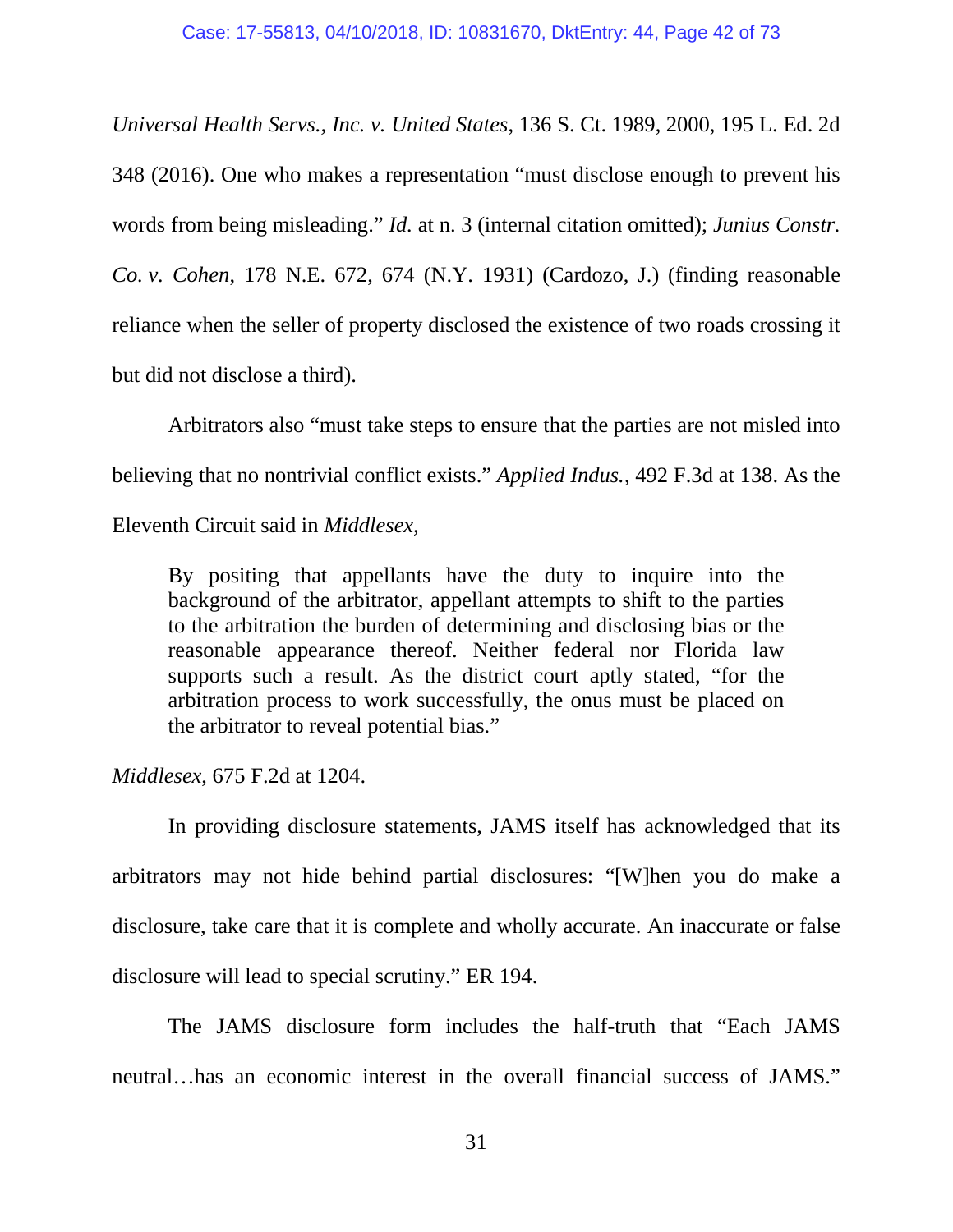*Universal Health Servs., Inc. v. United States*, 136 S. Ct. 1989, 2000, 195 L. Ed. 2d 348 (2016). One who makes a representation "must disclose enough to prevent his words from being misleading." *Id.* at n. 3 (internal citation omitted); *Junius Constr. Co. v. Cohen*, 178 N.E. 672, 674 (N.Y. 1931) (Cardozo, J.) (finding reasonable reliance when the seller of property disclosed the existence of two roads crossing it but did not disclose a third).

Arbitrators also "must take steps to ensure that the parties are not misled into believing that no nontrivial conflict exists." *Applied Indus.*, 492 F.3d at 138. As the Eleventh Circuit said in *Middlesex*,

> By positing that appellants have the duty to inquire into the background of the arbitrator, appellant attempts to shift to the parties to the arbitration the burden of determining and disclosing bias or the reasonable appearance thereof. Neither federal nor Florida law supports such a result. As the district court aptly stated, "for the arbitration process to work successfully, the onus must be placed on the arbitrator to reveal potential bias."

*Middlesex*, 675 F.2d at 1204.

In providing disclosure statements, JAMS itself has acknowledged that its arbitrators may not hide behind partial disclosures: "[W]hen you do make a disclosure, take care that it is complete and wholly accurate. An inaccurate or false disclosure will lead to special scrutiny." ER 194.

The JAMS disclosure form includes the half-truth that "Each JAMS neutral…has an economic interest in the overall financial success of JAMS."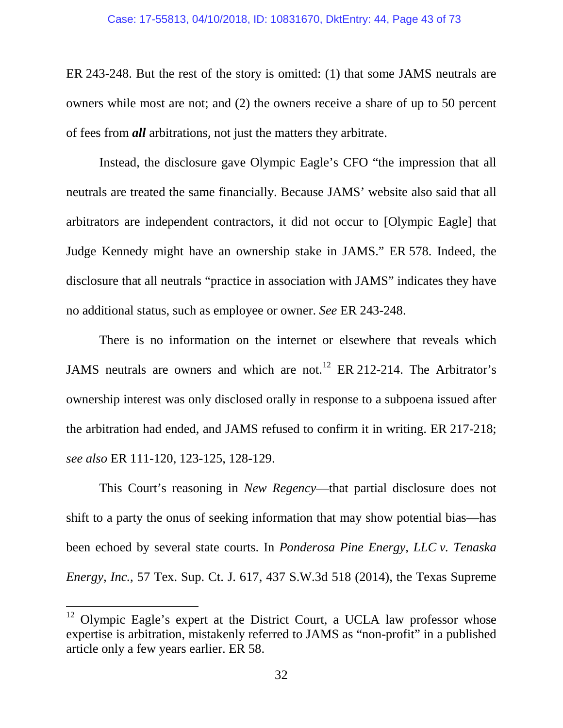ER 243-248. But the rest of the story is omitted: (1) that some JAMS neutrals are owners while most are not; and (2) the owners receive a share of up to 50 percent of fees from ***all*** arbitrations, not just the matters they arbitrate.

Instead, the disclosure gave Olympic Eagle's CFO "the impression that all neutrals are treated the same financially. Because JAMS' website also said that all arbitrators are independent contractors, it did not occur to [Olympic Eagle] that Judge Kennedy might have an ownership stake in JAMS." ER 578. Indeed, the disclosure that all neutrals "practice in association with JAMS" indicates they have no additional status, such as employee or owner. *See* ER 243-248.

There is no information on the internet or elsewhere that reveals which JAMS neutrals are owners and which are not.[12] ER 212-214. The Arbitrator's ownership interest was only disclosed orally in response to a subpoena issued after the arbitration had ended, and JAMS refused to confirm it in writing. ER 217-218; *see also* ER 111-120, 123-125, 128-129.

This Court's reasoning in *New Regency*—that partial disclosure does not shift to a party the onus of seeking information that may show potential bias—has been echoed by several state courts. In *Ponderosa Pine Energy, LLC v. Tenaska Energy, Inc.*, 57 Tex. Sup. Ct. J. 617, 437 S.W.3d 518 (2014), the Texas Supreme

---

[12] Olympic Eagle's expert at the District Court, a UCLA law professor whose expertise is arbitration, mistakenly referred to JAMS as "non-profit" in a published article only a few years earlier. ER 58.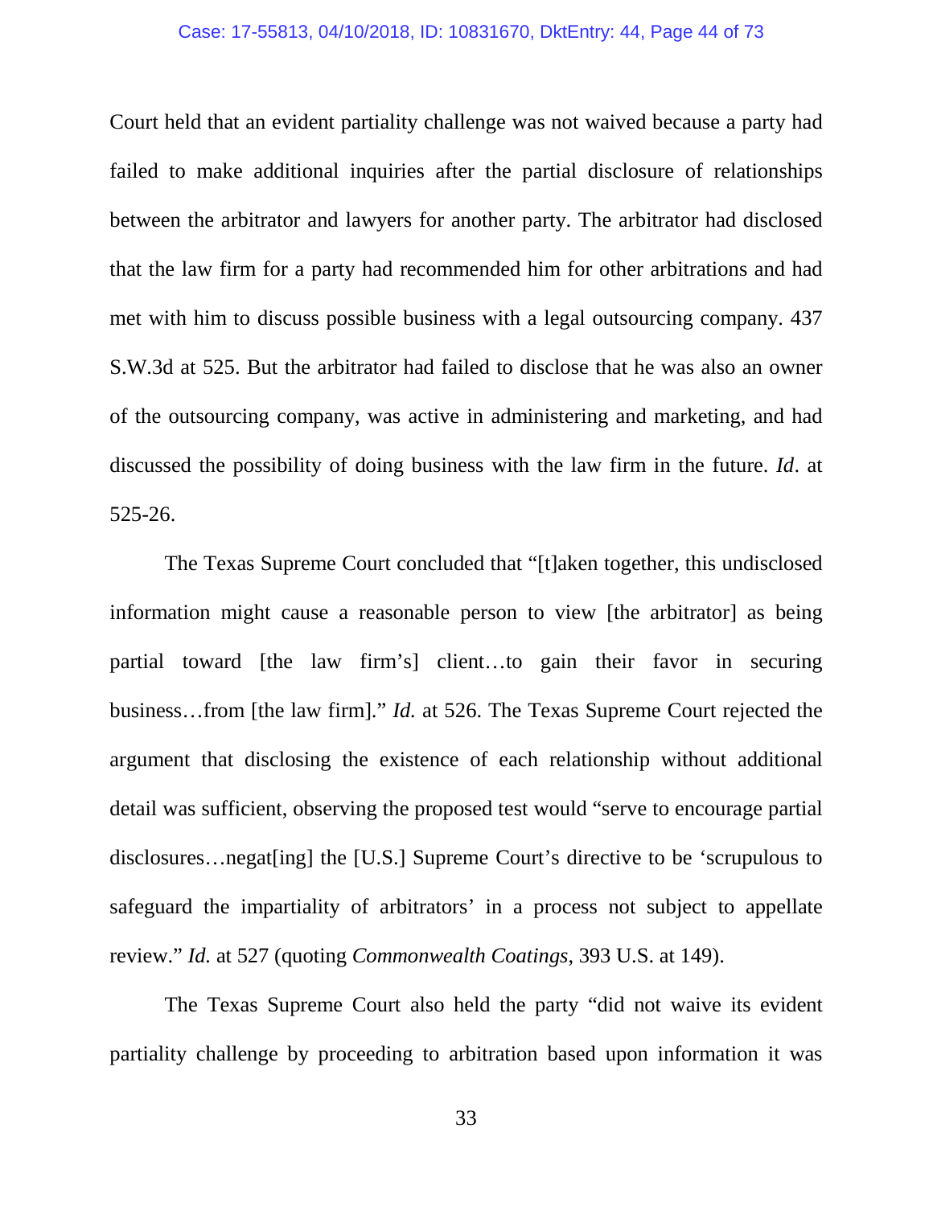Court held that an evident partiality challenge was not waived because a party had failed to make additional inquiries after the partial disclosure of relationships between the arbitrator and lawyers for another party. The arbitrator had disclosed that the law firm for a party had recommended him for other arbitrations and had met with him to discuss possible business with a legal outsourcing company. 437 S.W.3d at 525. But the arbitrator had failed to disclose that he was also an owner of the outsourcing company, was active in administering and marketing, and had discussed the possibility of doing business with the law firm in the future. *Id*. at 525-26.

The Texas Supreme Court concluded that "[t]aken together, this undisclosed information might cause a reasonable person to view [the arbitrator] as being partial toward [the law firm's] client…to gain their favor in securing business…from [the law firm]." *Id.* at 526. The Texas Supreme Court rejected the argument that disclosing the existence of each relationship without additional detail was sufficient, observing the proposed test would "serve to encourage partial disclosures…negat[ing] the [U.S.] Supreme Court's directive to be 'scrupulous to safeguard the impartiality of arbitrators' in a process not subject to appellate review." *Id.* at 527 (quoting *Commonwealth Coatings*, 393 U.S. at 149).

The Texas Supreme Court also held the party "did not waive its evident partiality challenge by proceeding to arbitration based upon information it was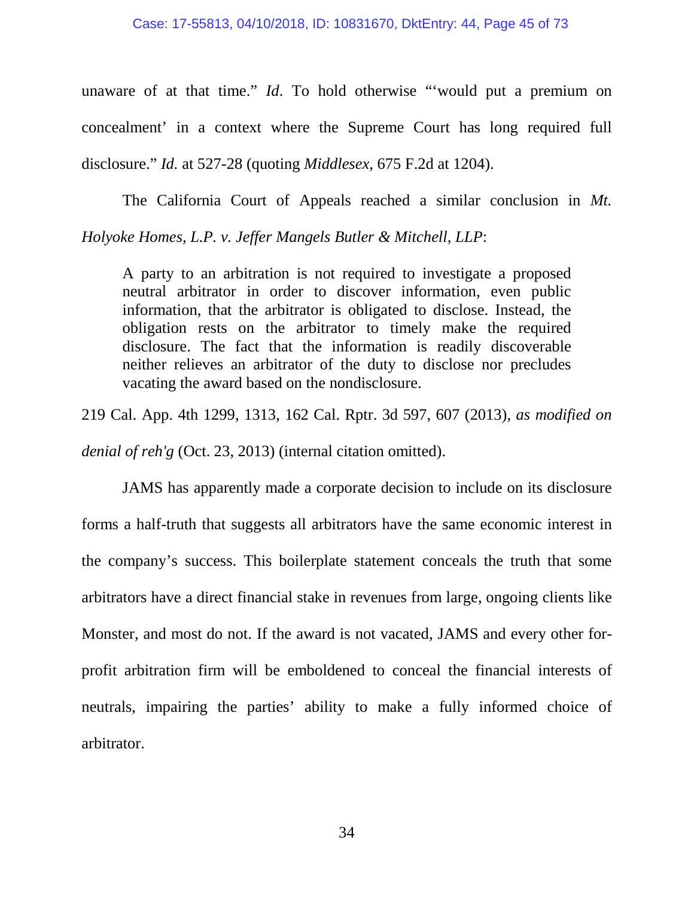unaware of at that time." *Id*. To hold otherwise "'would put a premium on concealment' in a context where the Supreme Court has long required full disclosure." *Id.* at 527-28 (quoting *Middlesex*, 675 F.2d at 1204).

The California Court of Appeals reached a similar conclusion in *Mt. Holyoke Homes, L.P. v. Jeffer Mangels Butler & Mitchell, LLP*:

> A party to an arbitration is not required to investigate a proposed neutral arbitrator in order to discover information, even public information, that the arbitrator is obligated to disclose. Instead, the obligation rests on the arbitrator to timely make the required disclosure. The fact that the information is readily discoverable neither relieves an arbitrator of the duty to disclose nor precludes vacating the award based on the nondisclosure.

219 Cal. App. 4th 1299, 1313, 162 Cal. Rptr. 3d 597, 607 (2013), *as modified on denial of reh'g* (Oct. 23, 2013) (internal citation omitted).

JAMS has apparently made a corporate decision to include on its disclosure forms a half-truth that suggests all arbitrators have the same economic interest in the company's success. This boilerplate statement conceals the truth that some arbitrators have a direct financial stake in revenues from large, ongoing clients like Monster, and most do not. If the award is not vacated, JAMS and every other for-profit arbitration firm will be emboldened to conceal the financial interests of neutrals, impairing the parties' ability to make a fully informed choice of arbitrator.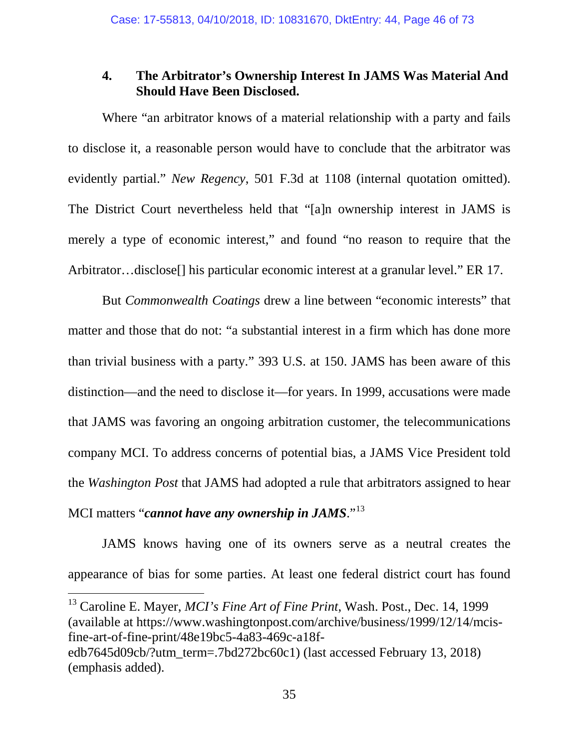### 4. The Arbitrator's Ownership Interest In JAMS Was Material And Should Have Been Disclosed.

Where "an arbitrator knows of a material relationship with a party and fails to disclose it, a reasonable person would have to conclude that the arbitrator was evidently partial." *New Regency*, 501 F.3d at 1108 (internal quotation omitted). The District Court nevertheless held that "[a]n ownership interest in JAMS is merely a type of economic interest," and found "no reason to require that the Arbitrator…disclose[] his particular economic interest at a granular level." ER 17.

But *Commonwealth Coatings* drew a line between "economic interests" that matter and those that do not: "a substantial interest in a firm which has done more than trivial business with a party." 393 U.S. at 150. JAMS has been aware of this distinction—and the need to disclose it—for years. In 1999, accusations were made that JAMS was favoring an ongoing arbitration customer, the telecommunications company MCI. To address concerns of potential bias, a JAMS Vice President told the *Washington Post* that JAMS had adopted a rule that arbitrators assigned to hear MCI matters "***cannot have any ownership in JAMS***."[13]

JAMS knows having one of its owners serve as a neutral creates the appearance of bias for some parties. At least one federal district court has found

[13] Caroline E. Mayer, *MCI's Fine Art of Fine Print*, Wash. Post., Dec. 14, 1999 (available at https://www.washingtonpost.com/archive/business/1999/12/14/mcis-fine-art-of-fine-print/48e19bc5-4a83-469c-a18f-edb7645d09cb/?utm_term=.7bd272bc60c1) (last accessed February 13, 2018) (emphasis added).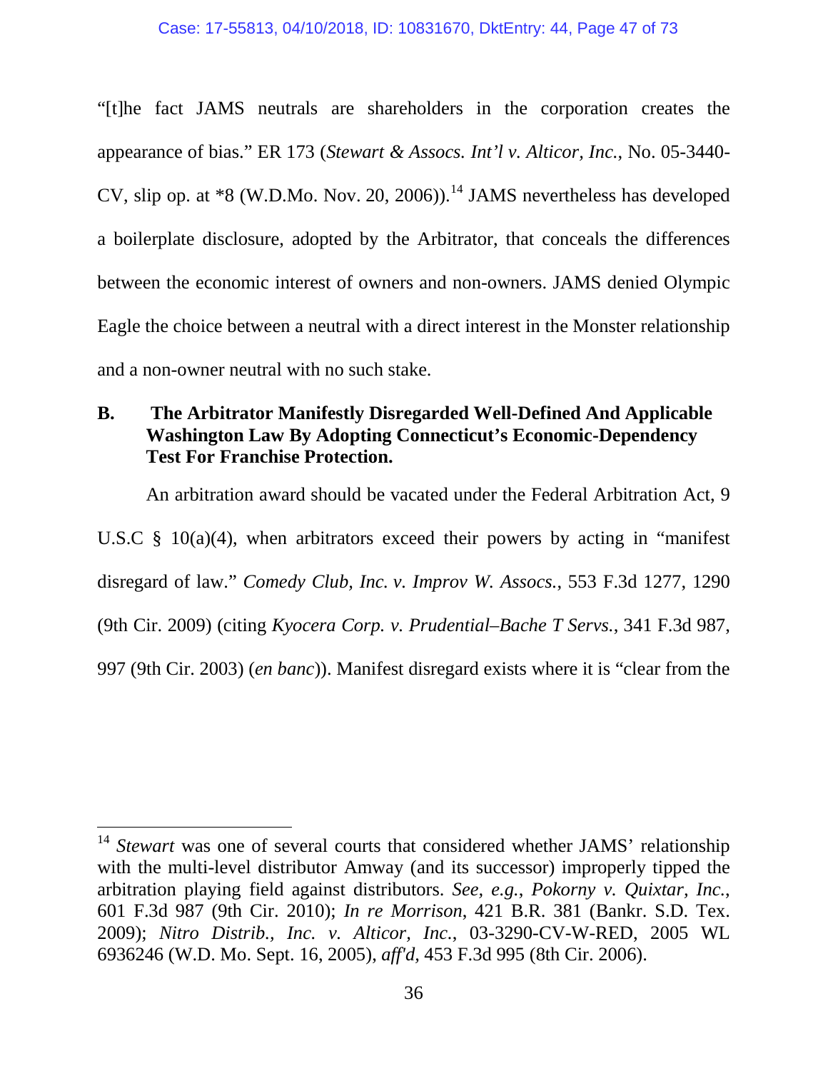"[t]he fact JAMS neutrals are shareholders in the corporation creates the appearance of bias." ER 173 (*Stewart & Assocs. Int'l v. Alticor, Inc.*, No. 05-3440-CV, slip op. at *8 (W.D.Mo. Nov. 20, 2006)).[14] JAMS nevertheless has developed a boilerplate disclosure, adopted by the Arbitrator, that conceals the differences between the economic interest of owners and non-owners. JAMS denied Olympic Eagle the choice between a neutral with a direct interest in the Monster relationship and a non-owner neutral with no such stake.

### B. The Arbitrator Manifestly Disregarded Well-Defined And Applicable Washington Law By Adopting Connecticut's Economic-Dependency Test For Franchise Protection.

An arbitration award should be vacated under the Federal Arbitration Act, 9 U.S.C § 10(a)(4), when arbitrators exceed their powers by acting in "manifest disregard of law." *Comedy Club, Inc. v. Improv W. Assocs.*, 553 F.3d 1277, 1290 (9th Cir. 2009) (citing *Kyocera Corp. v. Prudential–Bache T Servs.*, 341 F.3d 987, 997 (9th Cir. 2003) (*en banc*)). Manifest disregard exists where it is "clear from the

---

[14] *Stewart* was one of several courts that considered whether JAMS' relationship with the multi-level distributor Amway (and its successor) improperly tipped the arbitration playing field against distributors. *See, e.g.*, *Pokorny v. Quixtar, Inc.*, 601 F.3d 987 (9th Cir. 2010); *In re Morrison*, 421 B.R. 381 (Bankr. S.D. Tex. 2009); *Nitro Distrib., Inc. v. Alticor, Inc.*, 03-3290-CV-W-RED, 2005 WL 6936246 (W.D. Mo. Sept. 16, 2005), *aff'd*, 453 F.3d 995 (8th Cir. 2006).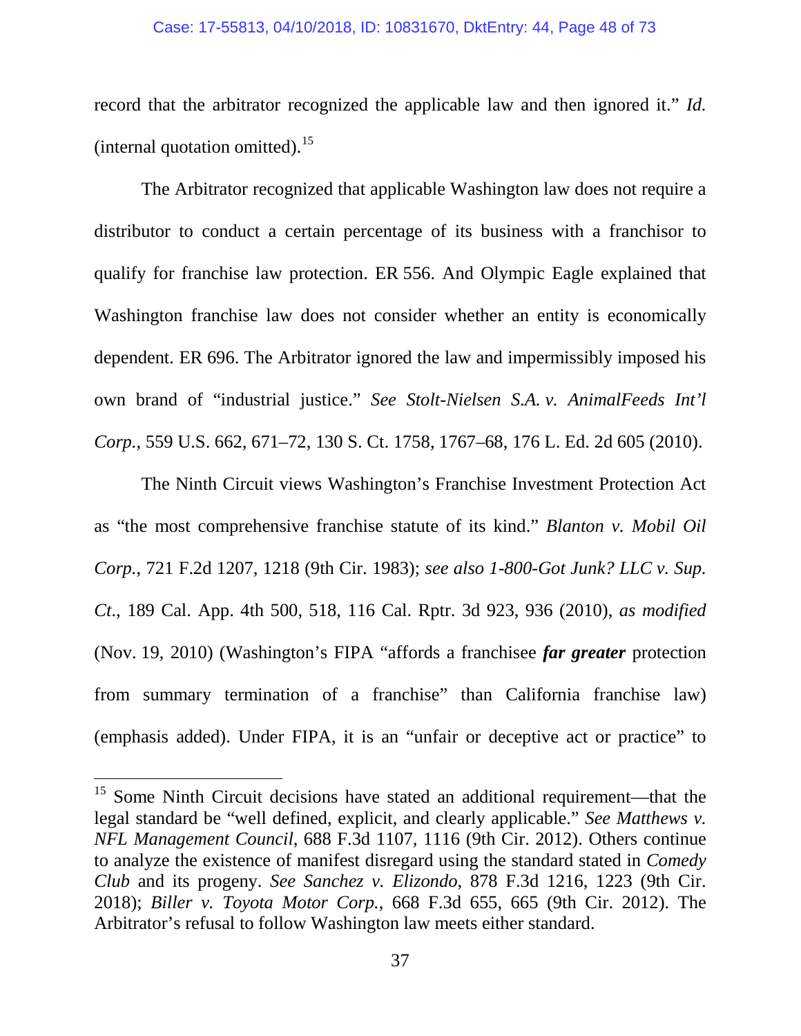record that the arbitrator recognized the applicable law and then ignored it." *Id.* (internal quotation omitted).[15]

The Arbitrator recognized that applicable Washington law does not require a distributor to conduct a certain percentage of its business with a franchisor to qualify for franchise law protection. ER 556. And Olympic Eagle explained that Washington franchise law does not consider whether an entity is economically dependent. ER 696. The Arbitrator ignored the law and impermissibly imposed his own brand of "industrial justice." *See Stolt-Nielsen S.A. v. AnimalFeeds Int'l Corp.*, 559 U.S. 662, 671–72, 130 S. Ct. 1758, 1767–68, 176 L. Ed. 2d 605 (2010).

The Ninth Circuit views Washington's Franchise Investment Protection Act as "the most comprehensive franchise statute of its kind." *Blanton v. Mobil Oil Corp.*, 721 F.2d 1207, 1218 (9th Cir. 1983); *see also 1-800-Got Junk? LLC v. Sup. Ct*., 189 Cal. App. 4th 500, 518, 116 Cal. Rptr. 3d 923, 936 (2010), *as modified* (Nov. 19, 2010) (Washington's FIPA "affords a franchisee ***far greater*** protection from summary termination of a franchise" than California franchise law) (emphasis added). Under FIPA, it is an "unfair or deceptive act or practice" to

---

[15] Some Ninth Circuit decisions have stated an additional requirement—that the legal standard be "well defined, explicit, and clearly applicable." *See Matthews v. NFL Management Council*, 688 F.3d 1107, 1116 (9th Cir. 2012). Others continue to analyze the existence of manifest disregard using the standard stated in *Comedy Club* and its progeny. *See Sanchez v. Elizondo*, 878 F.3d 1216, 1223 (9th Cir. 2018); *Biller v. Toyota Motor Corp.*, 668 F.3d 655, 665 (9th Cir. 2012). The Arbitrator's refusal to follow Washington law meets either standard.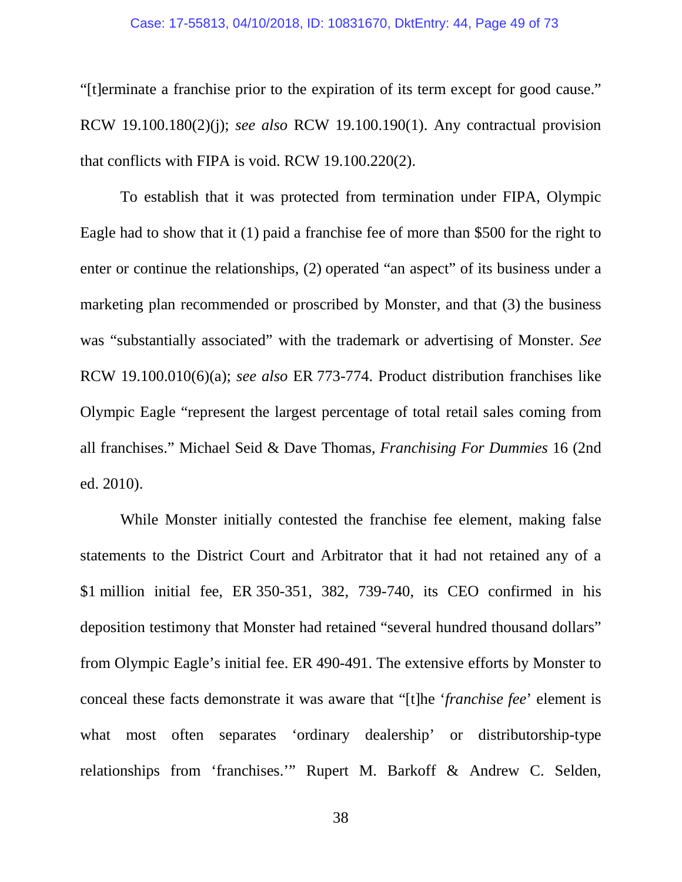"[t]erminate a franchise prior to the expiration of its term except for good cause." RCW 19.100.180(2)(j); *see also* RCW 19.100.190(1). Any contractual provision that conflicts with FIPA is void. RCW 19.100.220(2).

To establish that it was protected from termination under FIPA, Olympic Eagle had to show that it (1) paid a franchise fee of more than $500 for the right to enter or continue the relationships, (2) operated "an aspect" of its business under a marketing plan recommended or proscribed by Monster, and that (3) the business was "substantially associated" with the trademark or advertising of Monster. *See* RCW 19.100.010(6)(a); *see also* ER 773-774. Product distribution franchises like Olympic Eagle "represent the largest percentage of total retail sales coming from all franchises." Michael Seid & Dave Thomas, *Franchising For Dummies* 16 (2nd ed. 2010).

While Monster initially contested the franchise fee element, making false statements to the District Court and Arbitrator that it had not retained any of a $1 million initial fee, ER 350-351, 382, 739-740, its CEO confirmed in his deposition testimony that Monster had retained "several hundred thousand dollars" from Olympic Eagle's initial fee. ER 490-491. The extensive efforts by Monster to conceal these facts demonstrate it was aware that "[t]he '*franchise fee*' element is what most often separates 'ordinary dealership' or distributorship-type relationships from 'franchises.'" Rupert M. Barkoff & Andrew C. Selden,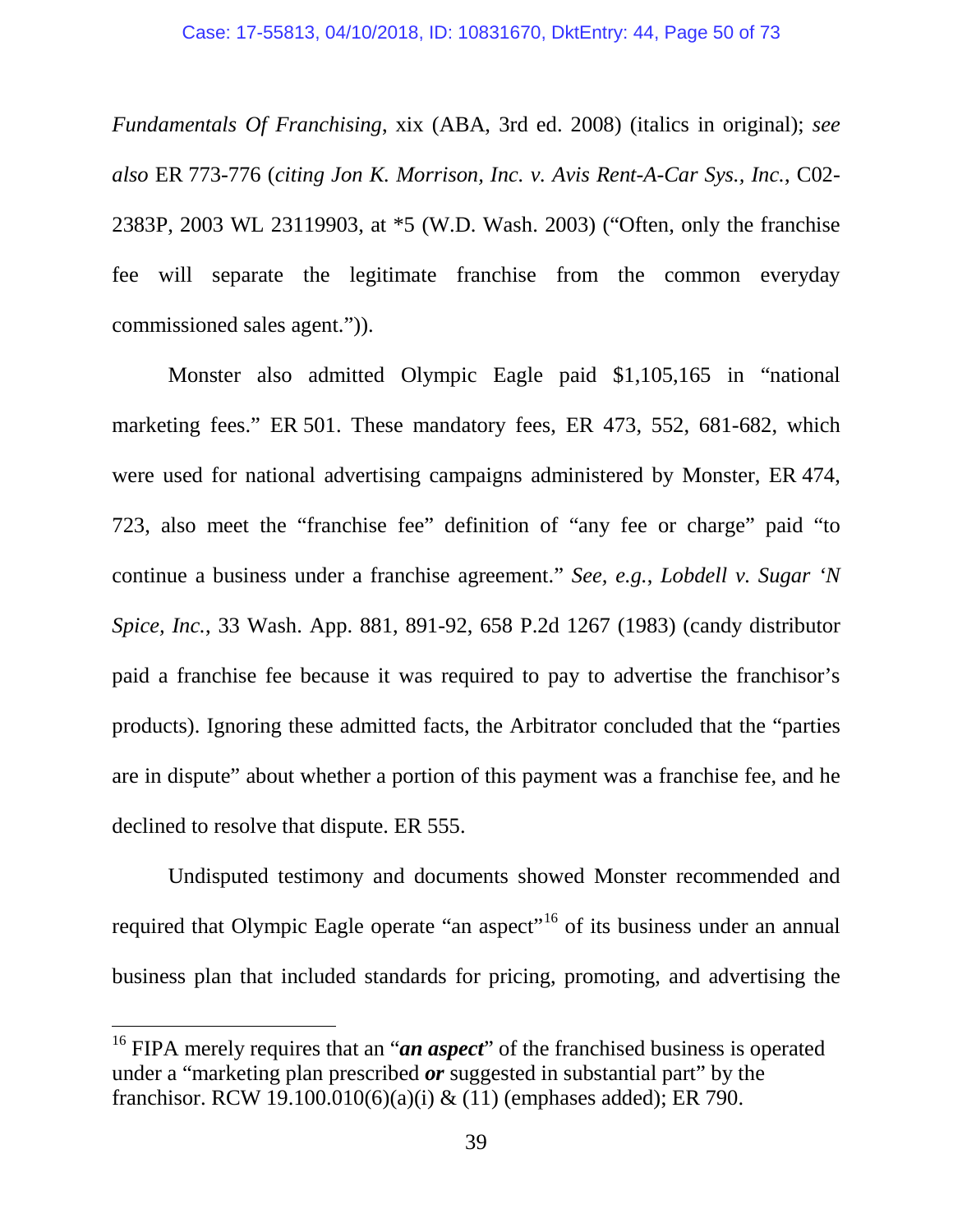*Fundamentals Of Franchising*, xix (ABA, 3rd ed. 2008) (italics in original); *see also* ER 773-776 (*citing Jon K. Morrison, Inc. v. Avis Rent-A-Car Sys., Inc.*, C02-2383P, 2003 WL 23119903, at *5 (W.D. Wash. 2003) ("Often, only the franchise fee will separate the legitimate franchise from the common everyday commissioned sales agent.")).

Monster also admitted Olympic Eagle paid $1,105,165 in "national marketing fees." ER 501. These mandatory fees, ER 473, 552, 681-682, which were used for national advertising campaigns administered by Monster, ER 474, 723, also meet the "franchise fee" definition of "any fee or charge" paid "to continue a business under a franchise agreement." *See, e.g.*, *Lobdell v. Sugar 'N Spice, Inc.*, 33 Wash. App. 881, 891-92, 658 P.2d 1267 (1983) (candy distributor paid a franchise fee because it was required to pay to advertise the franchisor's products). Ignoring these admitted facts, the Arbitrator concluded that the "parties are in dispute" about whether a portion of this payment was a franchise fee, and he declined to resolve that dispute. ER 555.

Undisputed testimony and documents showed Monster recommended and required that Olympic Eagle operate "an aspect"[16] of its business under an annual business plan that included standards for pricing, promoting, and advertising the

---

[16] FIPA merely requires that an "***an aspect***" of the franchised business is operated under a "marketing plan prescribed ***or*** suggested in substantial part" by the franchisor. RCW 19.100.010(6)(a)(i) & (11) (emphases added); ER 790.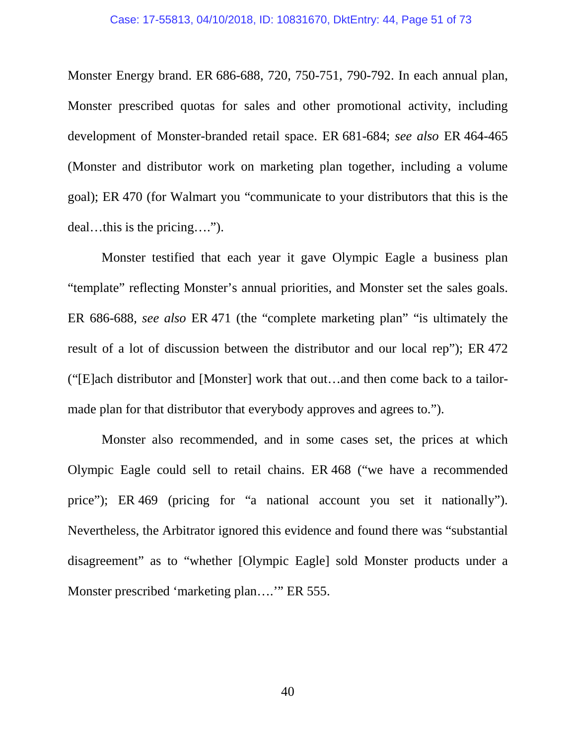Monster Energy brand. ER 686-688, 720, 750-751, 790-792. In each annual plan, Monster prescribed quotas for sales and other promotional activity, including development of Monster-branded retail space. ER 681-684; *see also* ER 464-465 (Monster and distributor work on marketing plan together, including a volume goal); ER 470 (for Walmart you "communicate to your distributors that this is the deal…this is the pricing….").

Monster testified that each year it gave Olympic Eagle a business plan "template" reflecting Monster's annual priorities, and Monster set the sales goals. ER 686-688, *see also* ER 471 (the "complete marketing plan" "is ultimately the result of a lot of discussion between the distributor and our local rep"); ER 472 ("[E]ach distributor and [Monster] work that out…and then come back to a tailor-made plan for that distributor that everybody approves and agrees to.").

Monster also recommended, and in some cases set, the prices at which Olympic Eagle could sell to retail chains. ER 468 ("we have a recommended price"); ER 469 (pricing for "a national account you set it nationally"). Nevertheless, the Arbitrator ignored this evidence and found there was "substantial disagreement" as to "whether [Olympic Eagle] sold Monster products under a Monster prescribed 'marketing plan….'" ER 555.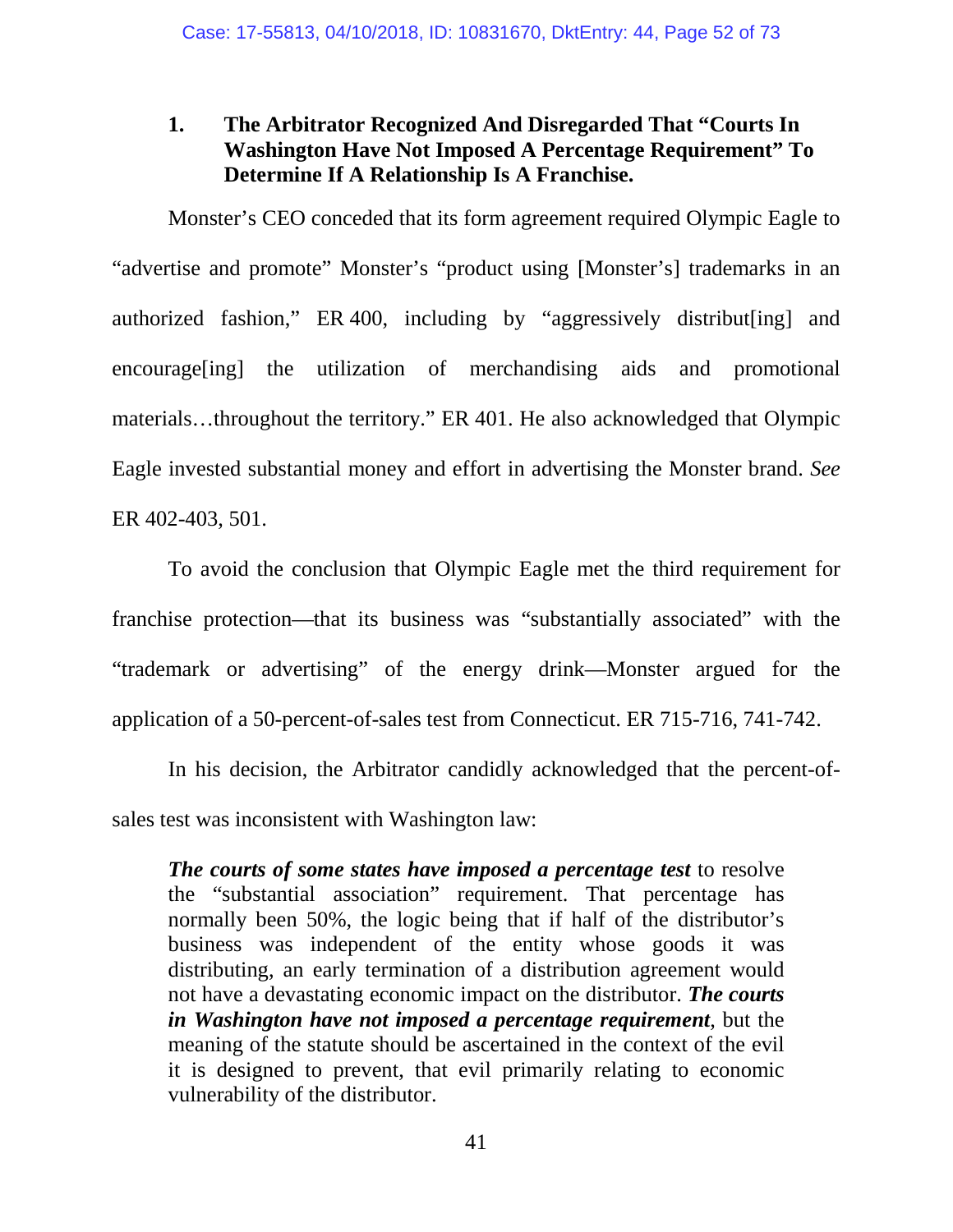### 1. The Arbitrator Recognized And Disregarded That "Courts In Washington Have Not Imposed A Percentage Requirement" To Determine If A Relationship Is A Franchise.

Monster's CEO conceded that its form agreement required Olympic Eagle to "advertise and promote" Monster's "product using [Monster's] trademarks in an authorized fashion," ER 400, including by "aggressively distribut[ing] and encourage[ing] the utilization of merchandising aids and promotional materials…throughout the territory." ER 401. He also acknowledged that Olympic Eagle invested substantial money and effort in advertising the Monster brand. *See* ER 402-403, 501.

To avoid the conclusion that Olympic Eagle met the third requirement for franchise protection—that its business was "substantially associated" with the "trademark or advertising" of the energy drink—Monster argued for the application of a 50-percent-of-sales test from Connecticut. ER 715-716, 741-742.

In his decision, the Arbitrator candidly acknowledged that the percent-of-sales test was inconsistent with Washington law:

> ***The courts of some states have imposed a percentage test*** to resolve the "substantial association" requirement. That percentage has normally been 50%, the logic being that if half of the distributor's business was independent of the entity whose goods it was distributing, an early termination of a distribution agreement would not have a devastating economic impact on the distributor. ***The courts in Washington have not imposed a percentage requirement***, but the meaning of the statute should be ascertained in the context of the evil it is designed to prevent, that evil primarily relating to economic vulnerability of the distributor.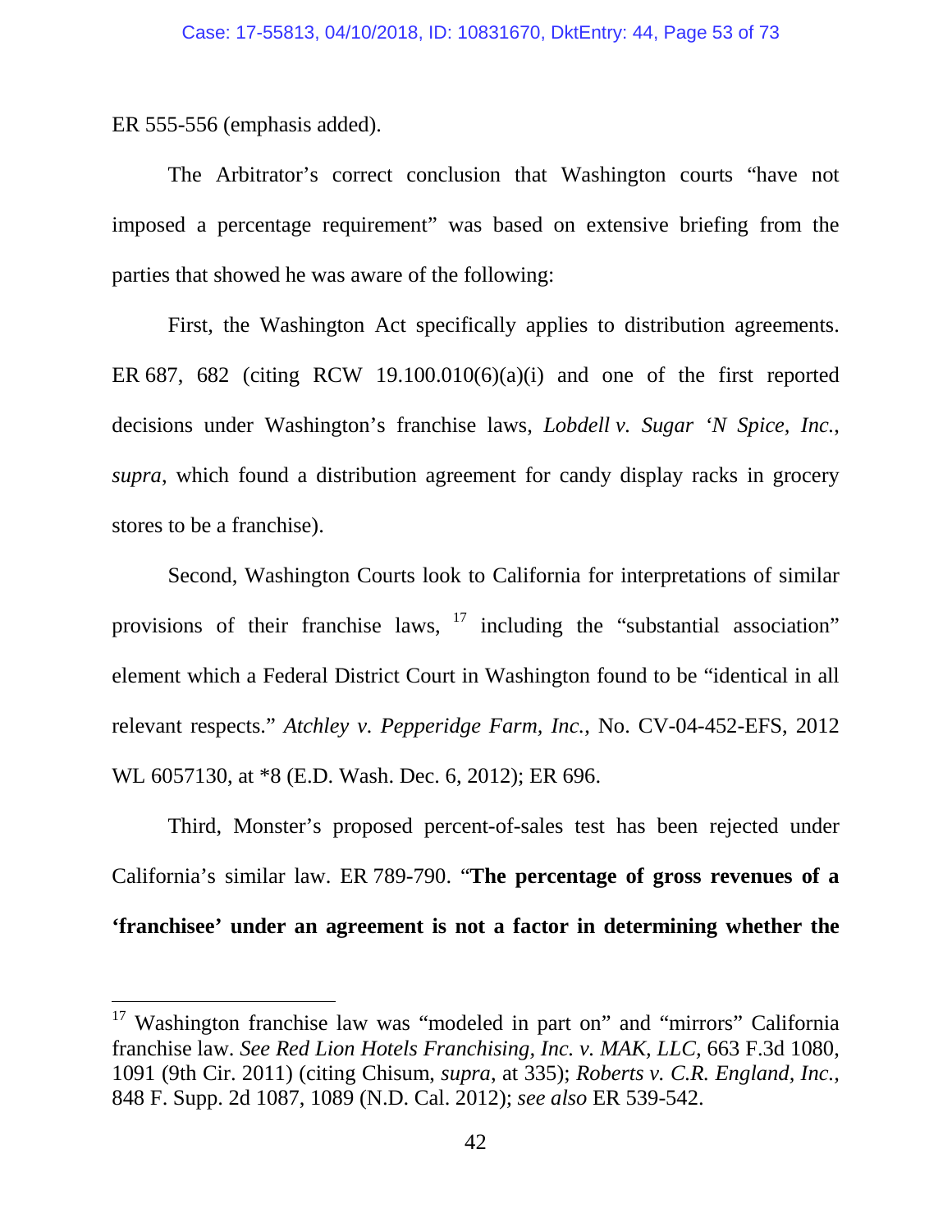ER 555-556 (emphasis added).

The Arbitrator's correct conclusion that Washington courts "have not imposed a percentage requirement" was based on extensive briefing from the parties that showed he was aware of the following:

First, the Washington Act specifically applies to distribution agreements. ER 687, 682 (citing RCW 19.100.010(6)(a)(i) and one of the first reported decisions under Washington's franchise laws, *Lobdell v. Sugar 'N Spice, Inc.*, *supra*, which found a distribution agreement for candy display racks in grocery stores to be a franchise).

Second, Washington Courts look to California for interpretations of similar provisions of their franchise laws, [17] including the "substantial association" element which a Federal District Court in Washington found to be "identical in all relevant respects." *Atchley v. Pepperidge Farm, Inc.*, No. CV-04-452-EFS, 2012 WL 6057130, at *8 (E.D. Wash. Dec. 6, 2012); ER 696.

Third, Monster's proposed percent-of-sales test has been rejected under California's similar law. ER 789-790. "**The percentage of gross revenues of a 'franchisee' under an agreement is not a factor in determining whether the**

---

[17] Washington franchise law was "modeled in part on" and "mirrors" California franchise law. *See Red Lion Hotels Franchising, Inc. v. MAK, LLC*, 663 F.3d 1080, 1091 (9th Cir. 2011) (citing Chisum, *supra*, at 335); *Roberts v. C.R. England, Inc.*, 848 F. Supp. 2d 1087, 1089 (N.D. Cal. 2012); *see also* ER 539-542.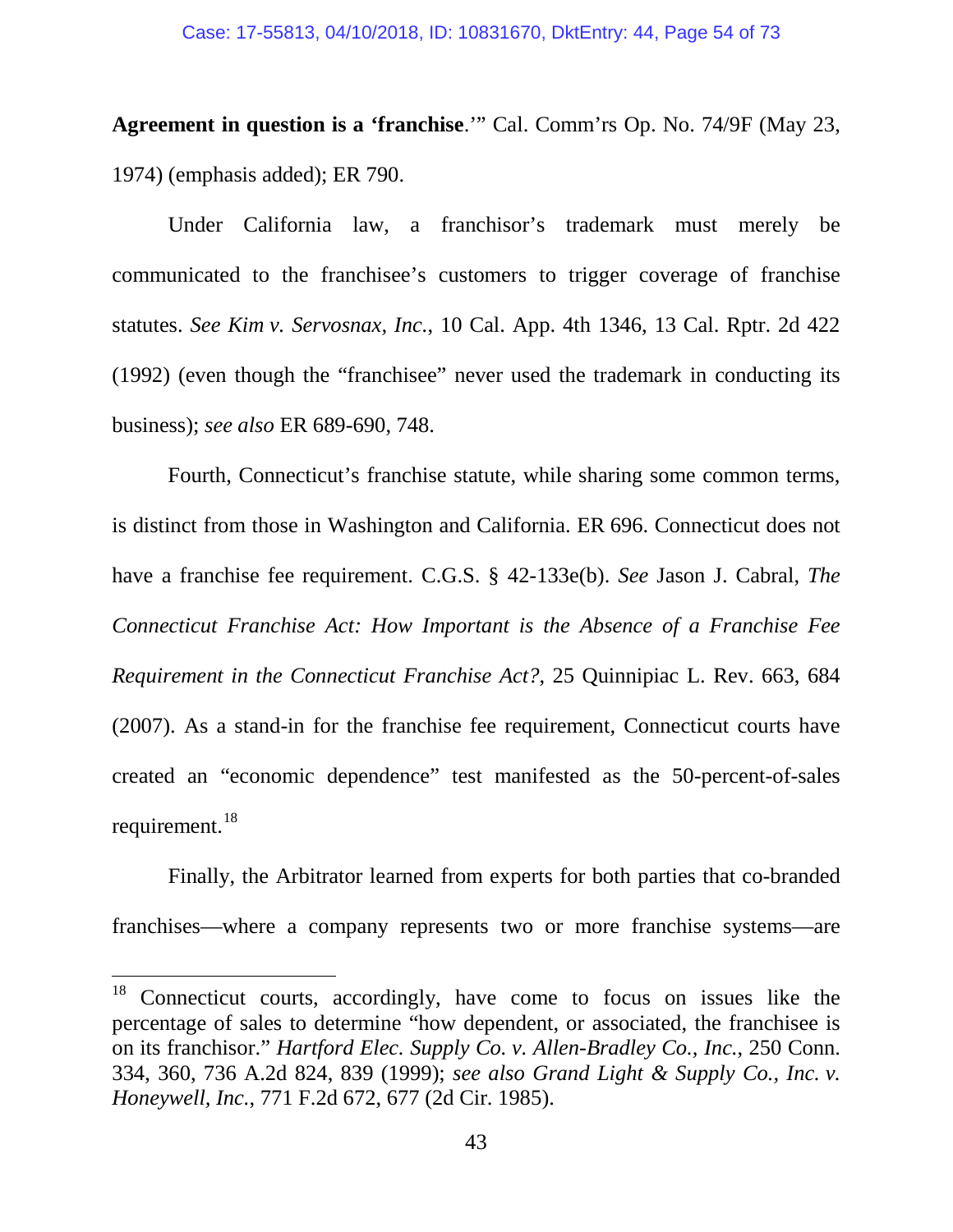**Agreement in question is a 'franchise**.'" Cal. Comm'rs Op. No. 74/9F (May 23, 1974) (emphasis added); ER 790.

Under California law, a franchisor's trademark must merely be communicated to the franchisee's customers to trigger coverage of franchise statutes. *See Kim v. Servosnax, Inc.*, 10 Cal. App. 4th 1346, 13 Cal. Rptr. 2d 422 (1992) (even though the "franchisee" never used the trademark in conducting its business); *see also* ER 689-690, 748.

Fourth, Connecticut's franchise statute, while sharing some common terms, is distinct from those in Washington and California. ER 696. Connecticut does not have a franchise fee requirement. C.G.S. § 42-133e(b). *See* Jason J. Cabral, *The Connecticut Franchise Act: How Important is the Absence of a Franchise Fee Requirement in the Connecticut Franchise Act?*, 25 Quinnipiac L. Rev. 663, 684 (2007). As a stand-in for the franchise fee requirement, Connecticut courts have created an "economic dependence" test manifested as the 50-percent-of-sales requirement.[18]

Finally, the Arbitrator learned from experts for both parties that co-branded franchises—where a company represents two or more franchise systems—are

---

[18] Connecticut courts, accordingly, have come to focus on issues like the percentage of sales to determine "how dependent, or associated, the franchisee is on its franchisor." *Hartford Elec. Supply Co. v. Allen-Bradley Co., Inc.*, 250 Conn. 334, 360, 736 A.2d 824, 839 (1999); *see also Grand Light & Supply Co., Inc. v. Honeywell, Inc.*, 771 F.2d 672, 677 (2d Cir. 1985).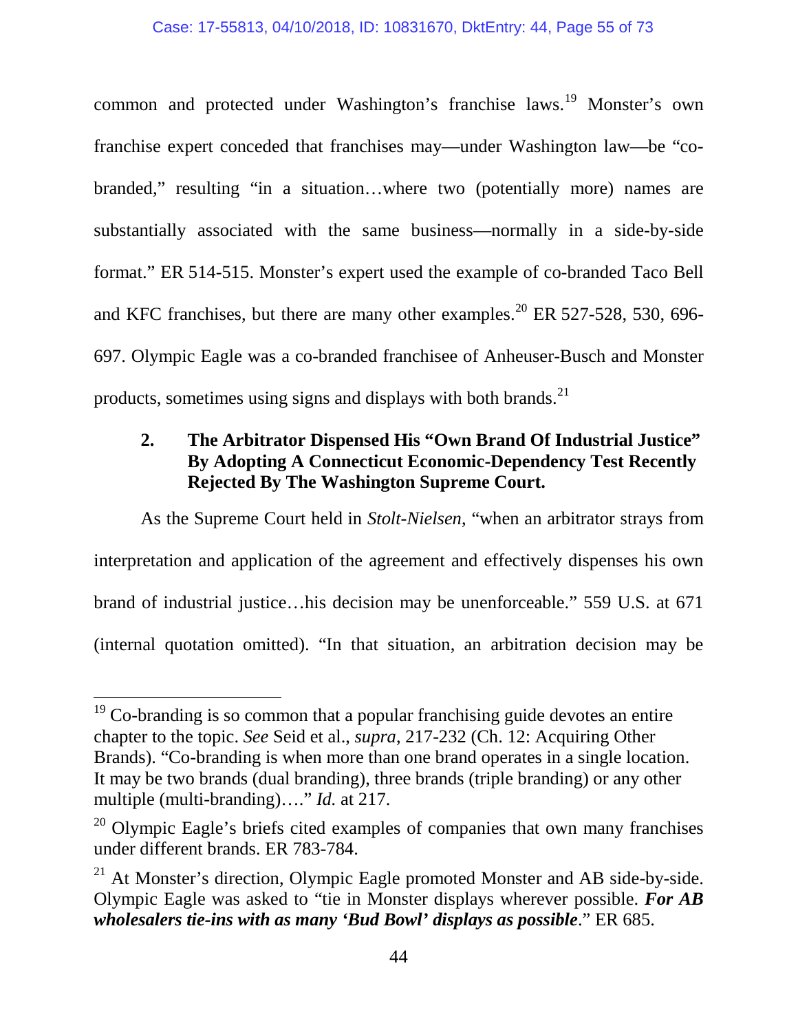common and protected under Washington's franchise laws.[19] Monster's own franchise expert conceded that franchises may—under Washington law—be "co-branded," resulting "in a situation…where two (potentially more) names are substantially associated with the same business—normally in a side-by-side format." ER 514-515. Monster's expert used the example of co-branded Taco Bell and KFC franchises, but there are many other examples.[20] ER 527-528, 530, 696-697. Olympic Eagle was a co-branded franchisee of Anheuser-Busch and Monster products, sometimes using signs and displays with both brands.[21]

### 2. The Arbitrator Dispensed His "Own Brand Of Industrial Justice" By Adopting A Connecticut Economic-Dependency Test Recently Rejected By The Washington Supreme Court.

As the Supreme Court held in *Stolt-Nielsen*, "when an arbitrator strays from interpretation and application of the agreement and effectively dispenses his own brand of industrial justice…his decision may be unenforceable." 559 U.S. at 671 (internal quotation omitted). "In that situation, an arbitration decision may be

---

[19] Co-branding is so common that a popular franchising guide devotes an entire chapter to the topic. *See* Seid et al., *supra*, 217-232 (Ch. 12: Acquiring Other Brands). "Co-branding is when more than one brand operates in a single location. It may be two brands (dual branding), three brands (triple branding) or any other multiple (multi-branding)…." *Id.* at 217.

[20] Olympic Eagle's briefs cited examples of companies that own many franchises under different brands. ER 783-784.

[21] At Monster's direction, Olympic Eagle promoted Monster and AB side-by-side. Olympic Eagle was asked to "tie in Monster displays wherever possible. ***For AB wholesalers tie-ins with as many 'Bud Bowl' displays as possible***." ER 685.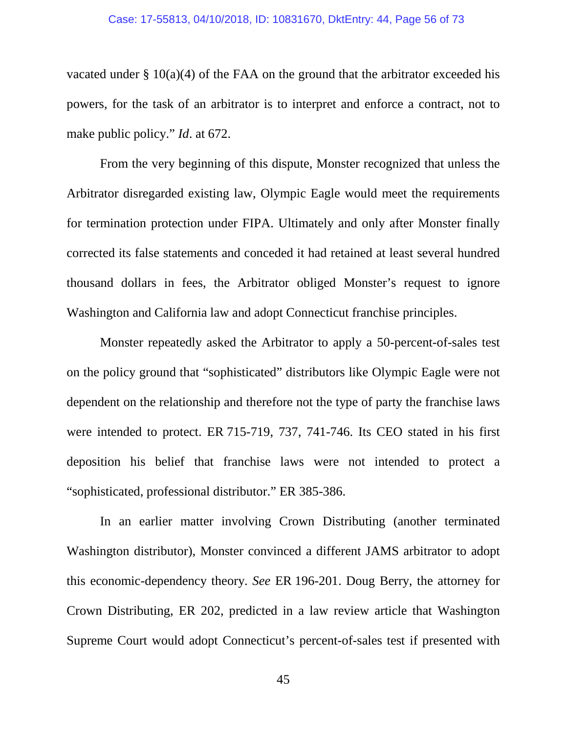vacated under § 10(a)(4) of the FAA on the ground that the arbitrator exceeded his powers, for the task of an arbitrator is to interpret and enforce a contract, not to make public policy." *Id*. at 672.

From the very beginning of this dispute, Monster recognized that unless the Arbitrator disregarded existing law, Olympic Eagle would meet the requirements for termination protection under FIPA. Ultimately and only after Monster finally corrected its false statements and conceded it had retained at least several hundred thousand dollars in fees, the Arbitrator obliged Monster's request to ignore Washington and California law and adopt Connecticut franchise principles.

Monster repeatedly asked the Arbitrator to apply a 50-percent-of-sales test on the policy ground that "sophisticated" distributors like Olympic Eagle were not dependent on the relationship and therefore not the type of party the franchise laws were intended to protect. ER 715-719, 737, 741-746. Its CEO stated in his first deposition his belief that franchise laws were not intended to protect a "sophisticated, professional distributor." ER 385-386.

In an earlier matter involving Crown Distributing (another terminated Washington distributor), Monster convinced a different JAMS arbitrator to adopt this economic-dependency theory. *See* ER 196-201. Doug Berry, the attorney for Crown Distributing, ER 202, predicted in a law review article that Washington Supreme Court would adopt Connecticut's percent-of-sales test if presented with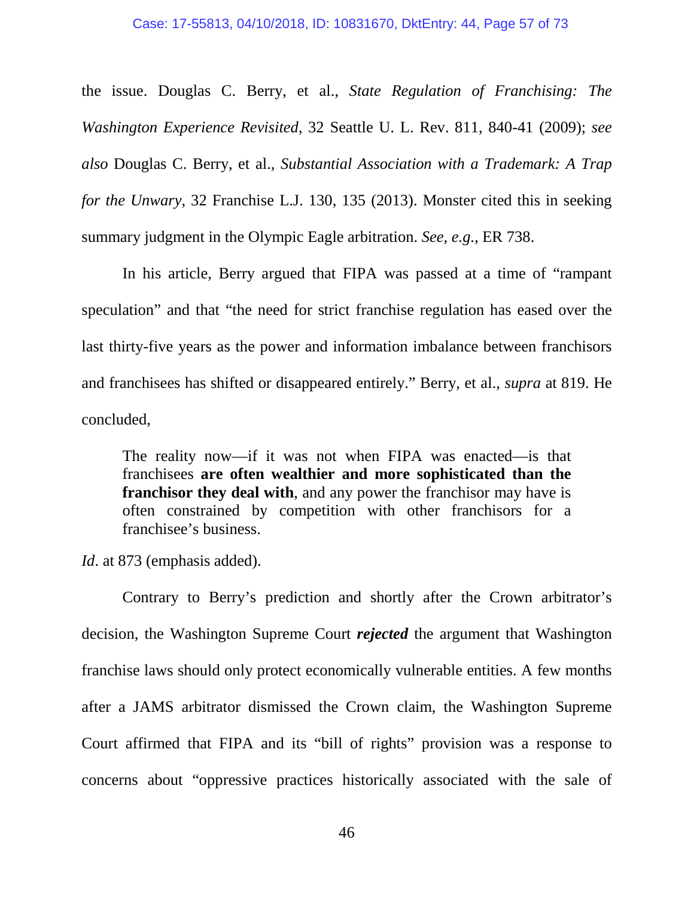the issue. Douglas C. Berry, et al., *State Regulation of Franchising: The Washington Experience Revisited*, 32 Seattle U. L. Rev. 811, 840-41 (2009); *see also* Douglas C. Berry, et al., *Substantial Association with a Trademark: A Trap for the Unwary*, 32 Franchise L.J. 130, 135 (2013). Monster cited this in seeking summary judgment in the Olympic Eagle arbitration. *See, e.g.*, ER 738.

In his article, Berry argued that FIPA was passed at a time of "rampant speculation" and that "the need for strict franchise regulation has eased over the last thirty-five years as the power and information imbalance between franchisors and franchisees has shifted or disappeared entirely." Berry, et al., *supra* at 819. He concluded,

> The reality now—if it was not when FIPA was enacted—is that franchisees **are often wealthier and more sophisticated than the franchisor they deal with**, and any power the franchisor may have is often constrained by competition with other franchisors for a franchisee's business.

*Id*. at 873 (emphasis added).

Contrary to Berry's prediction and shortly after the Crown arbitrator's decision, the Washington Supreme Court ***rejected*** the argument that Washington franchise laws should only protect economically vulnerable entities. A few months after a JAMS arbitrator dismissed the Crown claim, the Washington Supreme Court affirmed that FIPA and its "bill of rights" provision was a response to concerns about "oppressive practices historically associated with the sale of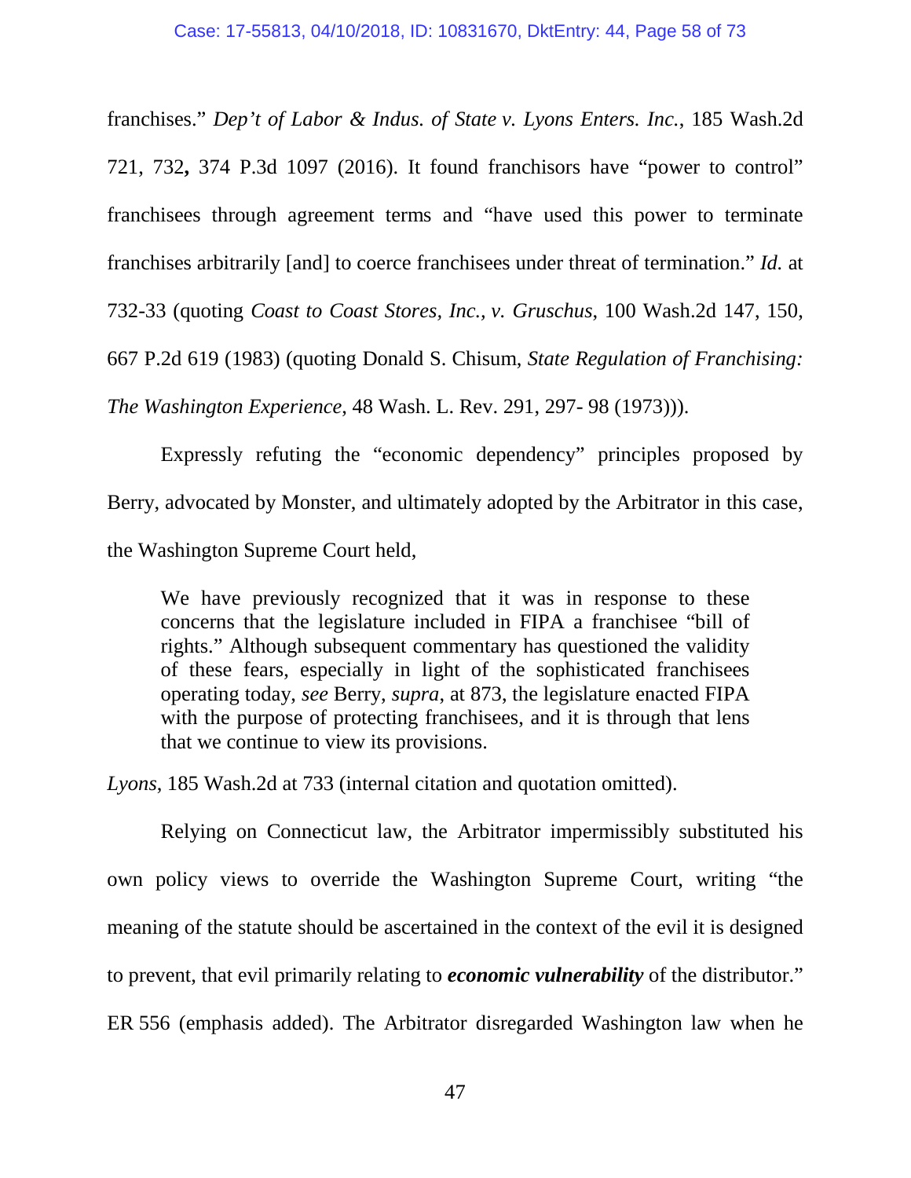franchises." *Dep't of Labor & Indus. of State v. Lyons Enters. Inc.*, 185 Wash.2d 721, 732**,** 374 P.3d 1097 (2016). It found franchisors have "power to control" franchisees through agreement terms and "have used this power to terminate franchises arbitrarily [and] to coerce franchisees under threat of termination." *Id.* at 732-33 (quoting *Coast to Coast Stores, Inc., v. Gruschus*, 100 Wash.2d 147, 150, 667 P.2d 619 (1983) (quoting Donald S. Chisum, *State Regulation of Franchising: The Washington Experience*, 48 Wash. L. Rev. 291, 297- 98 (1973))).

Expressly refuting the "economic dependency" principles proposed by Berry, advocated by Monster, and ultimately adopted by the Arbitrator in this case, the Washington Supreme Court held,

> We have previously recognized that it was in response to these concerns that the legislature included in FIPA a franchisee "bill of rights." Although subsequent commentary has questioned the validity of these fears, especially in light of the sophisticated franchisees operating today, *see* Berry, *supra*, at 873, the legislature enacted FIPA with the purpose of protecting franchisees, and it is through that lens that we continue to view its provisions.

*Lyons*, 185 Wash.2d at 733 (internal citation and quotation omitted).

Relying on Connecticut law, the Arbitrator impermissibly substituted his own policy views to override the Washington Supreme Court, writing "the meaning of the statute should be ascertained in the context of the evil it is designed to prevent, that evil primarily relating to ***economic vulnerability*** of the distributor." ER 556 (emphasis added). The Arbitrator disregarded Washington law when he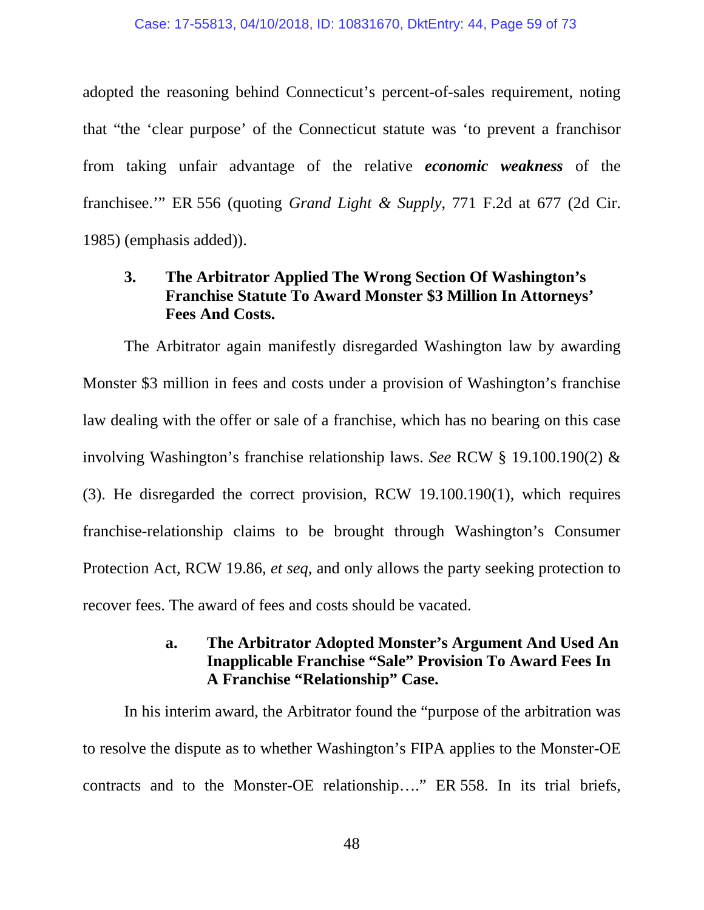adopted the reasoning behind Connecticut's percent-of-sales requirement, noting that "the 'clear purpose' of the Connecticut statute was 'to prevent a franchisor from taking unfair advantage of the relative ***economic weakness*** of the franchisee.'" ER 556 (quoting *Grand Light & Supply*, 771 F.2d at 677 (2d Cir. 1985) (emphasis added)).

### 3. The Arbitrator Applied The Wrong Section Of Washington's Franchise Statute To Award Monster $3 Million In Attorneys' Fees And Costs.

The Arbitrator again manifestly disregarded Washington law by awarding Monster $3 million in fees and costs under a provision of Washington's franchise law dealing with the offer or sale of a franchise, which has no bearing on this case involving Washington's franchise relationship laws. *See* RCW § 19.100.190(2) & (3). He disregarded the correct provision, RCW 19.100.190(1), which requires franchise-relationship claims to be brought through Washington's Consumer Protection Act, RCW 19.86, *et seq*, and only allows the party seeking protection to recover fees. The award of fees and costs should be vacated.

#### a. The Arbitrator Adopted Monster's Argument And Used An Inapplicable Franchise "Sale" Provision To Award Fees In A Franchise "Relationship" Case.

In his interim award, the Arbitrator found the "purpose of the arbitration was to resolve the dispute as to whether Washington's FIPA applies to the Monster-OE contracts and to the Monster-OE relationship…." ER 558. In its trial briefs,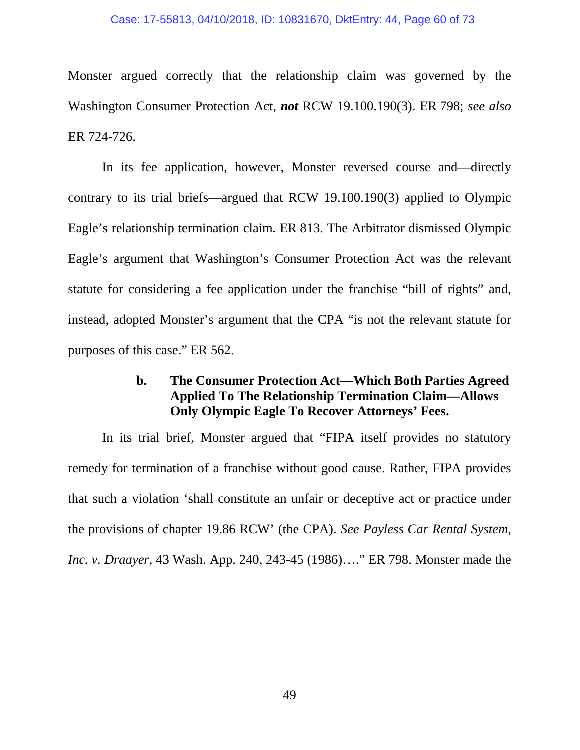Monster argued correctly that the relationship claim was governed by the Washington Consumer Protection Act, ***not*** RCW 19.100.190(3). ER 798; *see also* ER 724-726.

In its fee application, however, Monster reversed course and—directly contrary to its trial briefs—argued that RCW 19.100.190(3) applied to Olympic Eagle's relationship termination claim. ER 813. The Arbitrator dismissed Olympic Eagle's argument that Washington's Consumer Protection Act was the relevant statute for considering a fee application under the franchise "bill of rights" and, instead, adopted Monster's argument that the CPA "is not the relevant statute for purposes of this case." ER 562.

#### b. The Consumer Protection Act—Which Both Parties Agreed Applied To The Relationship Termination Claim—Allows Only Olympic Eagle To Recover Attorneys' Fees.

In its trial brief, Monster argued that "FIPA itself provides no statutory remedy for termination of a franchise without good cause. Rather, FIPA provides that such a violation 'shall constitute an unfair or deceptive act or practice under the provisions of chapter 19.86 RCW' (the CPA). *See Payless Car Rental System, Inc. v. Draayer*, 43 Wash. App. 240, 243-45 (1986)…." ER 798. Monster made the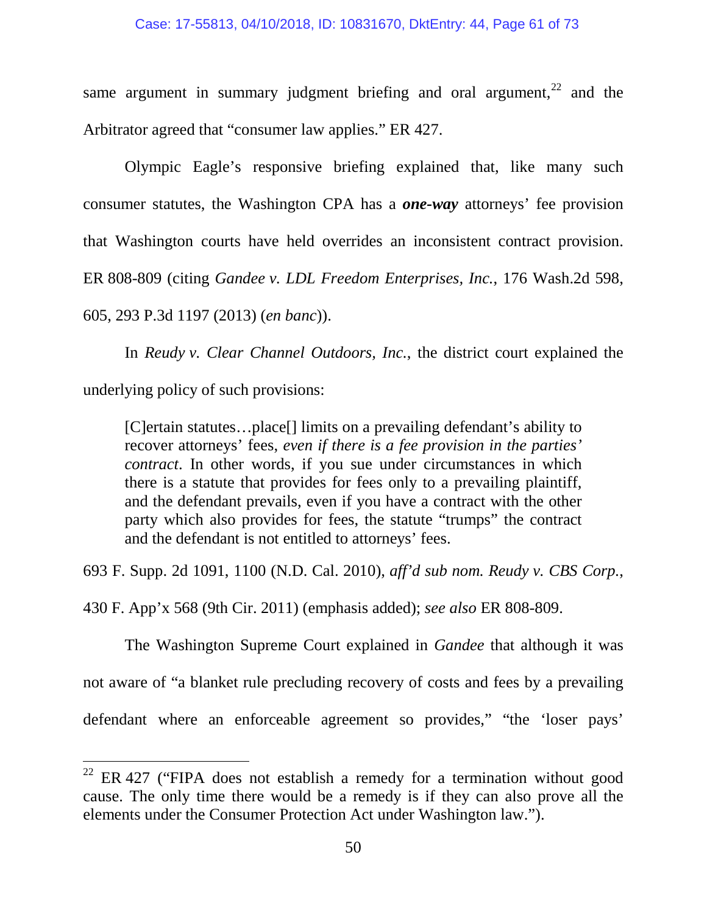same argument in summary judgment briefing and oral argument,[22] and the Arbitrator agreed that "consumer law applies." ER 427.

Olympic Eagle's responsive briefing explained that, like many such consumer statutes, the Washington CPA has a ***one-way*** attorneys' fee provision that Washington courts have held overrides an inconsistent contract provision. ER 808-809 (citing *Gandee v. LDL Freedom Enterprises, Inc.*, 176 Wash.2d 598, 605, 293 P.3d 1197 (2013) (*en banc*)).

In *Reudy v. Clear Channel Outdoors, Inc.*, the district court explained the underlying policy of such provisions:

> [C]ertain statutes…place[] limits on a prevailing defendant's ability to recover attorneys' fees, *even if there is a fee provision in the parties' contract*. In other words, if you sue under circumstances in which there is a statute that provides for fees only to a prevailing plaintiff, and the defendant prevails, even if you have a contract with the other party which also provides for fees, the statute "trumps" the contract and the defendant is not entitled to attorneys' fees.

693 F. Supp. 2d 1091, 1100 (N.D. Cal. 2010), *aff'd sub nom. Reudy v. CBS Corp.*, 430 F. App'x 568 (9th Cir. 2011) (emphasis added); *see also* ER 808-809.

The Washington Supreme Court explained in *Gandee* that although it was not aware of "a blanket rule precluding recovery of costs and fees by a prevailing defendant where an enforceable agreement so provides," "the 'loser pays'

---

[22] ER 427 ("FIPA does not establish a remedy for a termination without good cause. The only time there would be a remedy is if they can also prove all the elements under the Consumer Protection Act under Washington law.").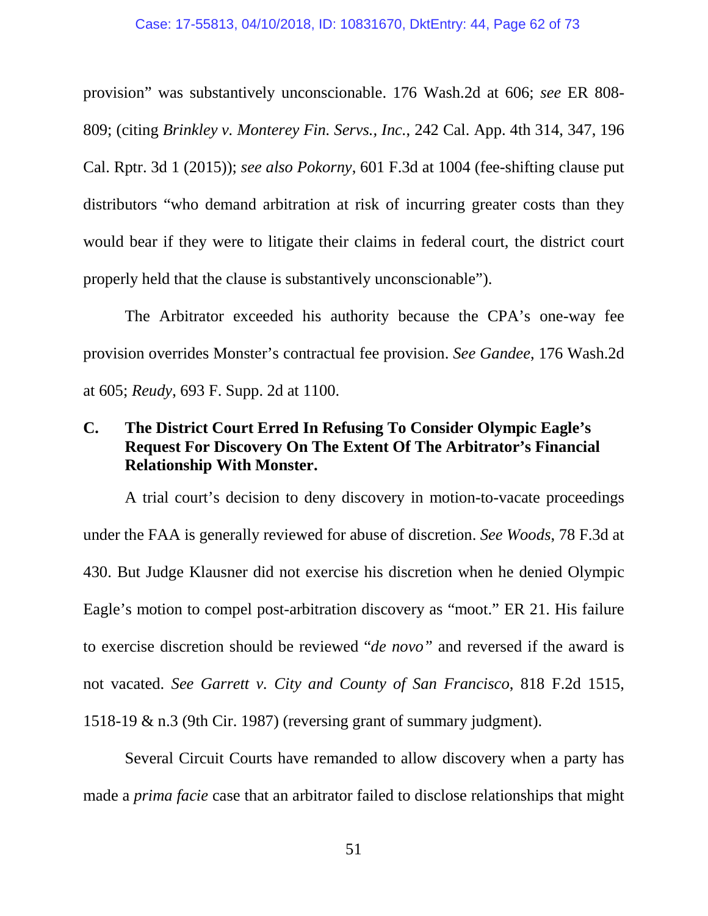provision" was substantively unconscionable. 176 Wash.2d at 606; *see* ER 808-809; (citing *Brinkley v. Monterey Fin. Servs., Inc.*, 242 Cal. App. 4th 314, 347, 196 Cal. Rptr. 3d 1 (2015)); *see also Pokorny*, 601 F.3d at 1004 (fee-shifting clause put distributors "who demand arbitration at risk of incurring greater costs than they would bear if they were to litigate their claims in federal court, the district court properly held that the clause is substantively unconscionable").

The Arbitrator exceeded his authority because the CPA's one-way fee provision overrides Monster's contractual fee provision. *See Gandee*, 176 Wash.2d at 605; *Reudy*, 693 F. Supp. 2d at 1100.

### C. The District Court Erred In Refusing To Consider Olympic Eagle's Request For Discovery On The Extent Of The Arbitrator's Financial Relationship With Monster.

A trial court's decision to deny discovery in motion-to-vacate proceedings under the FAA is generally reviewed for abuse of discretion. *See Woods*, 78 F.3d at 430. But Judge Klausner did not exercise his discretion when he denied Olympic Eagle's motion to compel post-arbitration discovery as "moot." ER 21. His failure to exercise discretion should be reviewed "*de novo*" and reversed if the award is not vacated. *See Garrett v. City and County of San Francisco*, 818 F.2d 1515, 1518-19 & n.3 (9th Cir. 1987) (reversing grant of summary judgment).

Several Circuit Courts have remanded to allow discovery when a party has made a *prima facie* case that an arbitrator failed to disclose relationships that might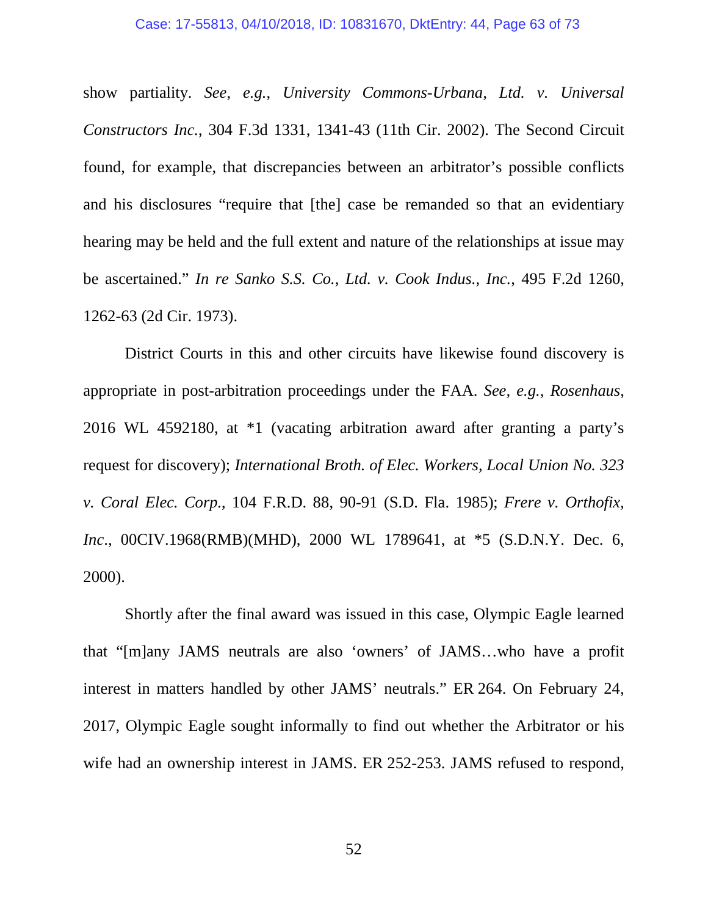show partiality. *See, e.g.*, *University Commons-Urbana, Ltd. v. Universal Constructors Inc.*, 304 F.3d 1331, 1341-43 (11th Cir. 2002). The Second Circuit found, for example, that discrepancies between an arbitrator's possible conflicts and his disclosures "require that [the] case be remanded so that an evidentiary hearing may be held and the full extent and nature of the relationships at issue may be ascertained." *In re Sanko S.S. Co., Ltd. v. Cook Indus., Inc.*, 495 F.2d 1260, 1262-63 (2d Cir. 1973).

District Courts in this and other circuits have likewise found discovery is appropriate in post-arbitration proceedings under the FAA. *See, e.g.*, *Rosenhaus*, 2016 WL 4592180, at *1 (vacating arbitration award after granting a party's request for discovery); *International Broth. of Elec. Workers, Local Union No. 323 v. Coral Elec. Corp.*, 104 F.R.D. 88, 90-91 (S.D. Fla. 1985); *Frere v. Orthofix, Inc.*, 00CIV.1968(RMB)(MHD), 2000 WL 1789641, at *5 (S.D.N.Y. Dec. 6, 2000).

Shortly after the final award was issued in this case, Olympic Eagle learned that "[m]any JAMS neutrals are also 'owners' of JAMS…who have a profit interest in matters handled by other JAMS' neutrals." ER 264. On February 24, 2017, Olympic Eagle sought informally to find out whether the Arbitrator or his wife had an ownership interest in JAMS. ER 252-253. JAMS refused to respond,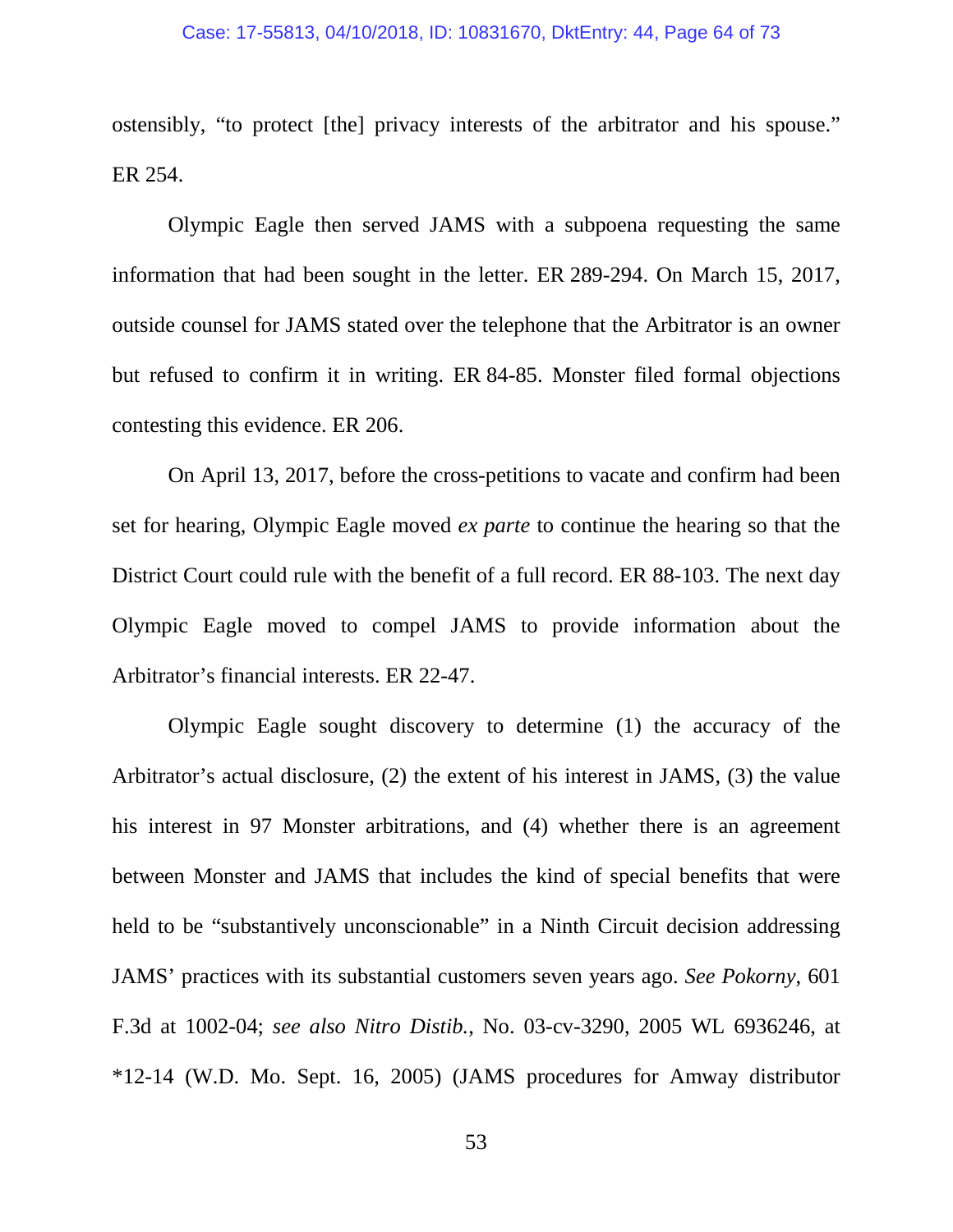ostensibly, "to protect [the] privacy interests of the arbitrator and his spouse." ER 254.

Olympic Eagle then served JAMS with a subpoena requesting the same information that had been sought in the letter. ER 289-294. On March 15, 2017, outside counsel for JAMS stated over the telephone that the Arbitrator is an owner but refused to confirm it in writing. ER 84-85. Monster filed formal objections contesting this evidence. ER 206.

On April 13, 2017, before the cross-petitions to vacate and confirm had been set for hearing, Olympic Eagle moved *ex parte* to continue the hearing so that the District Court could rule with the benefit of a full record. ER 88-103. The next day Olympic Eagle moved to compel JAMS to provide information about the Arbitrator's financial interests. ER 22-47.

Olympic Eagle sought discovery to determine (1) the accuracy of the Arbitrator's actual disclosure, (2) the extent of his interest in JAMS, (3) the value his interest in 97 Monster arbitrations, and (4) whether there is an agreement between Monster and JAMS that includes the kind of special benefits that were held to be "substantively unconscionable" in a Ninth Circuit decision addressing JAMS' practices with its substantial customers seven years ago. *See Pokorny*, 601 F.3d at 1002-04; *see also Nitro Distib.*, No. 03-cv-3290, 2005 WL 6936246, at *12-14 (W.D. Mo. Sept. 16, 2005) (JAMS procedures for Amway distributor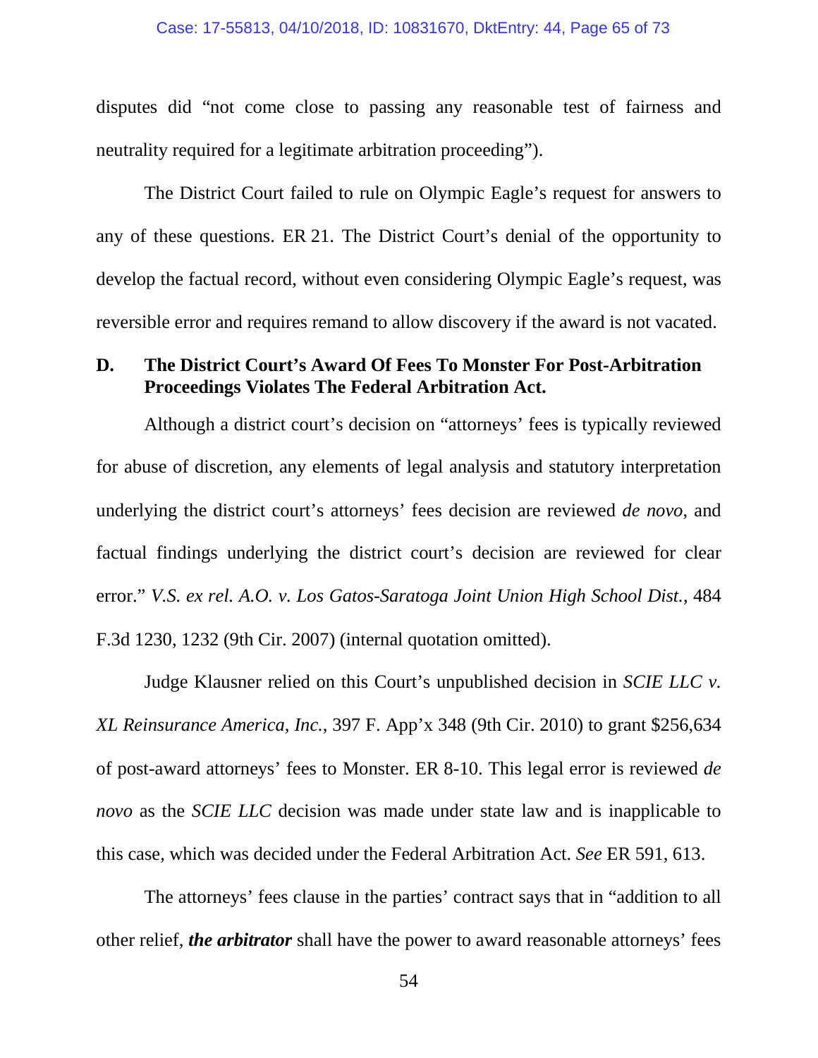disputes did "not come close to passing any reasonable test of fairness and neutrality required for a legitimate arbitration proceeding").

The District Court failed to rule on Olympic Eagle's request for answers to any of these questions. ER 21. The District Court's denial of the opportunity to develop the factual record, without even considering Olympic Eagle's request, was reversible error and requires remand to allow discovery if the award is not vacated.

### D. The District Court's Award Of Fees To Monster For Post-Arbitration Proceedings Violates The Federal Arbitration Act.

Although a district court's decision on "attorneys' fees is typically reviewed for abuse of discretion, any elements of legal analysis and statutory interpretation underlying the district court's attorneys' fees decision are reviewed *de novo*, and factual findings underlying the district court's decision are reviewed for clear error." *V.S. ex rel. A.O. v. Los Gatos-Saratoga Joint Union High School Dist.*, 484 F.3d 1230, 1232 (9th Cir. 2007) (internal quotation omitted).

Judge Klausner relied on this Court's unpublished decision in *SCIE LLC v. XL Reinsurance America, Inc.*, 397 F. App'x 348 (9th Cir. 2010) to grant $256,634 of post-award attorneys' fees to Monster. ER 8-10. This legal error is reviewed *de novo* as the *SCIE LLC* decision was made under state law and is inapplicable to this case, which was decided under the Federal Arbitration Act. *See* ER 591, 613.

The attorneys' fees clause in the parties' contract says that in "addition to all other relief, ***the arbitrator*** shall have the power to award reasonable attorneys' fees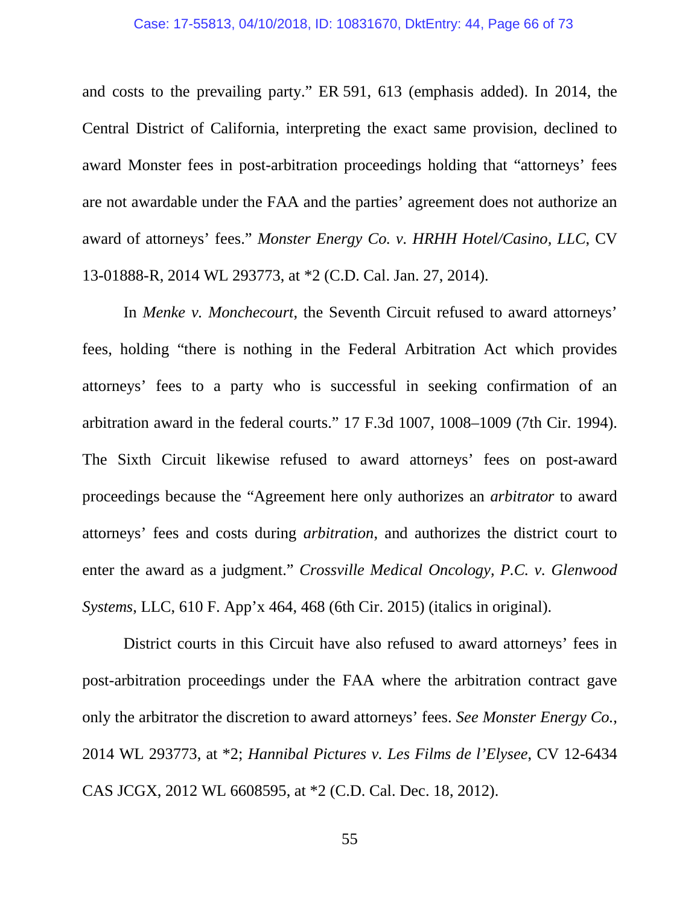and costs to the prevailing party." ER 591, 613 (emphasis added). In 2014, the Central District of California, interpreting the exact same provision, declined to award Monster fees in post-arbitration proceedings holding that "attorneys' fees are not awardable under the FAA and the parties' agreement does not authorize an award of attorneys' fees." *Monster Energy Co. v. HRHH Hotel/Casino, LLC*, CV 13-01888-R, 2014 WL 293773, at *2 (C.D. Cal. Jan. 27, 2014).

In *Menke v. Monchecourt*, the Seventh Circuit refused to award attorneys' fees, holding "there is nothing in the Federal Arbitration Act which provides attorneys' fees to a party who is successful in seeking confirmation of an arbitration award in the federal courts." 17 F.3d 1007, 1008–1009 (7th Cir. 1994). The Sixth Circuit likewise refused to award attorneys' fees on post-award proceedings because the "Agreement here only authorizes an *arbitrator* to award attorneys' fees and costs during *arbitration*, and authorizes the district court to enter the award as a judgment." *Crossville Medical Oncology, P.C. v. Glenwood Systems*, LLC, 610 F. App'x 464, 468 (6th Cir. 2015) (italics in original).

District courts in this Circuit have also refused to award attorneys' fees in post-arbitration proceedings under the FAA where the arbitration contract gave only the arbitrator the discretion to award attorneys' fees. *See Monster Energy Co.*, 2014 WL 293773, at *2; *Hannibal Pictures v. Les Films de l'Elysee*, CV 12-6434 CAS JCGX, 2012 WL 6608595, at *2 (C.D. Cal. Dec. 18, 2012).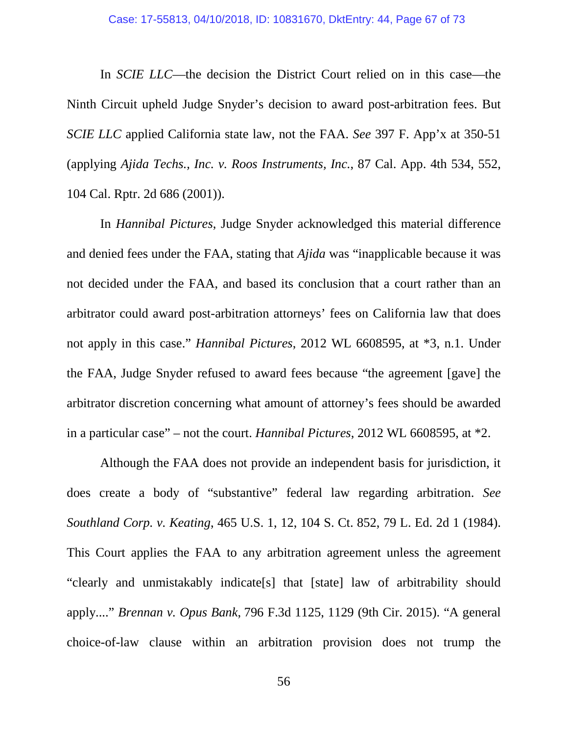In *SCIE LLC*—the decision the District Court relied on in this case—the Ninth Circuit upheld Judge Snyder's decision to award post-arbitration fees. But *SCIE LLC* applied California state law, not the FAA. *See* 397 F. App'x at 350-51 (applying *Ajida Techs., Inc. v. Roos Instruments, Inc.*, 87 Cal. App. 4th 534, 552, 104 Cal. Rptr. 2d 686 (2001)).

In *Hannibal Pictures*, Judge Snyder acknowledged this material difference and denied fees under the FAA, stating that *Ajida* was "inapplicable because it was not decided under the FAA, and based its conclusion that a court rather than an arbitrator could award post-arbitration attorneys' fees on California law that does not apply in this case." *Hannibal Pictures*, 2012 WL 6608595, at *3, n.1. Under the FAA, Judge Snyder refused to award fees because "the agreement [gave] the arbitrator discretion concerning what amount of attorney's fees should be awarded in a particular case" – not the court. *Hannibal Pictures*, 2012 WL 6608595, at *2.

Although the FAA does not provide an independent basis for jurisdiction, it does create a body of "substantive" federal law regarding arbitration. *See Southland Corp. v. Keating*, 465 U.S. 1, 12, 104 S. Ct. 852, 79 L. Ed. 2d 1 (1984). This Court applies the FAA to any arbitration agreement unless the agreement "clearly and unmistakably indicate[s] that [state] law of arbitrability should apply...." *Brennan v. Opus Bank*, 796 F.3d 1125, 1129 (9th Cir. 2015). "A general choice-of-law clause within an arbitration provision does not trump the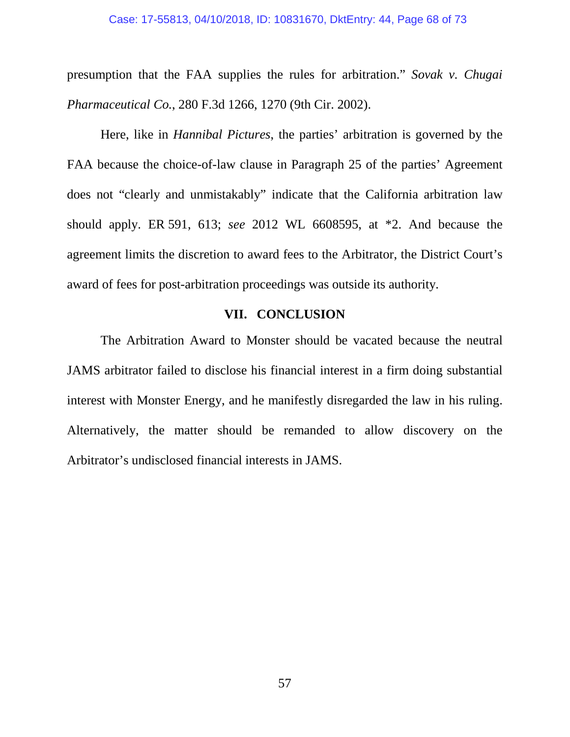presumption that the FAA supplies the rules for arbitration." *Sovak v. Chugai Pharmaceutical Co.*, 280 F.3d 1266, 1270 (9th Cir. 2002).

Here, like in *Hannibal Pictures*, the parties' arbitration is governed by the FAA because the choice-of-law clause in Paragraph 25 of the parties' Agreement does not "clearly and unmistakably" indicate that the California arbitration law should apply. ER 591, 613; *see* 2012 WL 6608595, at *2. And because the agreement limits the discretion to award fees to the Arbitrator, the District Court's award of fees for post-arbitration proceedings was outside its authority.

## VII. CONCLUSION

The Arbitration Award to Monster should be vacated because the neutral JAMS arbitrator failed to disclose his financial interest in a firm doing substantial interest with Monster Energy, and he manifestly disregarded the law in his ruling. Alternatively, the matter should be remanded to allow discovery on the Arbitrator's undisclosed financial interests in JAMS.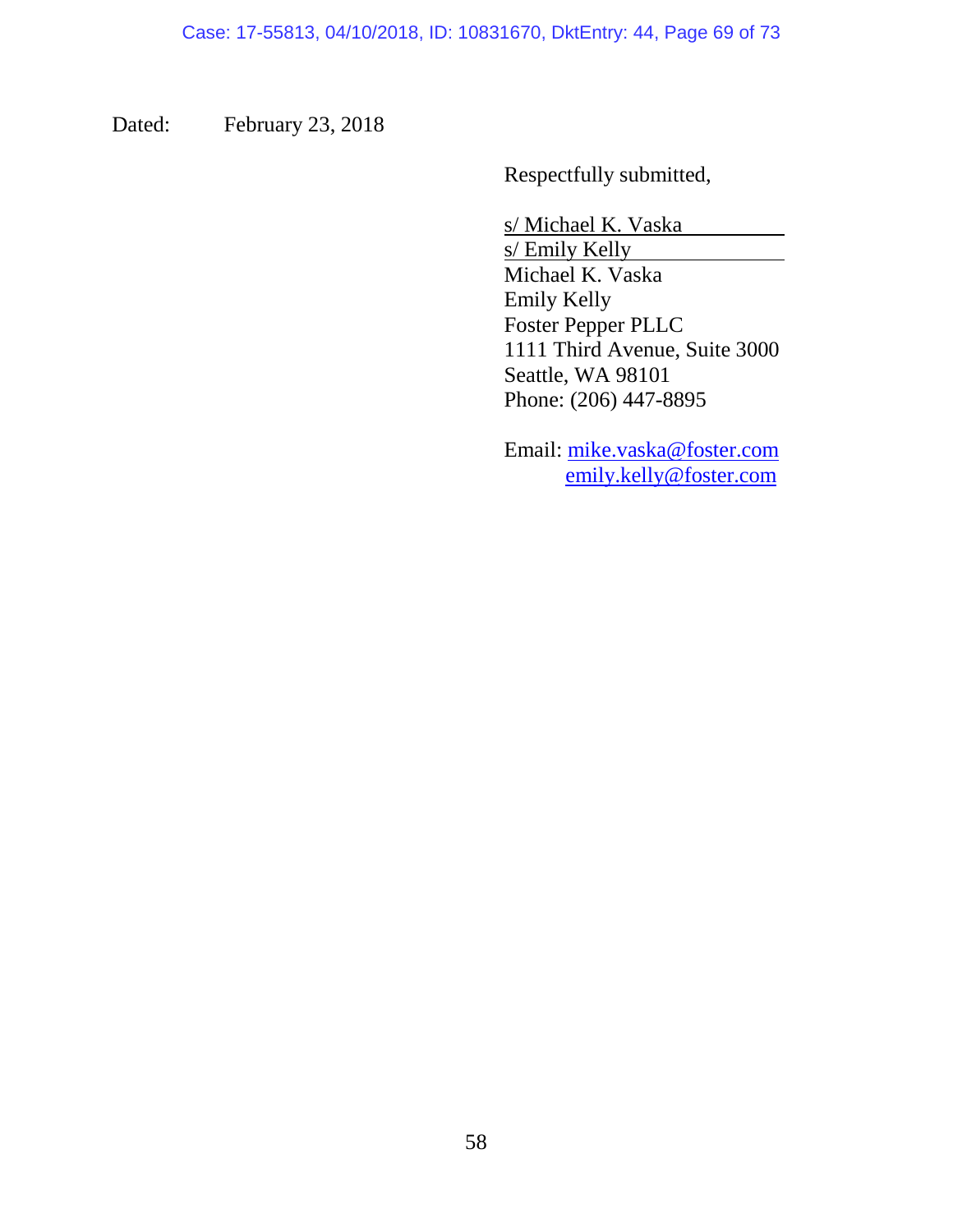Dated: February 23, 2018

Respectfully submitted,

s/ Michael K. Vaska
s/ Emily Kelly
Michael K. Vaska
Emily Kelly
Foster Pepper PLLC
1111 Third Avenue, Suite 3000
Seattle, WA 98101
Phone: (206) 447-8895

Email: mike.vaska@foster.com
emily.kelly@foster.com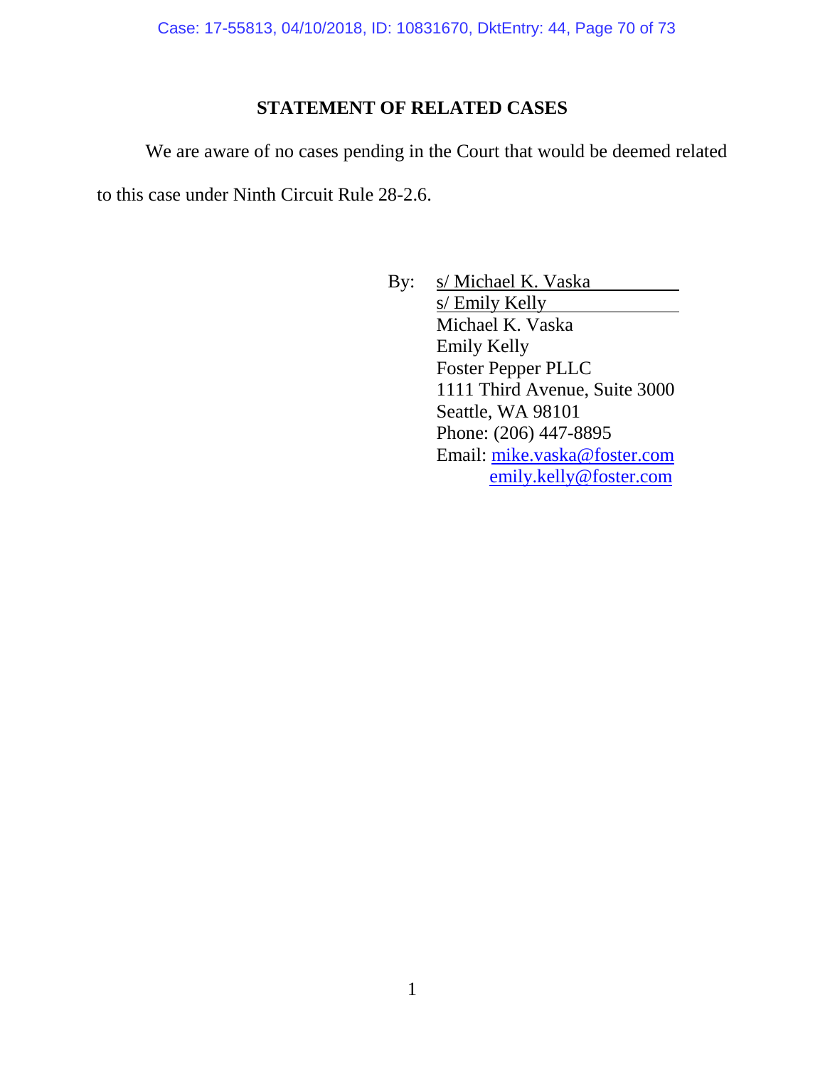## STATEMENT OF RELATED CASES

We are aware of no cases pending in the Court that would be deemed related to this case under Ninth Circuit Rule 28-2.6.

By: s/ Michael K. Vaska
s/ Emily Kelly
Michael K. Vaska
Emily Kelly
Foster Pepper PLLC
1111 Third Avenue, Suite 3000
Seattle, WA 98101
Phone: (206) 447-8895
Email: mike.vaska@foster.com
emily.kelly@foster.com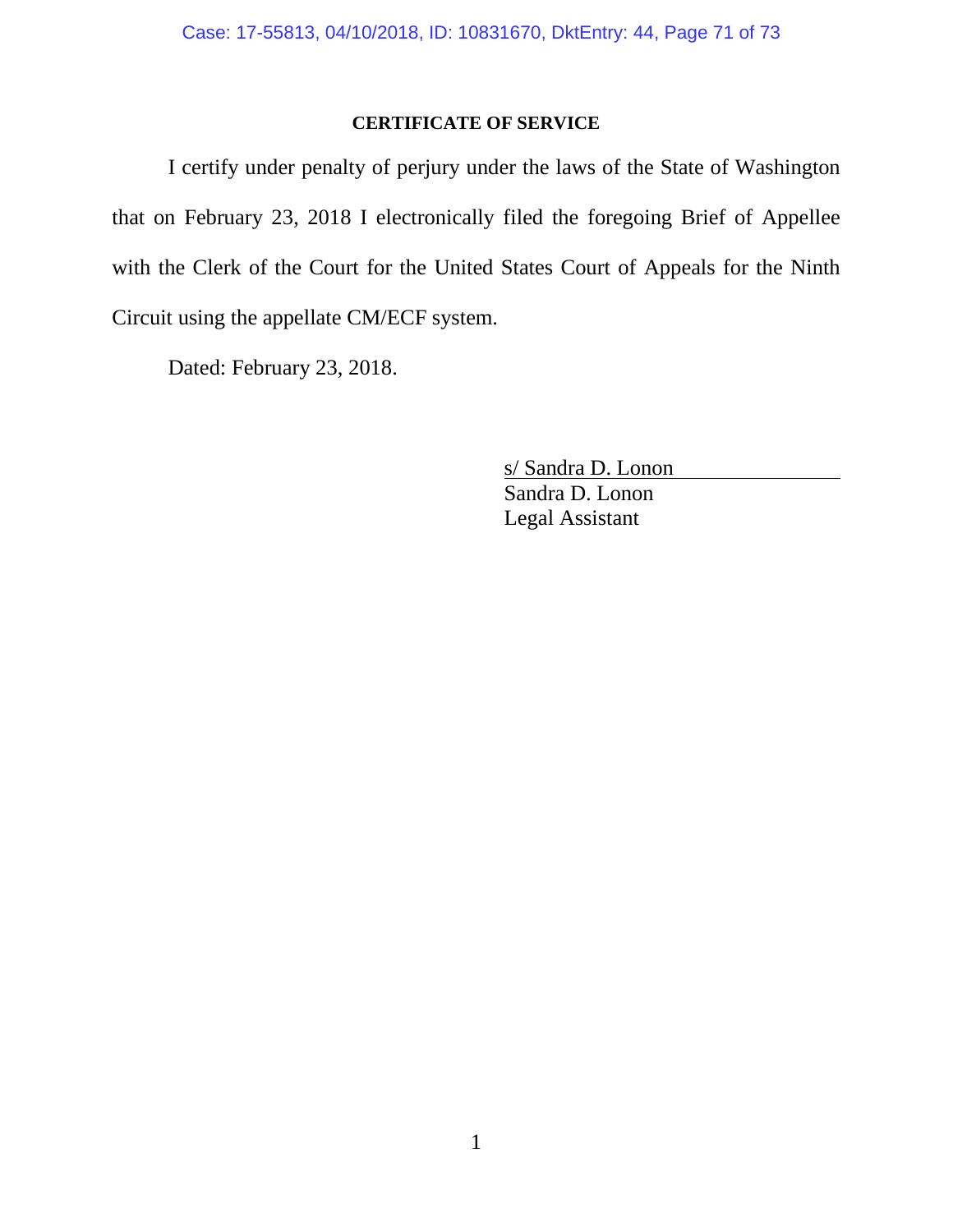**CERTIFICATE OF SERVICE**

I certify under penalty of perjury under the laws of the State of Washington that on February 23, 2018 I electronically filed the foregoing Brief of Appellee with the Clerk of the Court for the United States Court of Appeals for the Ninth Circuit using the appellate CM/ECF system.

Dated: February 23, 2018.

s/ Sandra D. Lonon
Sandra D. Lonon
Legal Assistant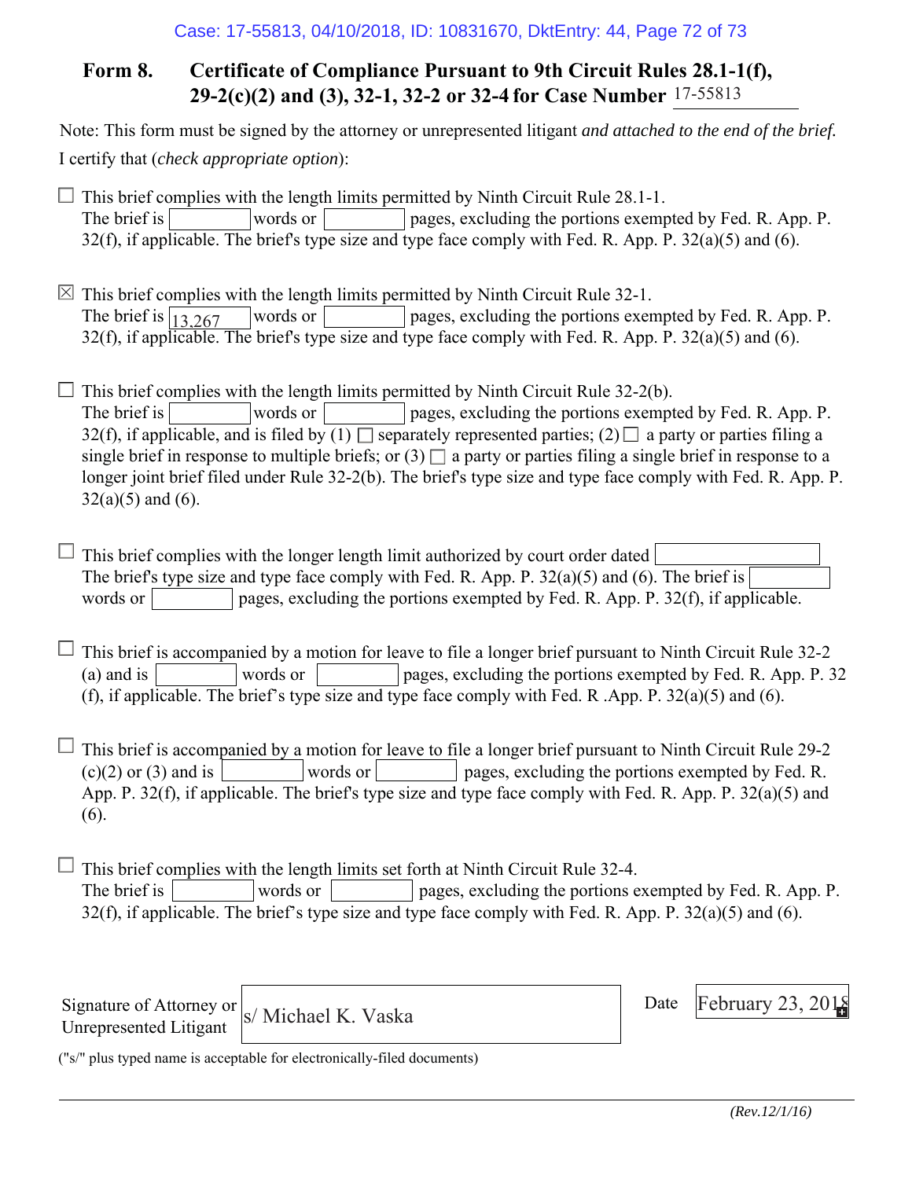## Form 8. Certificate of Compliance Pursuant to 9th Circuit Rules 28.1-1(f), 29-2(c)(2) and (3), 32-1, 32-2 or 32-4 for Case Number 17-55813

Note: This form must be signed by the attorney or unrepresented litigant *and attached to the end of the brief.*

I certify that (*check appropriate option*):

☐ This brief complies with the length limits permitted by Ninth Circuit Rule 28.1-1.
The brief is ______ words or ______ pages, excluding the portions exempted by Fed. R. App. P. 32(f), if applicable. The brief's type size and type face comply with Fed. R. App. P. 32(a)(5) and (6).

☒ This brief complies with the length limits permitted by Ninth Circuit Rule 32-1.
The brief is 13,267 words or ______ pages, excluding the portions exempted by Fed. R. App. P. 32(f), if applicable. The brief's type size and type face comply with Fed. R. App. P. 32(a)(5) and (6).

☐ This brief complies with the length limits permitted by Ninth Circuit Rule 32-2(b).
The brief is ______ words or ______ pages, excluding the portions exempted by Fed. R. App. P. 32(f), if applicable, and is filed by (1) ☐ separately represented parties; (2) ☐ a party or parties filing a single brief in response to multiple briefs; or (3) ☐ a party or parties filing a single brief in response to a longer joint brief filed under Rule 32-2(b). The brief's type size and type face comply with Fed. R. App. P. 32(a)(5) and (6).

☐ This brief complies with the longer length limit authorized by court order dated ______
The brief's type size and type face comply with Fed. R. App. P. 32(a)(5) and (6). The brief is ______ words or ______ pages, excluding the portions exempted by Fed. R. App. P. 32(f), if applicable.

☐ This brief is accompanied by a motion for leave to file a longer brief pursuant to Ninth Circuit Rule 32-2 (a) and is ______ words or ______ pages, excluding the portions exempted by Fed. R. App. P. 32 (f), if applicable. The brief's type size and type face comply with Fed. R .App. P. 32(a)(5) and (6).

☐ This brief is accompanied by a motion for leave to file a longer brief pursuant to Ninth Circuit Rule 29-2 (c)(2) or (3) and is ______ words or ______ pages, excluding the portions exempted by Fed. R. App. P. 32(f), if applicable. The brief's type size and type face comply with Fed. R. App. P. 32(a)(5) and (6).

☐ This brief complies with the length limits set forth at Ninth Circuit Rule 32-4.
The brief is ______ words or ______ pages, excluding the portions exempted by Fed. R. App. P. 32(f), if applicable. The brief's type size and type face comply with Fed. R. App. P. 32(a)(5) and (6).

Signature of Attorney or Unrepresented Litigant: s/ Michael K. Vaska

Date: February 23, 2018

("s/" plus typed name is acceptable for electronically-filed documents)

*(Rev.12/1/16)*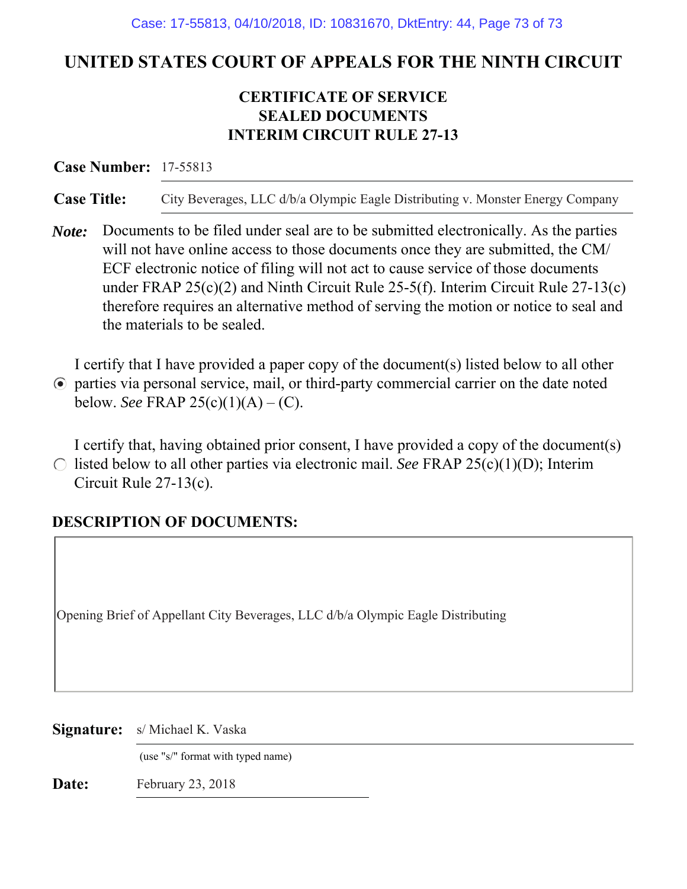# UNITED STATES COURT OF APPEALS FOR THE NINTH CIRCUIT

## CERTIFICATE OF SERVICE
## SEALED DOCUMENTS
## INTERIM CIRCUIT RULE 27-13

**Case Number:** 17-55813

**Case Title:** City Beverages, LLC d/b/a Olympic Eagle Distributing v. Monster Energy Company

***Note:*** Documents to be filed under seal are to be submitted electronically. As the parties will not have online access to those documents once they are submitted, the CM/ECF electronic notice of filing will not act to cause service of those documents under FRAP 25(c)(2) and Ninth Circuit Rule 25-5(f). Interim Circuit Rule 27-13(c) therefore requires an alternative method of serving the motion or notice to seal and the materials to be sealed.

- [x] I certify that I have provided a paper copy of the document(s) listed below to all other parties via personal service, mail, or third-party commercial carrier on the date noted below. *See* FRAP 25(c)(1)(A) – (C).

- [ ] I certify that, having obtained prior consent, I have provided a copy of the document(s) listed below to all other parties via electronic mail. *See* FRAP 25(c)(1)(D); Interim Circuit Rule 27-13(c).

**DESCRIPTION OF DOCUMENTS:**

Opening Brief of Appellant City Beverages, LLC d/b/a Olympic Eagle Distributing

**Signature:** s/ Michael K. Vaska

(use "s/" format with typed name)

**Date:** February 23, 2018